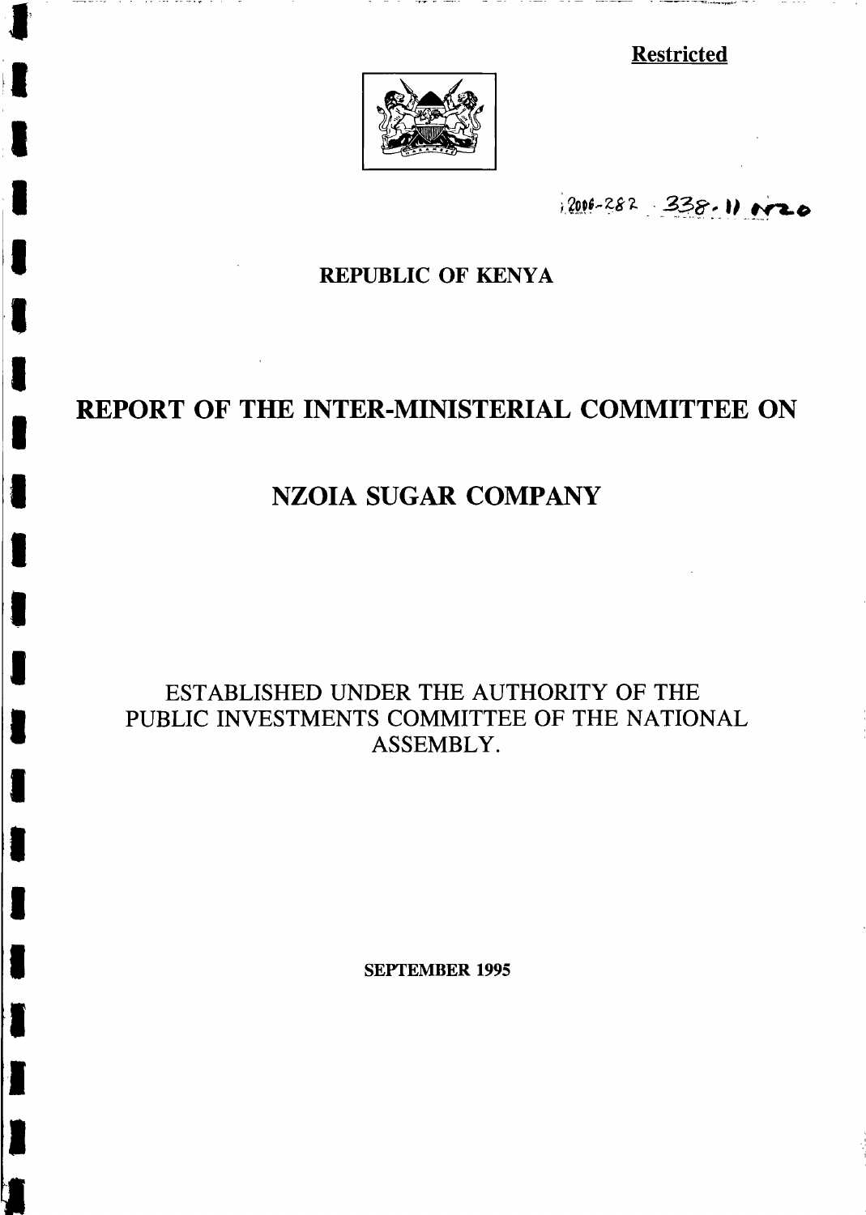**Restricted**

2006-282 338.11 NZO

REPUBLIC OF KENYA

# REPORT OF THE INTER-MINISTERIAL COMMITTEE ON

# NZOIA SUGAR COMPANY

ESTABLISHED UNDER THE AUTHORITY OF THE PUBLIC INVESTMENTS COMMITTEE OF THE NATIONAL ASSEMBLY.

**SEPTEMBER 1995**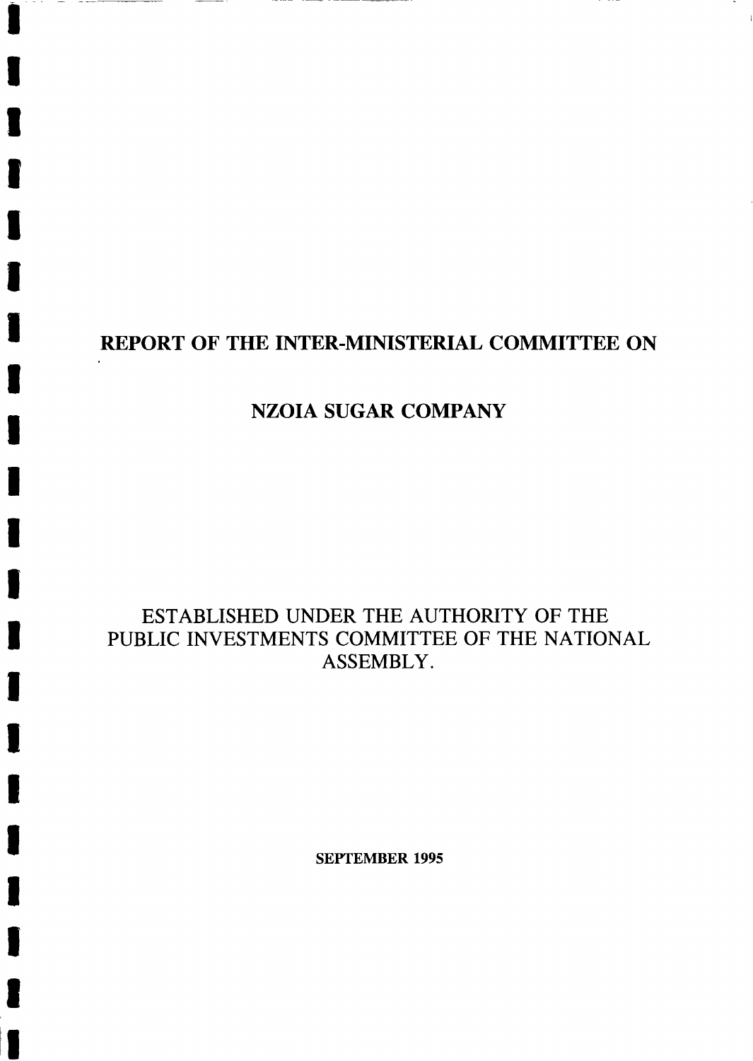# REPORT OF THE INTER-MINISTERIAL COMMITTEE ON

# NZOIA SUGAR COMPANY

ESTABLISHED UNDER THE AUTHORITY OF THE PUBLIC INVESTMENTS COMMITTEE OF THE NATIONAL ASSEMBLY.

**SEPTEMBER 1995**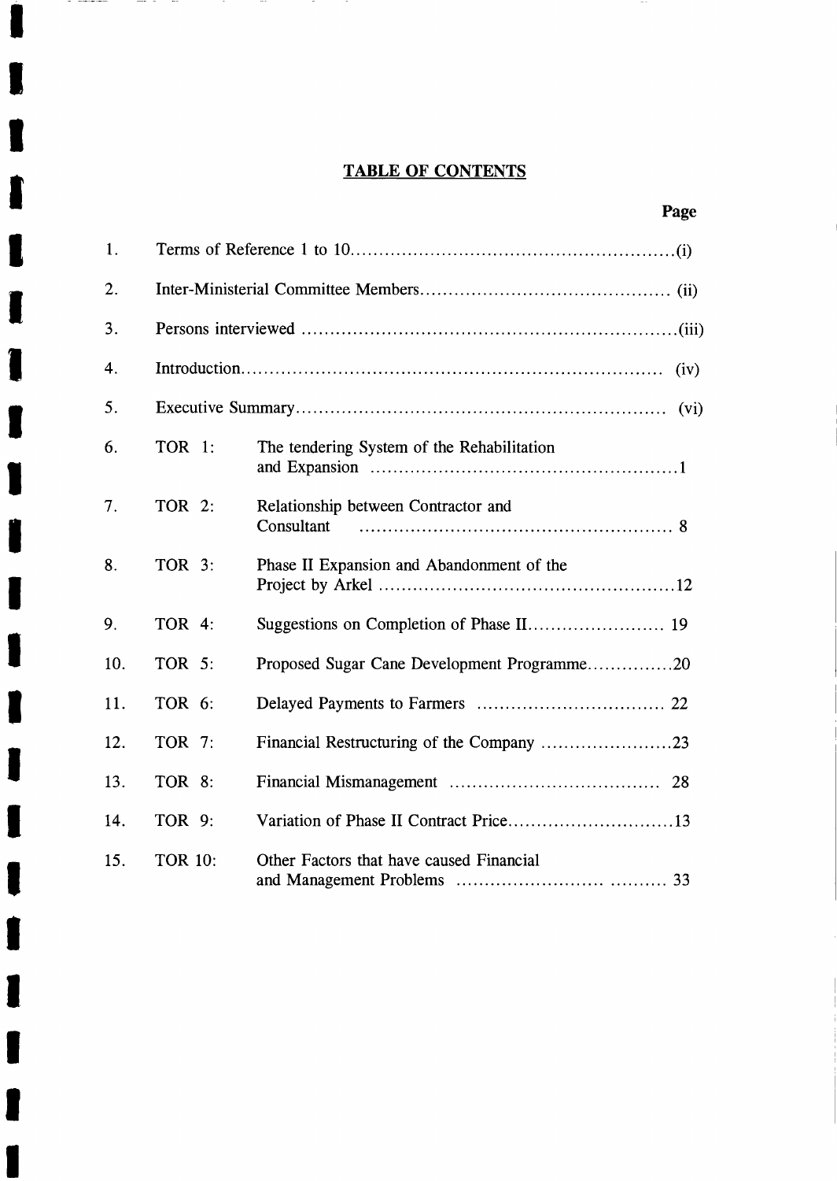# TABLE OF CONTENTS

| | | | Page |
|---|---|---|---|
| 1. | Terms of Reference 1 to 10 | | (i) |
| 2. | Inter-Ministerial Committee Members | | (ii) |
| 3. | Persons interviewed | | (iii) |
| 4. | Introduction | | (iv) |
| 5. | Executive Summary | | (vi) |
| 6. | TOR 1: | The tendering System of the Rehabilitation and Expansion | 1 |
| 7. | TOR 2: | Relationship between Contractor and Consultant | 8 |
| 8. | TOR 3: | Phase II Expansion and Abandonment of the Project by Arkel | 12 |
| 9. | TOR 4: | Suggestions on Completion of Phase II | 19 |
| 10. | TOR 5: | Proposed Sugar Cane Development Programme | 20 |
| 11. | TOR 6: | Delayed Payments to Farmers | 22 |
| 12. | TOR 7: | Financial Restructuring of the Company | 23 |
| 13. | TOR 8: | Financial Mismanagement | 28 |
| 14. | TOR 9: | Variation of Phase II Contract Price | 13 |
| 15. | TOR 10: | Other Factors that have caused Financial and Management Problems | 33 |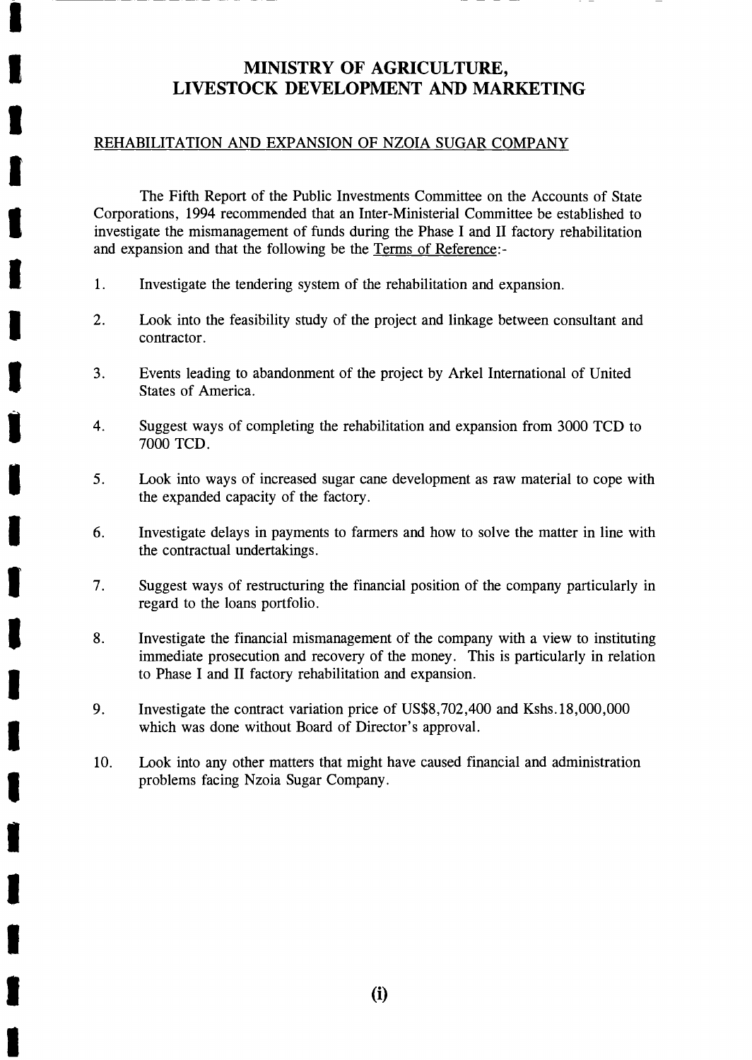# MINISTRY OF AGRICULTURE, LIVESTOCK DEVELOPMENT AND MARKETING

REHABILITATION AND EXPANSION OF NZOIA SUGAR COMPANY

The Fifth Report of the Public Investments Committee on the Accounts of State Corporations, 1994 recommended that an Inter-Ministerial Committee be established to investigate the mismanagement of funds during the Phase I and II factory rehabilitation and expansion and that the following be the Terms of Reference:-

1. Investigate the tendering system of the rehabilitation and expansion.

2. Look into the feasibility study of the project and linkage between consultant and contractor.

3. Events leading to abandonment of the project by Arkel International of United States of America.

4. Suggest ways of completing the rehabilitation and expansion from 3000 TCD to 7000 TCD.

5. Look into ways of increased sugar cane development as raw material to cope with the expanded capacity of the factory.

6. Investigate delays in payments to farmers and how to solve the matter in line with the contractual undertakings.

7. Suggest ways of restructuring the financial position of the company particularly in regard to the loans portfolio.

8. Investigate the financial mismanagement of the company with a view to instituting immediate prosecution and recovery of the money. This is particularly in relation to Phase I and II factory rehabilitation and expansion.

9. Investigate the contract variation price of US$8,702,400 and Kshs.18,000,000 which was done without Board of Director's approval.

10. Look into any other matters that might have caused financial and administration problems facing Nzoia Sugar Company.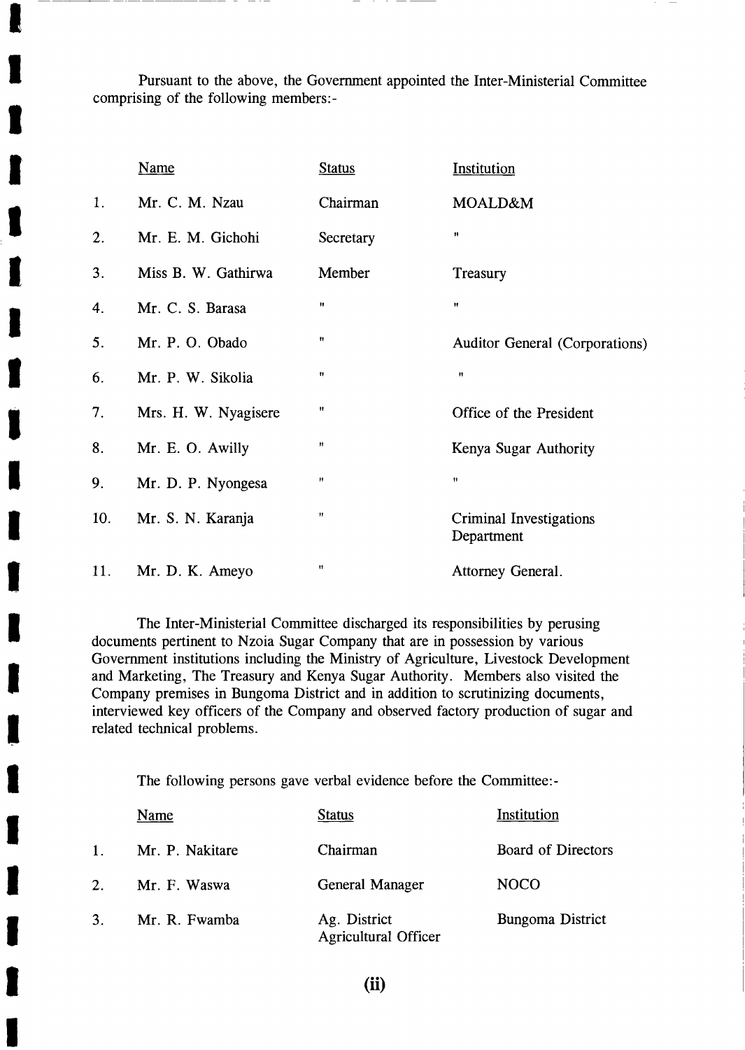Pursuant to the above, the Government appointed the Inter-Ministerial Committee comprising of the following members:-

| | Name | Status | Institution |
|---|---|---|---|
| 1. | Mr. C. M. Nzau | Chairman | MOALD&M |
| 2. | Mr. E. M. Gichohi | Secretary | " |
| 3. | Miss B. W. Gathirwa | Member | Treasury |
| 4. | Mr. C. S. Barasa | " | " |
| 5. | Mr. P. O. Obado | " | Auditor General (Corporations) |
| 6. | Mr. P. W. Sikolia | " | " |
| 7. | Mrs. H. W. Nyagisere | " | Office of the President |
| 8. | Mr. E. O. Awilly | " | Kenya Sugar Authority |
| 9. | Mr. D. P. Nyongesa | " | " |
| 10. | Mr. S. N. Karanja | " | Criminal Investigations Department |
| 11. | Mr. D. K. Ameyo | " | Attorney General. |

The Inter-Ministerial Committee discharged its responsibilities by perusing documents pertinent to Nzoia Sugar Company that are in possession by various Government institutions including the Ministry of Agriculture, Livestock Development and Marketing, The Treasury and Kenya Sugar Authority. Members also visited the Company premises in Bungoma District and in addition to scrutinizing documents, interviewed key officers of the Company and observed factory production of sugar and related technical problems.

The following persons gave verbal evidence before the Committee:-

| | Name | Status | Institution |
|---|---|---|---|
| 1. | Mr. P. Nakitare | Chairman | Board of Directors |
| 2. | Mr. F. Waswa | General Manager | NOCO |
| 3. | Mr. R. Fwamba | Ag. District Agricultural Officer | Bungoma District |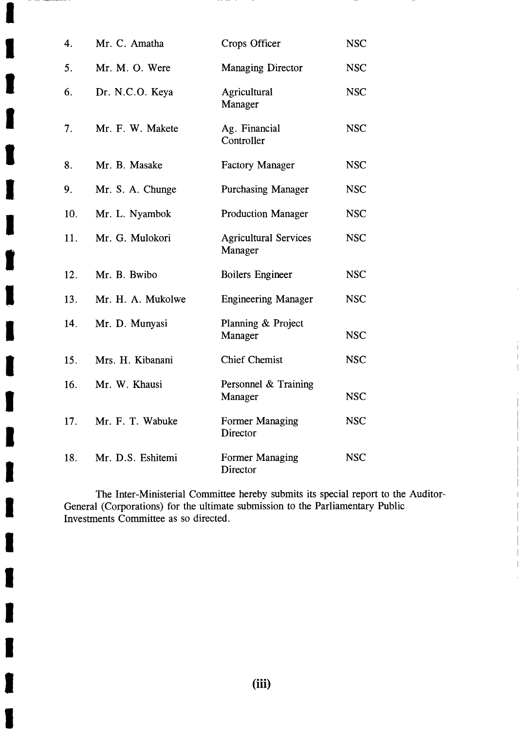| | | | |
|---|---|---|---|
| 4. | Mr. C. Amatha | Crops Officer | NSC |
| 5. | Mr. M. O. Were | Managing Director | NSC |
| 6. | Dr. N.C.O. Keya | Agricultural Manager | NSC |
| 7. | Mr. F. W. Makete | Ag. Financial Controller | NSC |
| 8. | Mr. B. Masake | Factory Manager | NSC |
| 9. | Mr. S. A. Chunge | Purchasing Manager | NSC |
| 10. | Mr. L. Nyambok | Production Manager | NSC |
| 11. | Mr. G. Mulokori | Agricultural Services Manager | NSC |
| 12. | Mr. B. Bwibo | Boilers Engineer | NSC |
| 13. | Mr. H. A. Mukolwe | Engineering Manager | NSC |
| 14. | Mr. D. Munyasi | Planning & Project Manager | NSC |
| 15. | Mrs. H. Kibanani | Chief Chemist | NSC |
| 16. | Mr. W. Khausi | Personnel & Training Manager | NSC |
| 17. | Mr. F. T. Wabuke | Former Managing Director | NSC |
| 18. | Mr. D.S. Eshitemi | Former Managing Director | NSC |

The Inter-Ministerial Committee hereby submits its special report to the Auditor-General (Corporations) for the ultimate submission to the Parliamentary Public Investments Committee as so directed.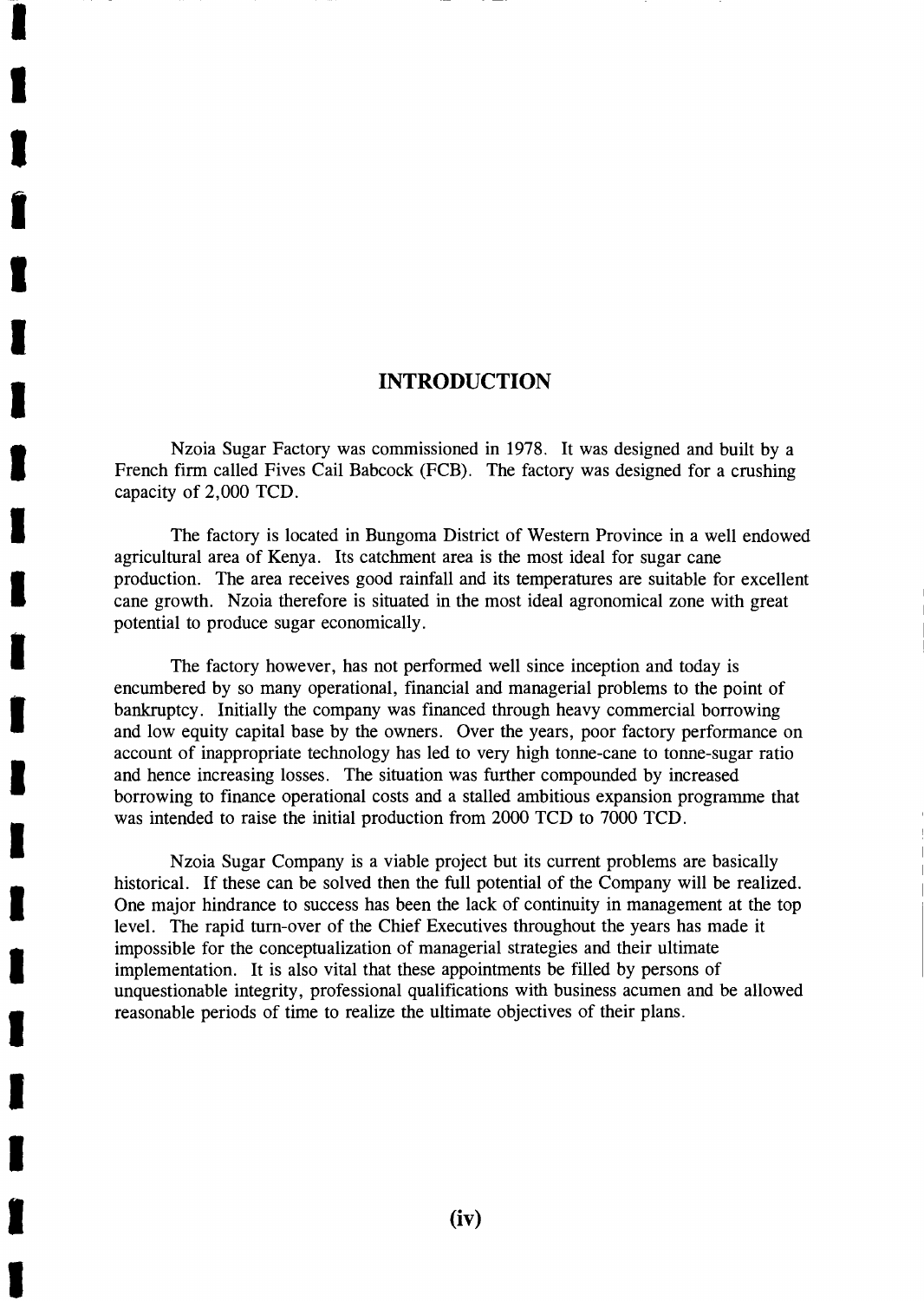# INTRODUCTION

Nzoia Sugar Factory was commissioned in 1978. It was designed and built by a French firm called Fives Cail Babcock (FCB). The factory was designed for a crushing capacity of 2,000 TCD.

The factory is located in Bungoma District of Western Province in a well endowed agricultural area of Kenya. Its catchment area is the most ideal for sugar cane production. The area receives good rainfall and its temperatures are suitable for excellent cane growth. Nzoia therefore is situated in the most ideal agronomical zone with great potential to produce sugar economically.

The factory however, has not performed well since inception and today is encumbered by so many operational, financial and managerial problems to the point of bankruptcy. Initially the company was financed through heavy commercial borrowing and low equity capital base by the owners. Over the years, poor factory performance on account of inappropriate technology has led to very high tonne-cane to tonne-sugar ratio and hence increasing losses. The situation was further compounded by increased borrowing to finance operational costs and a stalled ambitious expansion programme that was intended to raise the initial production from 2000 TCD to 7000 TCD.

Nzoia Sugar Company is a viable project but its current problems are basically historical. If these can be solved then the full potential of the Company will be realized. One major hindrance to success has been the lack of continuity in management at the top level. The rapid turn-over of the Chief Executives throughout the years has made it impossible for the conceptualization of managerial strategies and their ultimate implementation. It is also vital that these appointments be filled by persons of unquestionable integrity, professional qualifications with business acumen and be allowed reasonable periods of time to realize the ultimate objectives of their plans.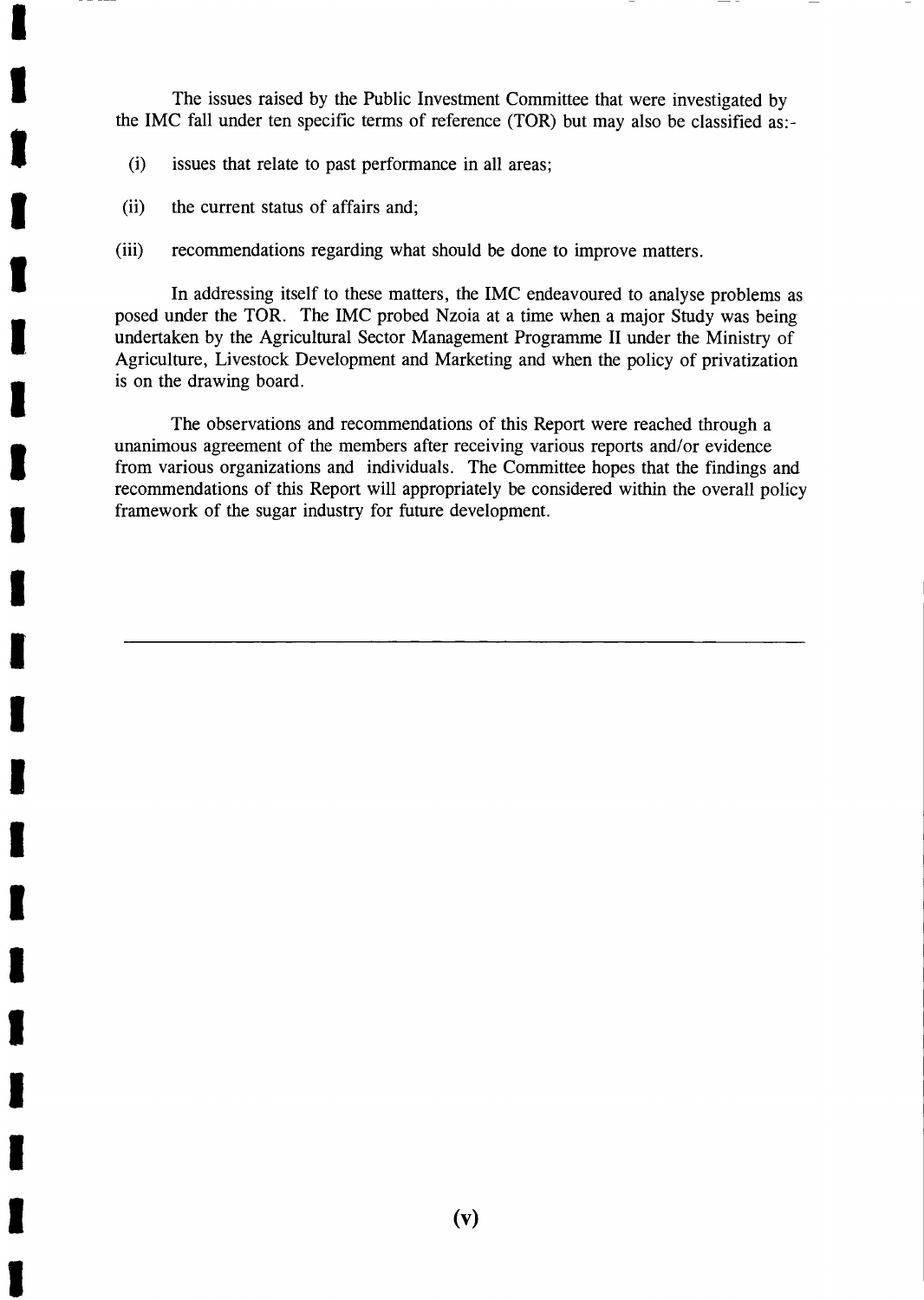The issues raised by the Public Investment Committee that were investigated by the IMC fall under ten specific terms of reference (TOR) but may also be classified as:-

(i) issues that relate to past performance in all areas;

(ii) the current status of affairs and;

(iii) recommendations regarding what should be done to improve matters.

In addressing itself to these matters, the IMC endeavoured to analyse problems as posed under the TOR. The IMC probed Nzoia at a time when a major Study was being undertaken by the Agricultural Sector Management Programme II under the Ministry of Agriculture, Livestock Development and Marketing and when the policy of privatization is on the drawing board.

The observations and recommendations of this Report were reached through a unanimous agreement of the members after receiving various reports and/or evidence from various organizations and individuals. The Committee hopes that the findings and recommendations of this Report will appropriately be considered within the overall policy framework of the sugar industry for future development.

---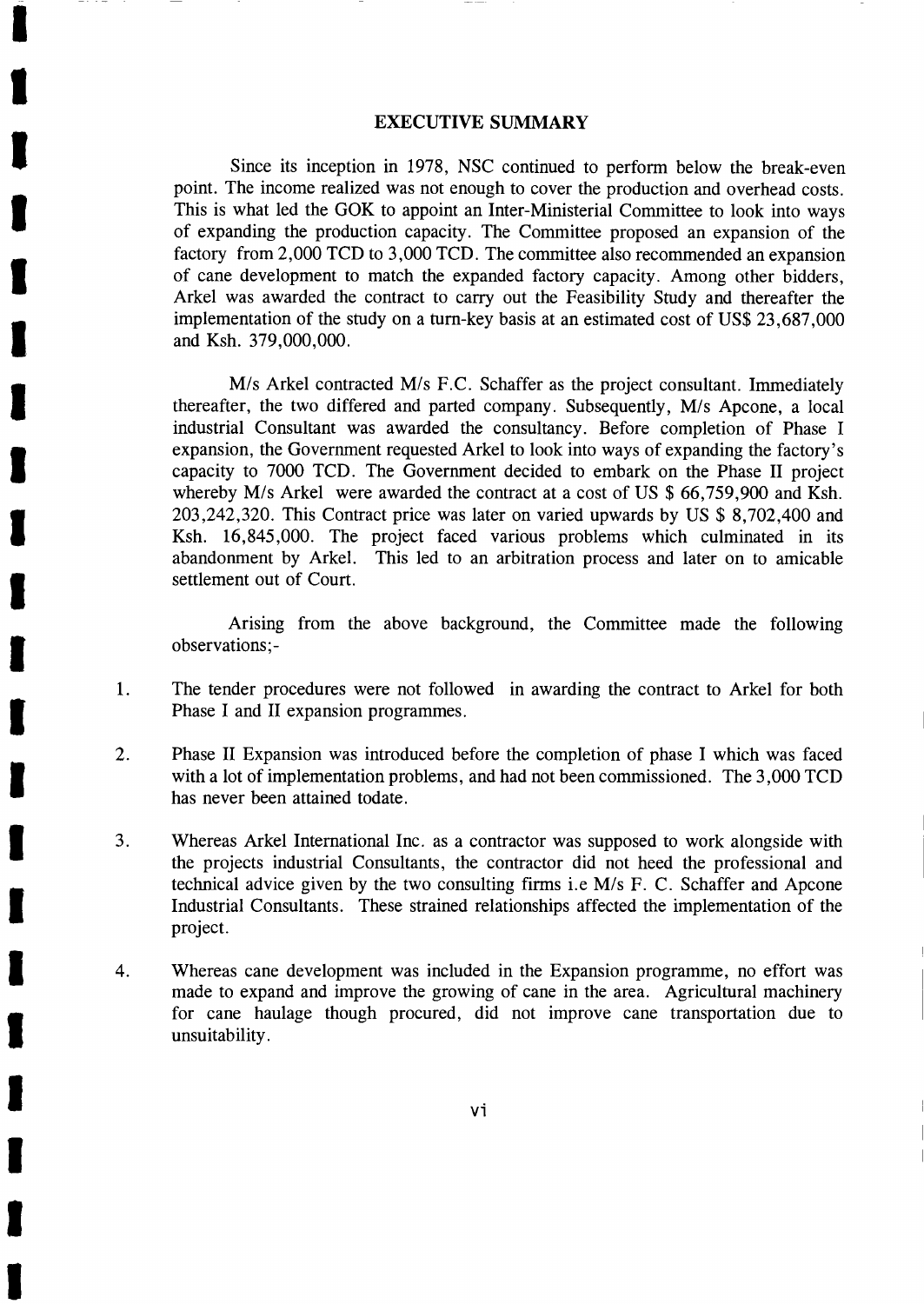## EXECUTIVE SUMMARY

Since its inception in 1978, NSC continued to perform below the break-even point. The income realized was not enough to cover the production and overhead costs. This is what led the GOK to appoint an Inter-Ministerial Committee to look into ways of expanding the production capacity. The Committee proposed an expansion of the factory from 2,000 TCD to 3,000 TCD. The committee also recommended an expansion of cane development to match the expanded factory capacity. Among other bidders, Arkel was awarded the contract to carry out the Feasibility Study and thereafter the implementation of the study on a turn-key basis at an estimated cost of US$ 23,687,000 and Ksh. 379,000,000.

M/s Arkel contracted M/s F.C. Schaffer as the project consultant. Immediately thereafter, the two differed and parted company. Subsequently, M/s Apcone, a local industrial Consultant was awarded the consultancy. Before completion of Phase I expansion, the Government requested Arkel to look into ways of expanding the factory's capacity to 7000 TCD. The Government decided to embark on the Phase II project whereby M/s Arkel were awarded the contract at a cost of US $ 66,759,900 and Ksh. 203,242,320. This Contract price was later on varied upwards by US $ 8,702,400 and Ksh. 16,845,000. The project faced various problems which culminated in its abandonment by Arkel. This led to an arbitration process and later on to amicable settlement out of Court.

Arising from the above background, the Committee made the following observations;-

1. The tender procedures were not followed in awarding the contract to Arkel for both Phase I and II expansion programmes.

2. Phase II Expansion was introduced before the completion of phase I which was faced with a lot of implementation problems, and had not been commissioned. The 3,000 TCD has never been attained todate.

3. Whereas Arkel International Inc. as a contractor was supposed to work alongside with the projects industrial Consultants, the contractor did not heed the professional and technical advice given by the two consulting firms i.e M/s F. C. Schaffer and Apcone Industrial Consultants. These strained relationships affected the implementation of the project.

4. Whereas cane development was included in the Expansion programme, no effort was made to expand and improve the growing of cane in the area. Agricultural machinery for cane haulage though procured, did not improve cane transportation due to unsuitability.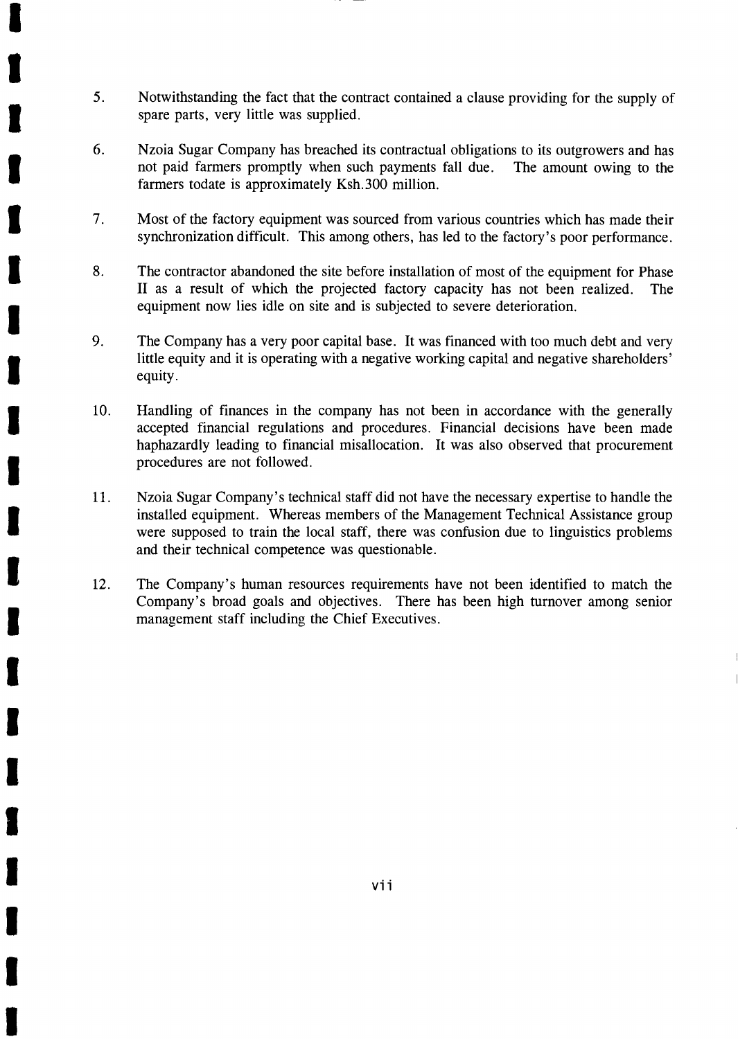5. Notwithstanding the fact that the contract contained a clause providing for the supply of spare parts, very little was supplied.

6. Nzoia Sugar Company has breached its contractual obligations to its outgrowers and has not paid farmers promptly when such payments fall due. The amount owing to the farmers todate is approximately Ksh.300 million.

7. Most of the factory equipment was sourced from various countries which has made their synchronization difficult. This among others, has led to the factory's poor performance.

8. The contractor abandoned the site before installation of most of the equipment for Phase II as a result of which the projected factory capacity has not been realized. The equipment now lies idle on site and is subjected to severe deterioration.

9. The Company has a very poor capital base. It was financed with too much debt and very little equity and it is operating with a negative working capital and negative shareholders' equity.

10. Handling of finances in the company has not been in accordance with the generally accepted financial regulations and procedures. Financial decisions have been made haphazardly leading to financial misallocation. It was also observed that procurement procedures are not followed.

11. Nzoia Sugar Company's technical staff did not have the necessary expertise to handle the installed equipment. Whereas members of the Management Technical Assistance group were supposed to train the local staff, there was confusion due to linguistics problems and their technical competence was questionable.

12. The Company's human resources requirements have not been identified to match the Company's broad goals and objectives. There has been high turnover among senior management staff including the Chief Executives.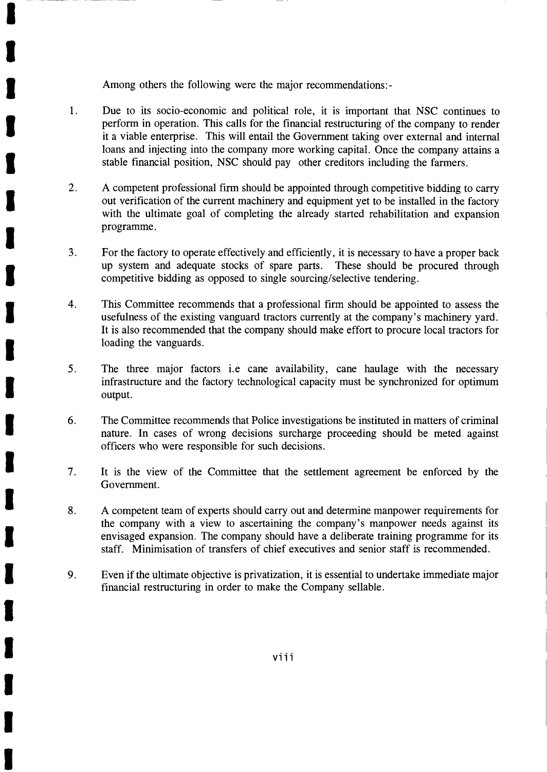Among others the following were the major recommendations:-

1. Due to its socio-economic and political role, it is important that NSC continues to perform in operation. This calls for the financial restructuring of the company to render it a viable enterprise. This will entail the Government taking over external and internal loans and injecting into the company more working capital. Once the company attains a stable financial position, NSC should pay other creditors including the farmers.

2. A competent professional firm should be appointed through competitive bidding to carry out verification of the current machinery and equipment yet to be installed in the factory with the ultimate goal of completing the already started rehabilitation and expansion programme.

3. For the factory to operate effectively and efficiently, it is necessary to have a proper back up system and adequate stocks of spare parts. These should be procured through competitive bidding as opposed to single sourcing/selective tendering.

4. This Committee recommends that a professional firm should be appointed to assess the usefulness of the existing vanguard tractors currently at the company's machinery yard. It is also recommended that the company should make effort to procure local tractors for loading the vanguards.

5. The three major factors i.e cane availability, cane haulage with the necessary infrastructure and the factory technological capacity must be synchronized for optimum output.

6. The Committee recommends that Police investigations be instituted in matters of criminal nature. In cases of wrong decisions surcharge proceeding should be meted against officers who were responsible for such decisions.

7. It is the view of the Committee that the settlement agreement be enforced by the Government.

8. A competent team of experts should carry out and determine manpower requirements for the company with a view to ascertaining the company's manpower needs against its envisaged expansion. The company should have a deliberate training programme for its staff. Minimisation of transfers of chief executives and senior staff is recommended.

9. Even if the ultimate objective is privatization, it is essential to undertake immediate major financial restructuring in order to make the Company sellable.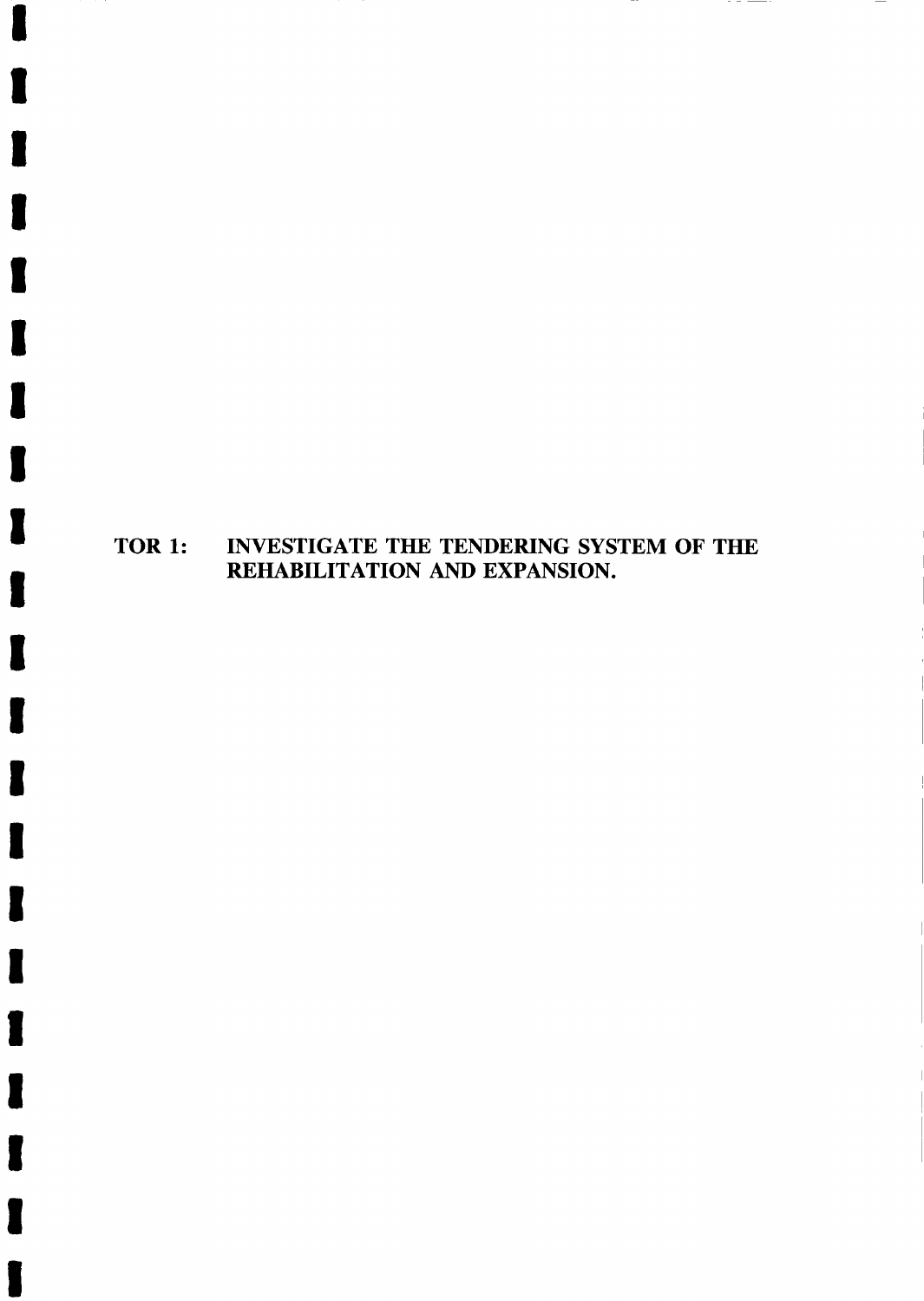## TOR 1: INVESTIGATE THE TENDERING SYSTEM OF THE REHABILITATION AND EXPANSION.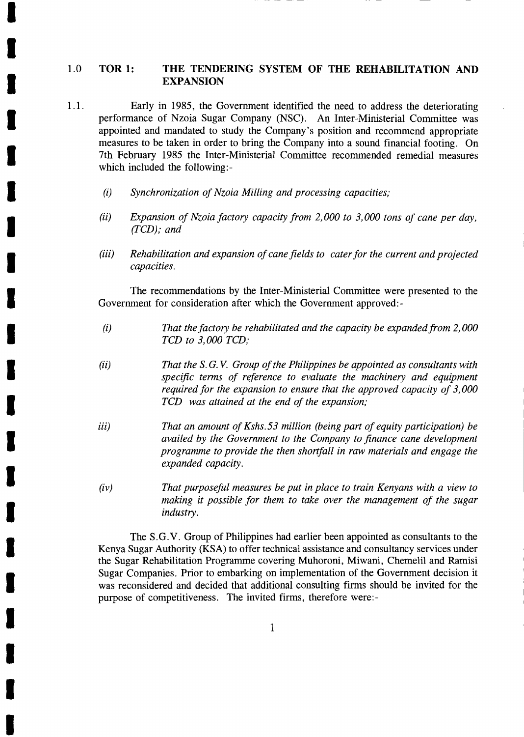## 1.0 TOR 1: THE TENDERING SYSTEM OF THE REHABILITATION AND EXPANSION

1.1. Early in 1985, the Government identified the need to address the deteriorating performance of Nzoia Sugar Company (NSC). An Inter-Ministerial Committee was appointed and mandated to study the Company's position and recommend appropriate measures to be taken in order to bring the Company into a sound financial footing. On 7th February 1985 the Inter-Ministerial Committee recommended remedial measures which included the following:-

*(i) Synchronization of Nzoia Milling and processing capacities;*

*(ii) Expansion of Nzoia factory capacity from 2,000 to 3,000 tons of cane per day, (TCD); and*

*(iii) Rehabilitation and expansion of cane fields to cater for the current and projected capacities.*

The recommendations by the Inter-Ministerial Committee were presented to the Government for consideration after which the Government approved:-

*(i) That the factory be rehabilitated and the capacity be expanded from 2,000 TCD to 3,000 TCD;*

*(ii) That the S.G.V. Group of the Philippines be appointed as consultants with specific terms of reference to evaluate the machinery and equipment required for the expansion to ensure that the approved capacity of 3,000 TCD was attained at the end of the expansion;*

*iii) That an amount of Kshs.53 million (being part of equity participation) be availed by the Government to the Company to finance cane development programme to provide the then shortfall in raw materials and engage the expanded capacity.*

*(iv) That purposeful measures be put in place to train Kenyans with a view to making it possible for them to take over the management of the sugar industry.*

The S.G.V. Group of Philippines had earlier been appointed as consultants to the Kenya Sugar Authority (KSA) to offer technical assistance and consultancy services under the Sugar Rehabilitation Programme covering Muhoroni, Miwani, Chemelil and Ramisi Sugar Companies. Prior to embarking on implementation of the Government decision it was reconsidered and decided that additional consulting firms should be invited for the purpose of competitiveness. The invited firms, therefore were:-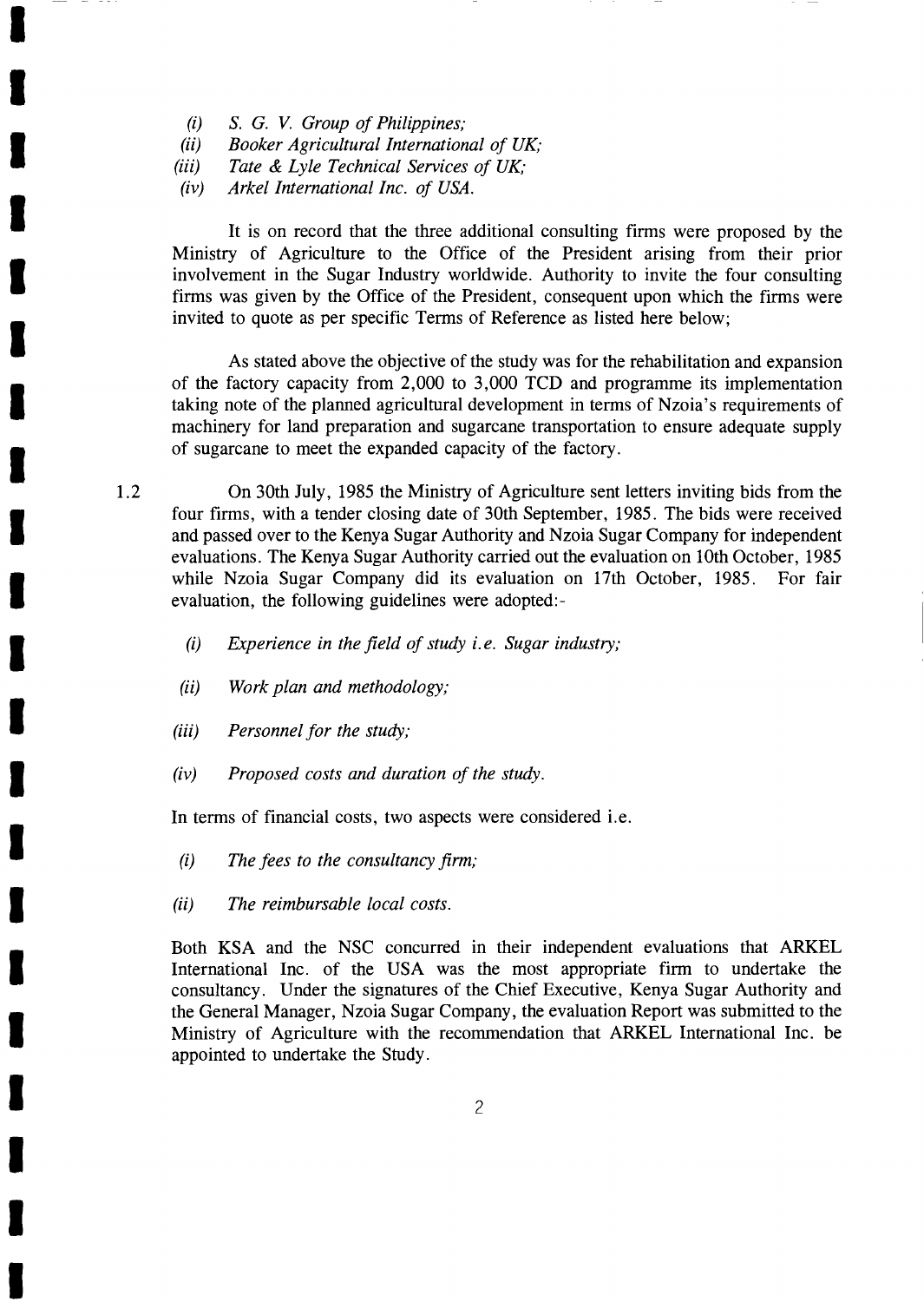- *(i) S. G. V. Group of Philippines;*
- *(ii) Booker Agricultural International of UK;*
- *(iii) Tate & Lyle Technical Services of UK;*
- *(iv) Arkel International Inc. of USA.*

It is on record that the three additional consulting firms were proposed by the Ministry of Agriculture to the Office of the President arising from their prior involvement in the Sugar Industry worldwide. Authority to invite the four consulting firms was given by the Office of the President, consequent upon which the firms were invited to quote as per specific Terms of Reference as listed here below;

As stated above the objective of the study was for the rehabilitation and expansion of the factory capacity from 2,000 to 3,000 TCD and programme its implementation taking note of the planned agricultural development in terms of Nzoia's requirements of machinery for land preparation and sugarcane transportation to ensure adequate supply of sugarcane to meet the expanded capacity of the factory.

1.2 On 30th July, 1985 the Ministry of Agriculture sent letters inviting bids from the four firms, with a tender closing date of 30th September, 1985. The bids were received and passed over to the Kenya Sugar Authority and Nzoia Sugar Company for independent evaluations. The Kenya Sugar Authority carried out the evaluation on 10th October, 1985 while Nzoia Sugar Company did its evaluation on 17th October, 1985. For fair evaluation, the following guidelines were adopted:-

- *(i) Experience in the field of study i.e. Sugar industry;*
- *(ii) Work plan and methodology;*
- *(iii) Personnel for the study;*
- *(iv) Proposed costs and duration of the study.*

In terms of financial costs, two aspects were considered i.e.

- *(i) The fees to the consultancy firm;*
- *(ii) The reimbursable local costs.*

Both KSA and the NSC concurred in their independent evaluations that ARKEL International Inc. of the USA was the most appropriate firm to undertake the consultancy. Under the signatures of the Chief Executive, Kenya Sugar Authority and the General Manager, Nzoia Sugar Company, the evaluation Report was submitted to the Ministry of Agriculture with the recommendation that ARKEL International Inc. be appointed to undertake the Study.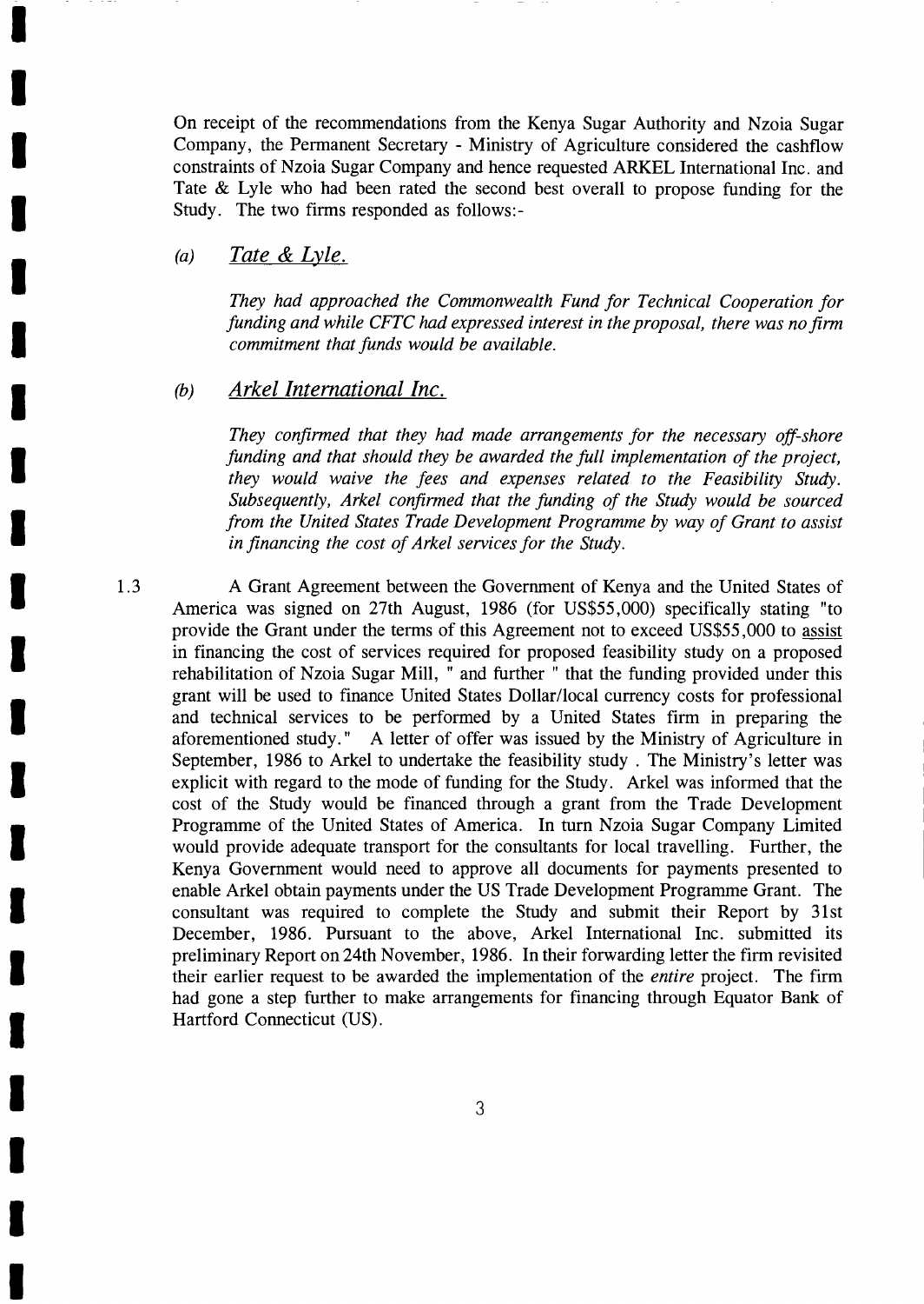On receipt of the recommendations from the Kenya Sugar Authority and Nzoia Sugar Company, the Permanent Secretary - Ministry of Agriculture considered the cashflow constraints of Nzoia Sugar Company and hence requested ARKEL International Inc. and Tate & Lyle who had been rated the second best overall to propose funding for the Study. The two firms responded as follows:-

(a) *Tate & Lyle.*

*They had approached the Commonwealth Fund for Technical Cooperation for funding and while CFTC had expressed interest in the proposal, there was no firm commitment that funds would be available.*

(b) *Arkel International Inc.*

*They confirmed that they had made arrangements for the necessary off-shore funding and that should they be awarded the full implementation of the project, they would waive the fees and expenses related to the Feasibility Study. Subsequently, Arkel confirmed that the funding of the Study would be sourced from the United States Trade Development Programme by way of Grant to assist in financing the cost of Arkel services for the Study.*

1.3 A Grant Agreement between the Government of Kenya and the United States of America was signed on 27th August, 1986 (for US$55,000) specifically stating "to provide the Grant under the terms of this Agreement not to exceed US$55,000 to assist in financing the cost of services required for proposed feasibility study on a proposed rehabilitation of Nzoia Sugar Mill, " and further " that the funding provided under this grant will be used to finance United States Dollar/local currency costs for professional and technical services to be performed by a United States firm in preparing the aforementioned study." A letter of offer was issued by the Ministry of Agriculture in September, 1986 to Arkel to undertake the feasibility study . The Ministry's letter was explicit with regard to the mode of funding for the Study. Arkel was informed that the cost of the Study would be financed through a grant from the Trade Development Programme of the United States of America. In turn Nzoia Sugar Company Limited would provide adequate transport for the consultants for local travelling. Further, the Kenya Government would need to approve all documents for payments presented to enable Arkel obtain payments under the US Trade Development Programme Grant. The consultant was required to complete the Study and submit their Report by 31st December, 1986. Pursuant to the above, Arkel International Inc. submitted its preliminary Report on 24th November, 1986. In their forwarding letter the firm revisited their earlier request to be awarded the implementation of the *entire* project. The firm had gone a step further to make arrangements for financing through Equator Bank of Hartford Connecticut (US).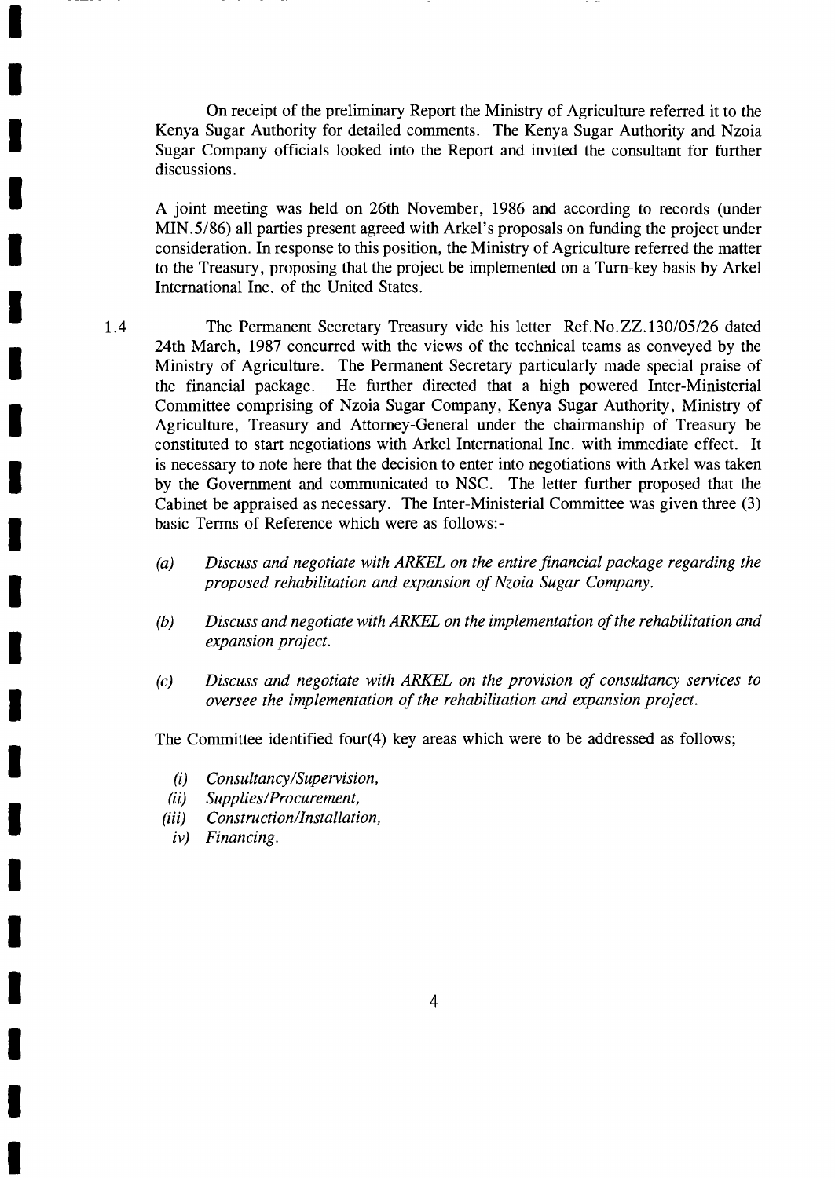On receipt of the preliminary Report the Ministry of Agriculture referred it to the Kenya Sugar Authority for detailed comments. The Kenya Sugar Authority and Nzoia Sugar Company officials looked into the Report and invited the consultant for further discussions.

A joint meeting was held on 26th November, 1986 and according to records (under MIN.5/86) all parties present agreed with Arkel's proposals on funding the project under consideration. In response to this position, the Ministry of Agriculture referred the matter to the Treasury, proposing that the project be implemented on a Turn-key basis by Arkel International Inc. of the United States.

1.4 The Permanent Secretary Treasury vide his letter Ref.No.ZZ.130/05/26 dated 24th March, 1987 concurred with the views of the technical teams as conveyed by the Ministry of Agriculture. The Permanent Secretary particularly made special praise of the financial package. He further directed that a high powered Inter-Ministerial Committee comprising of Nzoia Sugar Company, Kenya Sugar Authority, Ministry of Agriculture, Treasury and Attorney-General under the chairmanship of Treasury be constituted to start negotiations with Arkel International Inc. with immediate effect. It is necessary to note here that the decision to enter into negotiations with Arkel was taken by the Government and communicated to NSC. The letter further proposed that the Cabinet be appraised as necessary. The Inter-Ministerial Committee was given three (3) basic Terms of Reference which were as follows:-

(a) *Discuss and negotiate with ARKEL on the entire financial package regarding the proposed rehabilitation and expansion of Nzoia Sugar Company.*

(b) *Discuss and negotiate with ARKEL on the implementation of the rehabilitation and expansion project.*

(c) *Discuss and negotiate with ARKEL on the provision of consultancy services to oversee the implementation of the rehabilitation and expansion project.*

The Committee identified four(4) key areas which were to be addressed as follows;

(i) *Consultancy/Supervision,*
(ii) *Supplies/Procurement,*
(iii) *Construction/Installation,*
iv) *Financing.*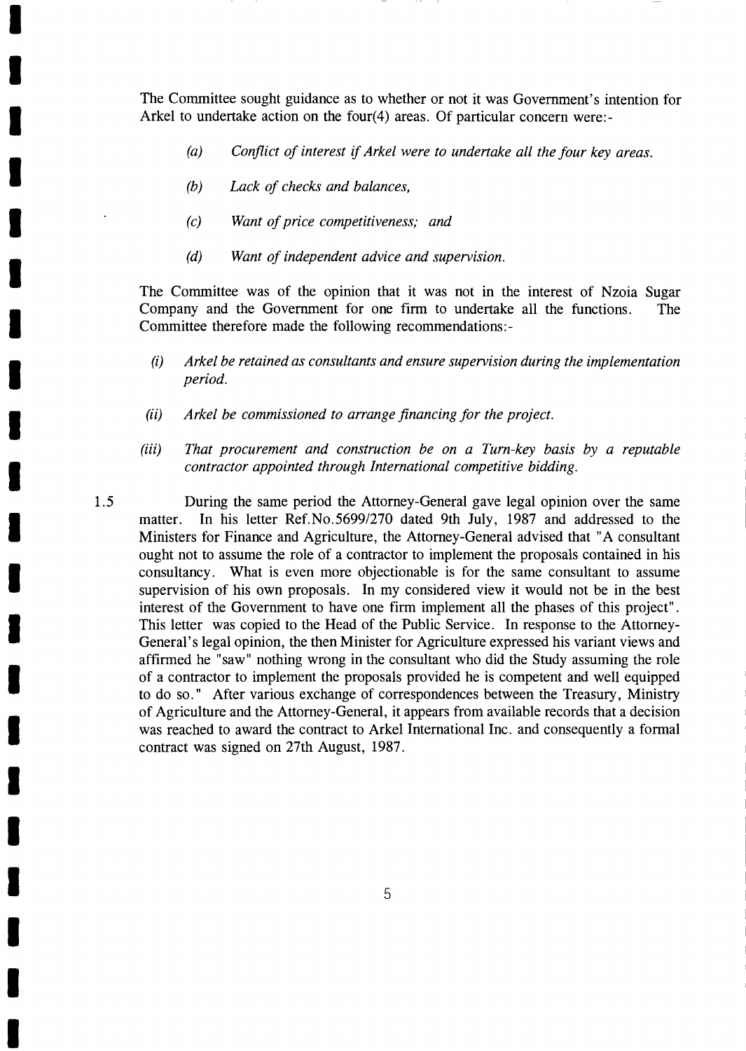The Committee sought guidance as to whether or not it was Government's intention for Arkel to undertake action on the four(4) areas. Of particular concern were:-

- (a) *Conflict of interest if Arkel were to undertake all the four key areas.*
- (b) *Lack of checks and balances,*
- (c) *Want of price competitiveness; and*
- (d) *Want of independent advice and supervision.*

The Committee was of the opinion that it was not in the interest of Nzoia Sugar Company and the Government for one firm to undertake all the functions. The Committee therefore made the following recommendations:-

- (i) *Arkel be retained as consultants and ensure supervision during the implementation period.*
- (ii) *Arkel be commissioned to arrange financing for the project.*
- (iii) *That procurement and construction be on a Turn-key basis by a reputable contractor appointed through International competitive bidding.*

1.5 During the same period the Attorney-General gave legal opinion over the same matter. In his letter Ref.No.5699/270 dated 9th July, 1987 and addressed to the Ministers for Finance and Agriculture, the Attorney-General advised that "A consultant ought not to assume the role of a contractor to implement the proposals contained in his consultancy. What is even more objectionable is for the same consultant to assume supervision of his own proposals. In my considered view it would not be in the best interest of the Government to have one firm implement all the phases of this project". This letter was copied to the Head of the Public Service. In response to the Attorney-General's legal opinion, the then Minister for Agriculture expressed his variant views and affirmed he "saw" nothing wrong in the consultant who did the Study assuming the role of a contractor to implement the proposals provided he is competent and well equipped to do so." After various exchange of correspondences between the Treasury, Ministry of Agriculture and the Attorney-General, it appears from available records that a decision was reached to award the contract to Arkel International Inc. and consequently a formal contract was signed on 27th August, 1987.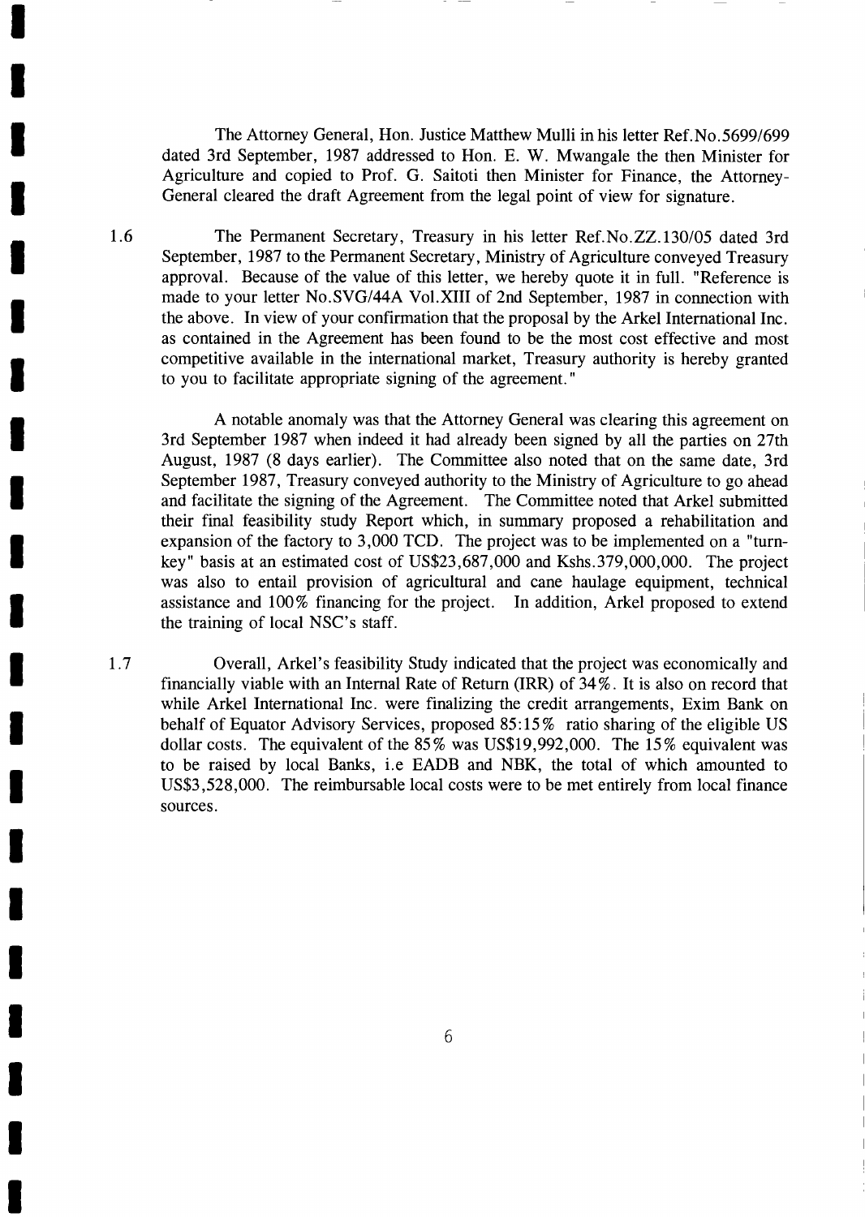The Attorney General, Hon. Justice Matthew Mulli in his letter Ref.No.5699/699 dated 3rd September, 1987 addressed to Hon. E. W. Mwangale the then Minister for Agriculture and copied to Prof. G. Saitoti then Minister for Finance, the Attorney-General cleared the draft Agreement from the legal point of view for signature.

1.6 The Permanent Secretary, Treasury in his letter Ref.No.ZZ.130/05 dated 3rd September, 1987 to the Permanent Secretary, Ministry of Agriculture conveyed Treasury approval. Because of the value of this letter, we hereby quote it in full. "Reference is made to your letter No.SVG/44A Vol.XIII of 2nd September, 1987 in connection with the above. In view of your confirmation that the proposal by the Arkel International Inc. as contained in the Agreement has been found to be the most cost effective and most competitive available in the international market, Treasury authority is hereby granted to you to facilitate appropriate signing of the agreement."

A notable anomaly was that the Attorney General was clearing this agreement on 3rd September 1987 when indeed it had already been signed by all the parties on 27th August, 1987 (8 days earlier). The Committee also noted that on the same date, 3rd September 1987, Treasury conveyed authority to the Ministry of Agriculture to go ahead and facilitate the signing of the Agreement. The Committee noted that Arkel submitted their final feasibility study Report which, in summary proposed a rehabilitation and expansion of the factory to 3,000 TCD. The project was to be implemented on a "turn-key" basis at an estimated cost of US$23,687,000 and Kshs.379,000,000. The project was also to entail provision of agricultural and cane haulage equipment, technical assistance and 100% financing for the project. In addition, Arkel proposed to extend the training of local NSC's staff.

1.7 Overall, Arkel's feasibility Study indicated that the project was economically and financially viable with an Internal Rate of Return (IRR) of 34%. It is also on record that while Arkel International Inc. were finalizing the credit arrangements, Exim Bank on behalf of Equator Advisory Services, proposed 85:15% ratio sharing of the eligible US dollar costs. The equivalent of the 85% was US$19,992,000. The 15% equivalent was to be raised by local Banks, i.e EADB and NBK, the total of which amounted to US$3,528,000. The reimbursable local costs were to be met entirely from local finance sources.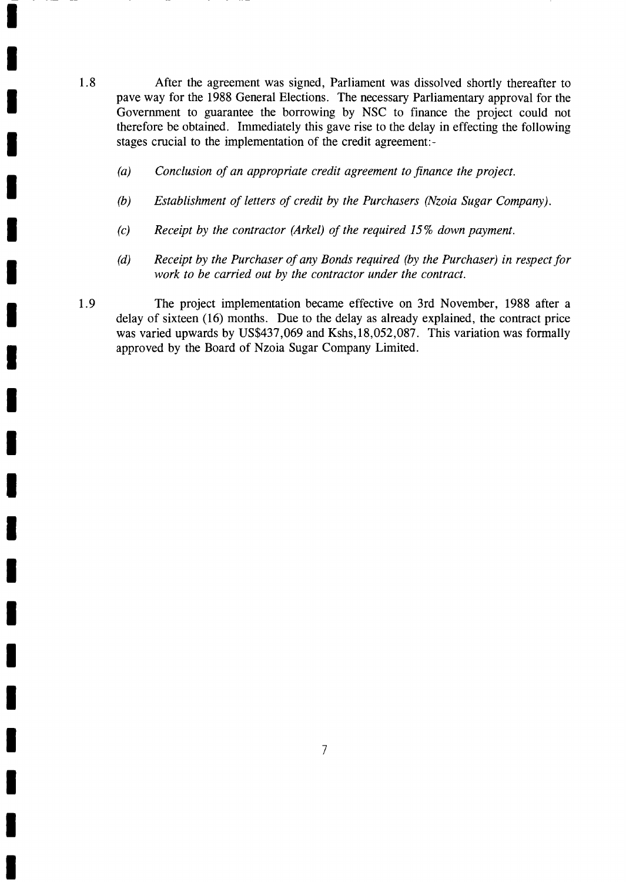1.8 After the agreement was signed, Parliament was dissolved shortly thereafter to pave way for the 1988 General Elections. The necessary Parliamentary approval for the Government to guarantee the borrowing by NSC to finance the project could not therefore be obtained. Immediately this gave rise to the delay in effecting the following stages crucial to the implementation of the credit agreement:-

(a) *Conclusion of an appropriate credit agreement to finance the project.*

(b) *Establishment of letters of credit by the Purchasers (Nzoia Sugar Company).*

(c) *Receipt by the contractor (Arkel) of the required 15% down payment.*

(d) *Receipt by the Purchaser of any Bonds required (by the Purchaser) in respect for work to be carried out by the contractor under the contract.*

1.9 The project implementation became effective on 3rd November, 1988 after a delay of sixteen (16) months. Due to the delay as already explained, the contract price was varied upwards by US$437,069 and Kshs,18,052,087. This variation was formally approved by the Board of Nzoia Sugar Company Limited.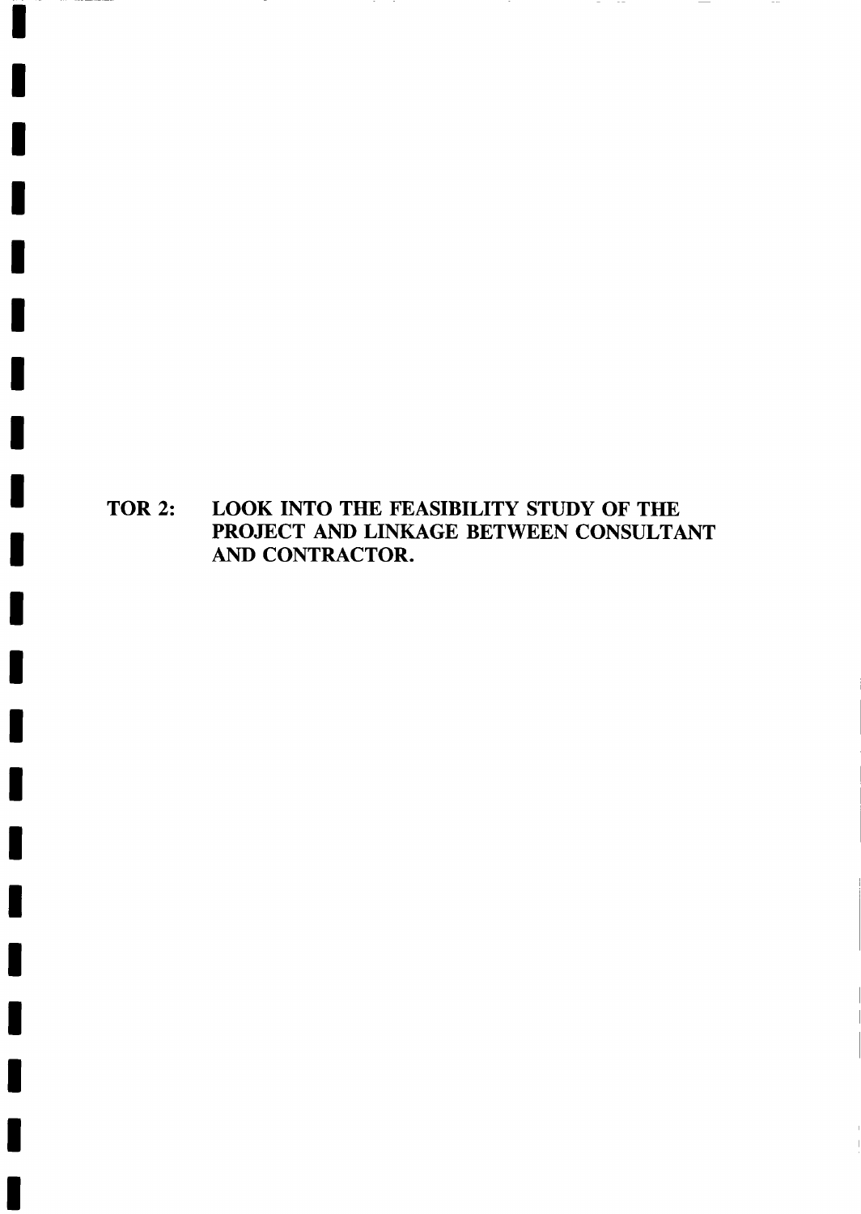# TOR 2: LOOK INTO THE FEASIBILITY STUDY OF THE PROJECT AND LINKAGE BETWEEN CONSULTANT AND CONTRACTOR.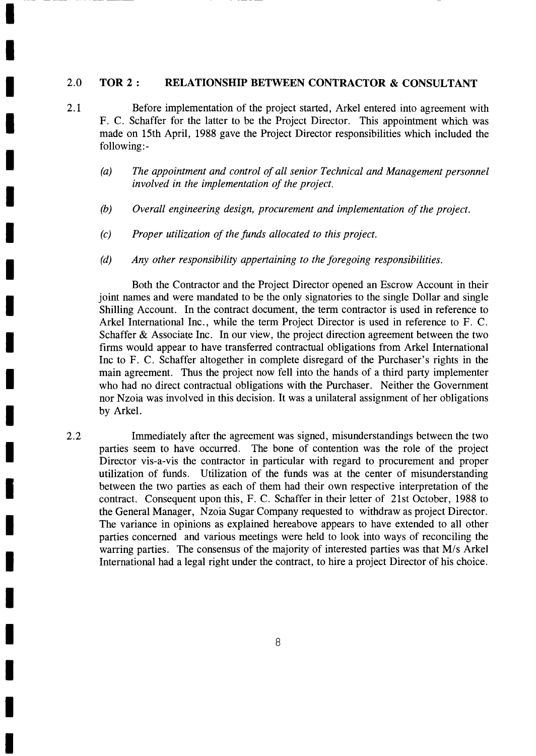## 2.0 TOR 2 : RELATIONSHIP BETWEEN CONTRACTOR & CONSULTANT

2.1 Before implementation of the project started, Arkel entered into agreement with F. C. Schaffer for the latter to be the Project Director. This appointment which was made on 15th April, 1988 gave the Project Director responsibilities which included the following:-

(a) *The appointment and control of all senior Technical and Management personnel involved in the implementation of the project.*

(b) *Overall engineering design, procurement and implementation of the project.*

(c) *Proper utilization of the funds allocated to this project.*

(d) *Any other responsibility appertaining to the foregoing responsibilities.*

Both the Contractor and the Project Director opened an Escrow Account in their joint names and were mandated to be the only signatories to the single Dollar and single Shilling Account. In the contract document, the term contractor is used in reference to Arkel International Inc., while the term Project Director is used in reference to F. C. Schaffer & Associate Inc. In our view, the project direction agreement between the two firms would appear to have transferred contractual obligations from Arkel International Inc to F. C. Schaffer altogether in complete disregard of the Purchaser's rights in the main agreement. Thus the project now fell into the hands of a third party implementer who had no direct contractual obligations with the Purchaser. Neither the Government nor Nzoia was involved in this decision. It was a unilateral assignment of her obligations by Arkel.

2.2 Immediately after the agreement was signed, misunderstandings between the two parties seem to have occurred. The bone of contention was the role of the project Director vis-a-vis the contractor in particular with regard to procurement and proper utilization of funds. Utilization of the funds was at the center of misunderstanding between the two parties as each of them had their own respective interpretation of the contract. Consequent upon this, F. C. Schaffer in their letter of 21st October, 1988 to the General Manager, Nzoia Sugar Company requested to withdraw as project Director. The variance in opinions as explained hereabove appears to have extended to all other parties concerned and various meetings were held to look into ways of reconciling the warring parties. The consensus of the majority of interested parties was that M/s Arkel International had a legal right under the contract, to hire a project Director of his choice.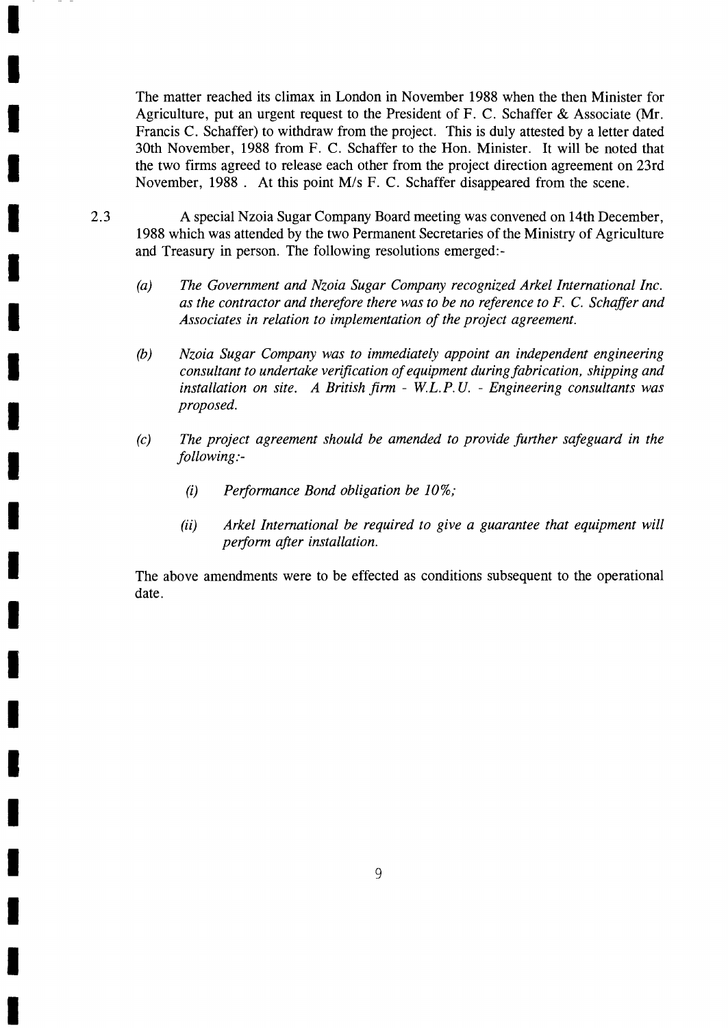The matter reached its climax in London in November 1988 when the then Minister for Agriculture, put an urgent request to the President of F. C. Schaffer & Associate (Mr. Francis C. Schaffer) to withdraw from the project. This is duly attested by a letter dated 30th November, 1988 from F. C. Schaffer to the Hon. Minister. It will be noted that the two firms agreed to release each other from the project direction agreement on 23rd November, 1988 . At this point M/s F. C. Schaffer disappeared from the scene.

2.3 A special Nzoia Sugar Company Board meeting was convened on 14th December, 1988 which was attended by the two Permanent Secretaries of the Ministry of Agriculture and Treasury in person. The following resolutions emerged:-

(a) *The Government and Nzoia Sugar Company recognized Arkel International Inc. as the contractor and therefore there was to be no reference to F. C. Schaffer and Associates in relation to implementation of the project agreement.*

(b) *Nzoia Sugar Company was to immediately appoint an independent engineering consultant to undertake verification of equipment during fabrication, shipping and installation on site. A British firm - W.L.P.U. - Engineering consultants was proposed.*

(c) *The project agreement should be amended to provide further safeguard in the following:-*

(i) *Performance Bond obligation be 10%;*

(ii) *Arkel International be required to give a guarantee that equipment will perform after installation.*

The above amendments were to be effected as conditions subsequent to the operational date.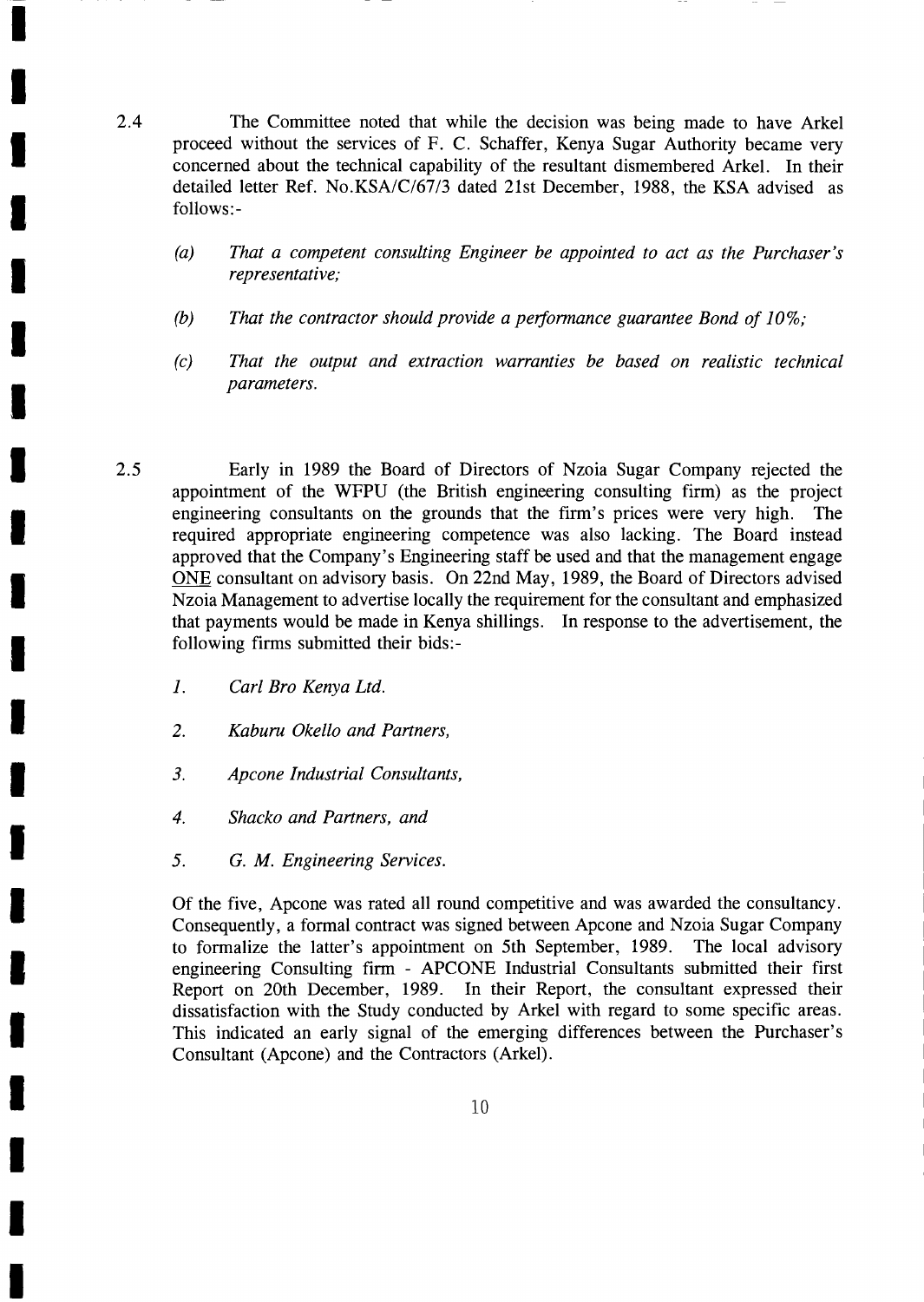2.4 The Committee noted that while the decision was being made to have Arkel proceed without the services of F. C. Schaffer, Kenya Sugar Authority became very concerned about the technical capability of the resultant dismembered Arkel. In their detailed letter Ref. No.KSA/C/67/3 dated 21st December, 1988, the KSA advised as follows:-

(a) *That a competent consulting Engineer be appointed to act as the Purchaser's representative;*

(b) *That the contractor should provide a performance guarantee Bond of 10%;*

(c) *That the output and extraction warranties be based on realistic technical parameters.*

2.5 Early in 1989 the Board of Directors of Nzoia Sugar Company rejected the appointment of the WFPU (the British engineering consulting firm) as the project engineering consultants on the grounds that the firm's prices were very high. The required appropriate engineering competence was also lacking. The Board instead approved that the Company's Engineering staff be used and that the management engage <u>ONE</u> consultant on advisory basis. On 22nd May, 1989, the Board of Directors advised Nzoia Management to advertise locally the requirement for the consultant and emphasized that payments would be made in Kenya shillings. In response to the advertisement, the following firms submitted their bids:-

1. *Carl Bro Kenya Ltd.*
2. *Kaburu Okello and Partners,*
3. *Apcone Industrial Consultants,*
4. *Shacko and Partners, and*
5. *G. M. Engineering Services.*

Of the five, Apcone was rated all round competitive and was awarded the consultancy. Consequently, a formal contract was signed between Apcone and Nzoia Sugar Company to formalize the latter's appointment on 5th September, 1989. The local advisory engineering Consulting firm - APCONE Industrial Consultants submitted their first Report on 20th December, 1989. In their Report, the consultant expressed their dissatisfaction with the Study conducted by Arkel with regard to some specific areas. This indicated an early signal of the emerging differences between the Purchaser's Consultant (Apcone) and the Contractors (Arkel).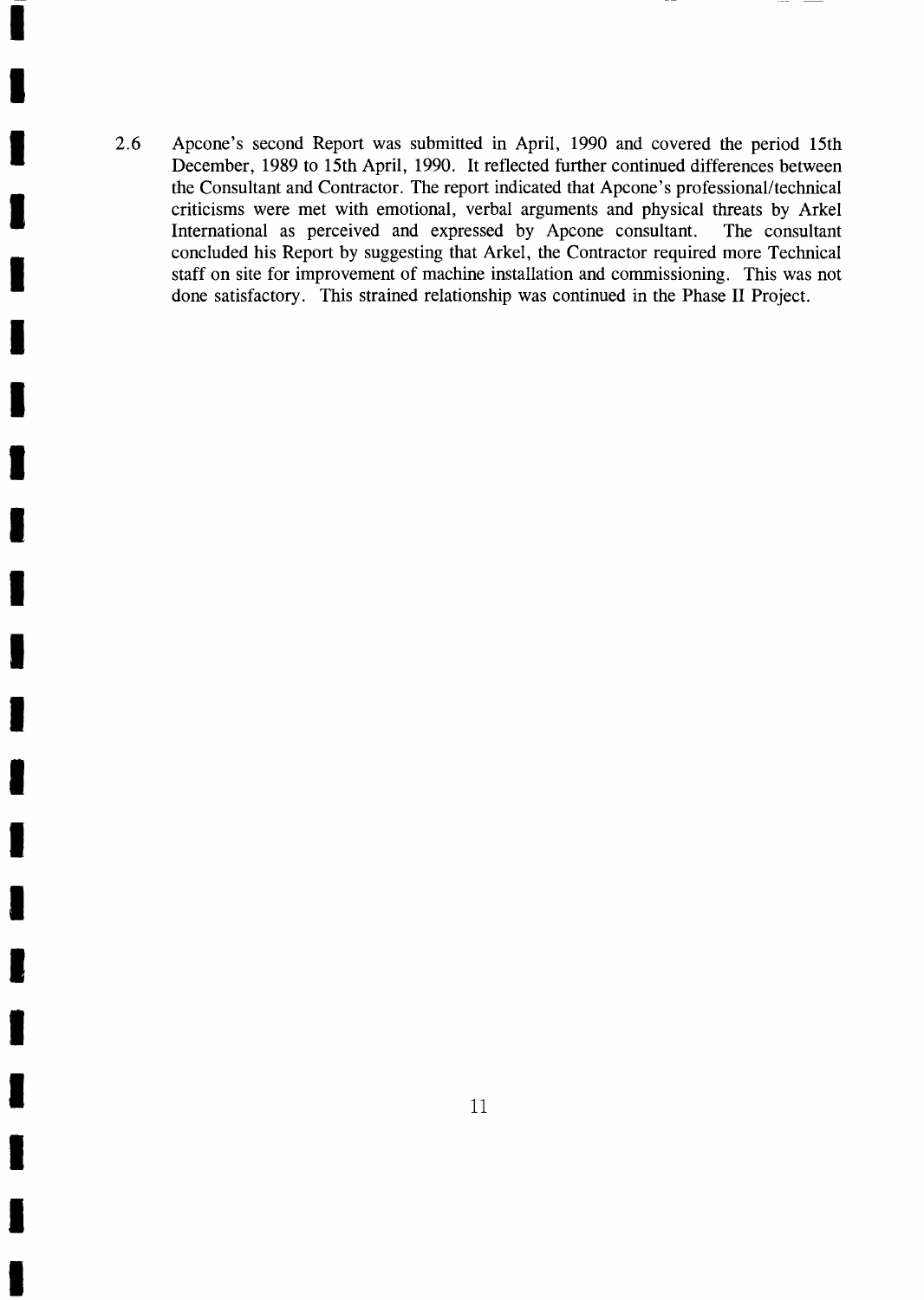2.6 Apcone's second Report was submitted in April, 1990 and covered the period 15th December, 1989 to 15th April, 1990. It reflected further continued differences between the Consultant and Contractor. The report indicated that Apcone's professional/technical criticisms were met with emotional, verbal arguments and physical threats by Arkel International as perceived and expressed by Apcone consultant. The consultant concluded his Report by suggesting that Arkel, the Contractor required more Technical staff on site for improvement of machine installation and commissioning. This was not done satisfactory. This strained relationship was continued in the Phase II Project.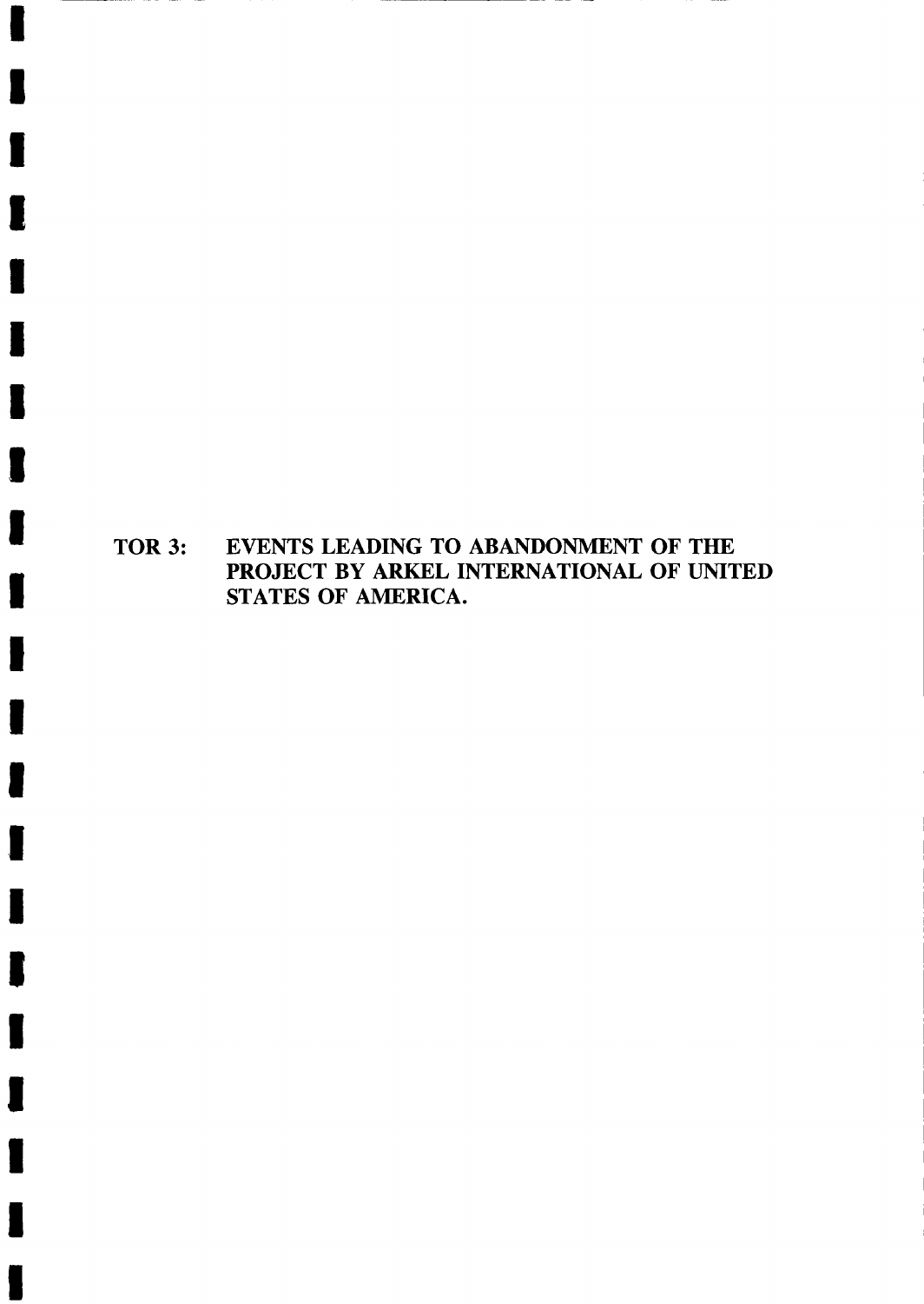## TOR 3: EVENTS LEADING TO ABANDONMENT OF THE PROJECT BY ARKEL INTERNATIONAL OF UNITED STATES OF AMERICA.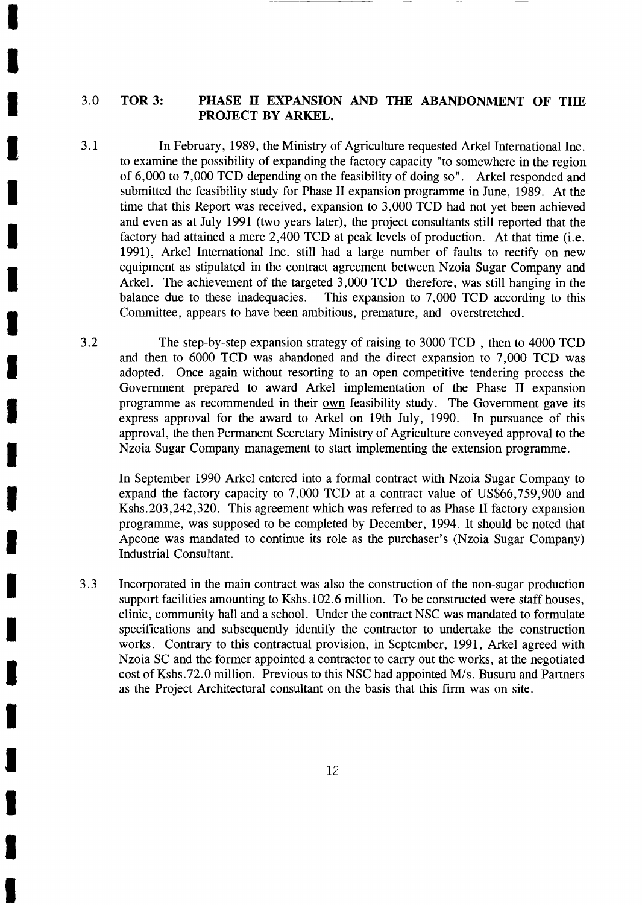## 3.0 TOR 3: PHASE II EXPANSION AND THE ABANDONMENT OF THE PROJECT BY ARKEL.

3.1 In February, 1989, the Ministry of Agriculture requested Arkel International Inc. to examine the possibility of expanding the factory capacity "to somewhere in the region of 6,000 to 7,000 TCD depending on the feasibility of doing so". Arkel responded and submitted the feasibility study for Phase II expansion programme in June, 1989. At the time that this Report was received, expansion to 3,000 TCD had not yet been achieved and even as at July 1991 (two years later), the project consultants still reported that the factory had attained a mere 2,400 TCD at peak levels of production. At that time (i.e. 1991), Arkel International Inc. still had a large number of faults to rectify on new equipment as stipulated in the contract agreement between Nzoia Sugar Company and Arkel. The achievement of the targeted 3,000 TCD therefore, was still hanging in the balance due to these inadequacies. This expansion to 7,000 TCD according to this Committee, appears to have been ambitious, premature, and overstretched.

3.2 The step-by-step expansion strategy of raising to 3000 TCD , then to 4000 TCD and then to 6000 TCD was abandoned and the direct expansion to 7,000 TCD was adopted. Once again without resorting to an open competitive tendering process the Government prepared to award Arkel implementation of the Phase II expansion programme as recommended in their own feasibility study. The Government gave its express approval for the award to Arkel on 19th July, 1990. In pursuance of this approval, the then Permanent Secretary Ministry of Agriculture conveyed approval to the Nzoia Sugar Company management to start implementing the extension programme.

In September 1990 Arkel entered into a formal contract with Nzoia Sugar Company to expand the factory capacity to 7,000 TCD at a contract value of US$66,759,900 and Kshs.203,242,320. This agreement which was referred to as Phase II factory expansion programme, was supposed to be completed by December, 1994. It should be noted that Apcone was mandated to continue its role as the purchaser's (Nzoia Sugar Company) Industrial Consultant.

3.3 Incorporated in the main contract was also the construction of the non-sugar production support facilities amounting to Kshs.102.6 million. To be constructed were staff houses, clinic, community hall and a school. Under the contract NSC was mandated to formulate specifications and subsequently identify the contractor to undertake the construction works. Contrary to this contractual provision, in September, 1991, Arkel agreed with Nzoia SC and the former appointed a contractor to carry out the works, at the negotiated cost of Kshs.72.0 million. Previous to this NSC had appointed M/s. Busuru and Partners as the Project Architectural consultant on the basis that this firm was on site.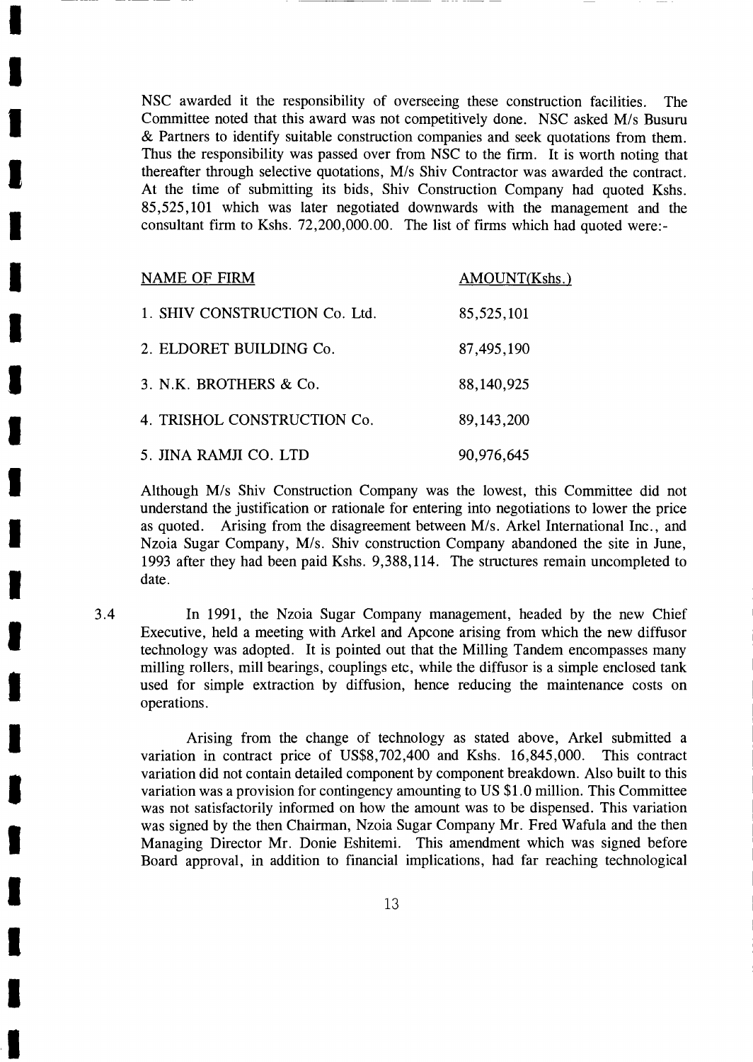NSC awarded it the responsibility of overseeing these construction facilities. The Committee noted that this award was not competitively done. NSC asked M/s Busuru & Partners to identify suitable construction companies and seek quotations from them. Thus the responsibility was passed over from NSC to the firm. It is worth noting that thereafter through selective quotations, M/s Shiv Contractor was awarded the contract. At the time of submitting its bids, Shiv Construction Company had quoted Kshs. 85,525,101 which was later negotiated downwards with the management and the consultant firm to Kshs. 72,200,000.00. The list of firms which had quoted were:-

| NAME OF FIRM | AMOUNT(Kshs.) |
|---|---|
| 1. SHIV CONSTRUCTION Co. Ltd. | 85,525,101 |
| 2. ELDORET BUILDING Co. | 87,495,190 |
| 3. N.K. BROTHERS & Co. | 88,140,925 |
| 4. TRISHOL CONSTRUCTION Co. | 89,143,200 |
| 5. JINA RAMJI CO. LTD | 90,976,645 |

Although M/s Shiv Construction Company was the lowest, this Committee did not understand the justification or rationale for entering into negotiations to lower the price as quoted. Arising from the disagreement between M/s. Arkel International Inc., and Nzoia Sugar Company, M/s. Shiv construction Company abandoned the site in June, 1993 after they had been paid Kshs. 9,388,114. The structures remain uncompleted to date.

3.4 In 1991, the Nzoia Sugar Company management, headed by the new Chief Executive, held a meeting with Arkel and Apcone arising from which the new diffusor technology was adopted. It is pointed out that the Milling Tandem encompasses many milling rollers, mill bearings, couplings etc, while the diffusor is a simple enclosed tank used for simple extraction by diffusion, hence reducing the maintenance costs on operations.

Arising from the change of technology as stated above, Arkel submitted a variation in contract price of US$8,702,400 and Kshs. 16,845,000. This contract variation did not contain detailed component by component breakdown. Also built to this variation was a provision for contingency amounting to US $1.0 million. This Committee was not satisfactorily informed on how the amount was to be dispensed. This variation was signed by the then Chairman, Nzoia Sugar Company Mr. Fred Wafula and the then Managing Director Mr. Donie Eshitemi. This amendment which was signed before Board approval, in addition to financial implications, had far reaching technological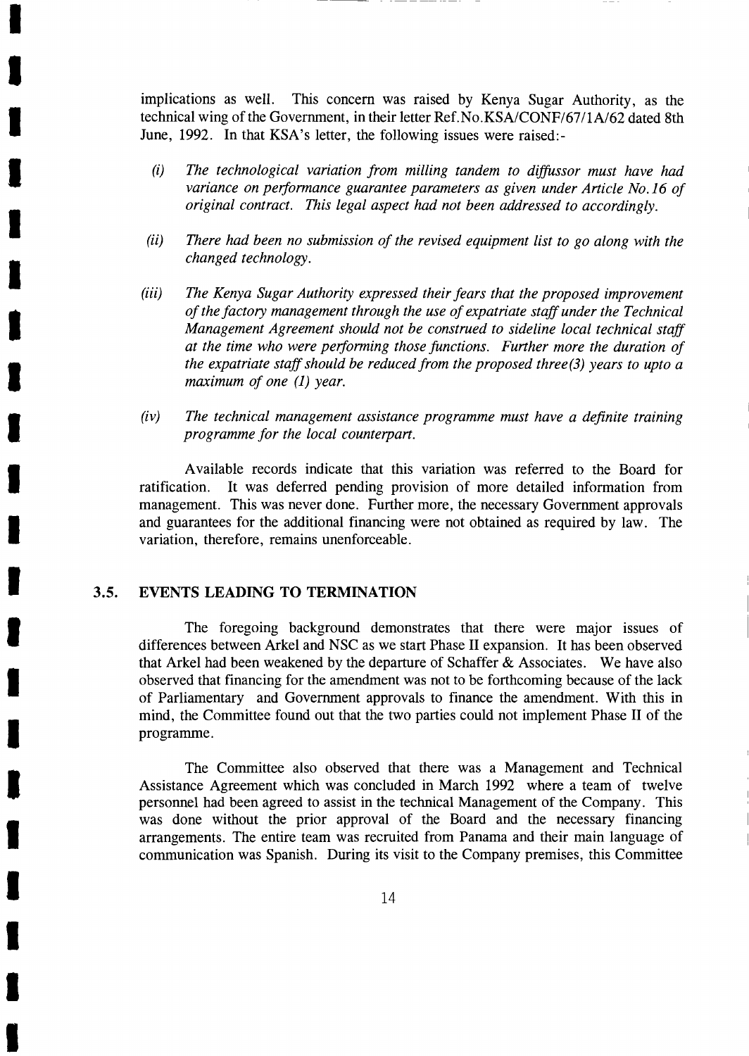implications as well. This concern was raised by Kenya Sugar Authority, as the technical wing of the Government, in their letter Ref.No.KSA/CONF/67/1A/62 dated 8th June, 1992. In that KSA's letter, the following issues were raised:-

(i) *The technological variation from milling tandem to diffussor must have had variance on performance guarantee parameters as given under Article No.16 of original contract. This legal aspect had not been addressed to accordingly.*

(ii) *There had been no submission of the revised equipment list to go along with the changed technology.*

(iii) *The Kenya Sugar Authority expressed their fears that the proposed improvement of the factory management through the use of expatriate staff under the Technical Management Agreement should not be construed to sideline local technical staff at the time who were performing those functions. Further more the duration of the expatriate staff should be reduced from the proposed three(3) years to upto a maximum of one (1) year.*

(iv) *The technical management assistance programme must have a definite training programme for the local counterpart.*

Available records indicate that this variation was referred to the Board for ratification. It was deferred pending provision of more detailed information from management. This was never done. Further more, the necessary Government approvals and guarantees for the additional financing were not obtained as required by law. The variation, therefore, remains unenforceable.

## 3.5. EVENTS LEADING TO TERMINATION

The foregoing background demonstrates that there were major issues of differences between Arkel and NSC as we start Phase II expansion. It has been observed that Arkel had been weakened by the departure of Schaffer & Associates. We have also observed that financing for the amendment was not to be forthcoming because of the lack of Parliamentary and Government approvals to finance the amendment. With this in mind, the Committee found out that the two parties could not implement Phase II of the programme.

The Committee also observed that there was a Management and Technical Assistance Agreement which was concluded in March 1992 where a team of twelve personnel had been agreed to assist in the technical Management of the Company. This was done without the prior approval of the Board and the necessary financing arrangements. The entire team was recruited from Panama and their main language of communication was Spanish. During its visit to the Company premises, this Committee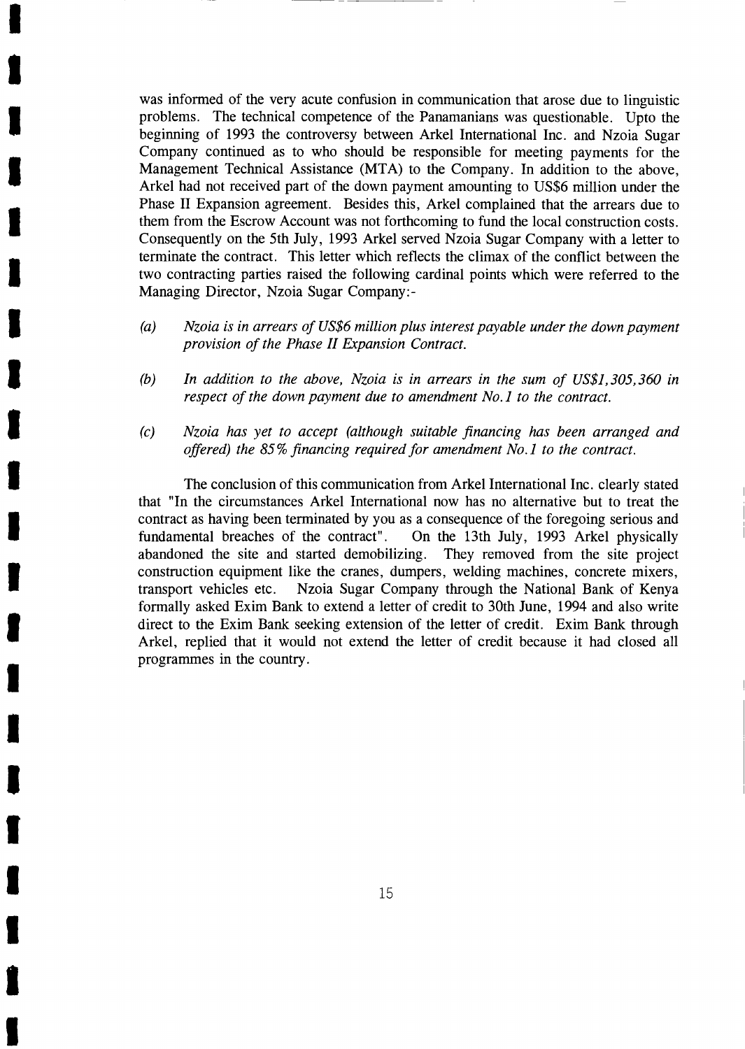was informed of the very acute confusion in communication that arose due to linguistic problems. The technical competence of the Panamanians was questionable. Upto the beginning of 1993 the controversy between Arkel International Inc. and Nzoia Sugar Company continued as to who should be responsible for meeting payments for the Management Technical Assistance (MTA) to the Company. In addition to the above, Arkel had not received part of the down payment amounting to US$6 million under the Phase II Expansion agreement. Besides this, Arkel complained that the arrears due to them from the Escrow Account was not forthcoming to fund the local construction costs. Consequently on the 5th July, 1993 Arkel served Nzoia Sugar Company with a letter to terminate the contract. This letter which reflects the climax of the conflict between the two contracting parties raised the following cardinal points which were referred to the Managing Director, Nzoia Sugar Company:-

(a) *Nzoia is in arrears of US$6 million plus interest payable under the down payment provision of the Phase II Expansion Contract.*

(b) *In addition to the above, Nzoia is in arrears in the sum of US$1,305,360 in respect of the down payment due to amendment No.1 to the contract.*

(c) *Nzoia has yet to accept (although suitable financing has been arranged and offered) the 85% financing required for amendment No.1 to the contract.*

The conclusion of this communication from Arkel International Inc. clearly stated that "In the circumstances Arkel International now has no alternative but to treat the contract as having been terminated by you as a consequence of the foregoing serious and fundamental breaches of the contract". On the 13th July, 1993 Arkel physically abandoned the site and started demobilizing. They removed from the site project construction equipment like the cranes, dumpers, welding machines, concrete mixers, transport vehicles etc. Nzoia Sugar Company through the National Bank of Kenya formally asked Exim Bank to extend a letter of credit to 30th June, 1994 and also write direct to the Exim Bank seeking extension of the letter of credit. Exim Bank through Arkel, replied that it would not extend the letter of credit because it had closed all programmes in the country.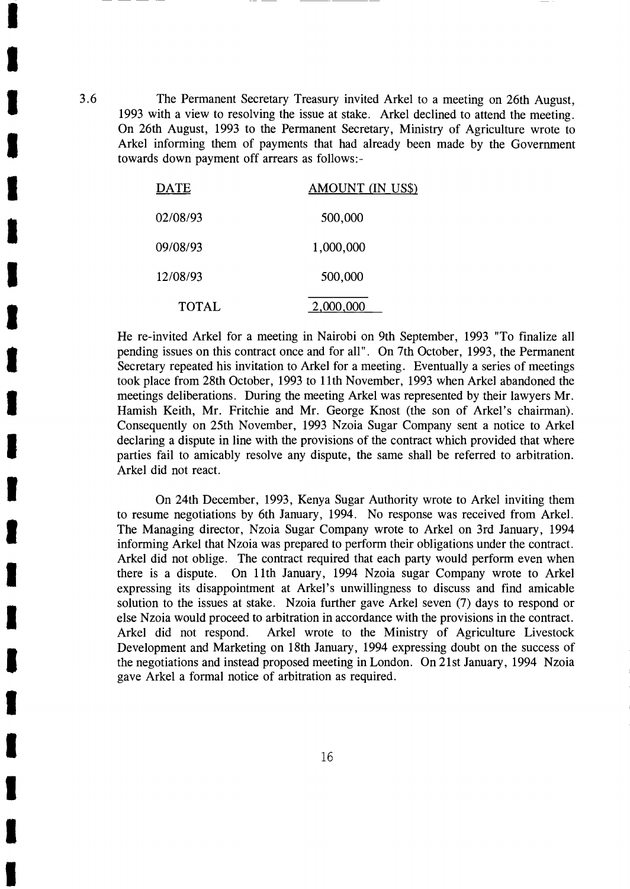3.6 The Permanent Secretary Treasury invited Arkel to a meeting on 26th August, 1993 with a view to resolving the issue at stake. Arkel declined to attend the meeting. On 26th August, 1993 to the Permanent Secretary, Ministry of Agriculture wrote to Arkel informing them of payments that had already been made by the Government towards down payment off arrears as follows:-

| DATE | AMOUNT (IN US$) |
|---|---|
| 02/08/93 | 500,000 |
| 09/08/93 | 1,000,000 |
| 12/08/93 | 500,000 |
| TOTAL | 2,000,000 |

He re-invited Arkel for a meeting in Nairobi on 9th September, 1993 "To finalize all pending issues on this contract once and for all". On 7th October, 1993, the Permanent Secretary repeated his invitation to Arkel for a meeting. Eventually a series of meetings took place from 28th October, 1993 to 11th November, 1993 when Arkel abandoned the meetings deliberations. During the meeting Arkel was represented by their lawyers Mr. Hamish Keith, Mr. Fritchie and Mr. George Knost (the son of Arkel's chairman). Consequently on 25th November, 1993 Nzoia Sugar Company sent a notice to Arkel declaring a dispute in line with the provisions of the contract which provided that where parties fail to amicably resolve any dispute, the same shall be referred to arbitration. Arkel did not react.

On 24th December, 1993, Kenya Sugar Authority wrote to Arkel inviting them to resume negotiations by 6th January, 1994. No response was received from Arkel. The Managing director, Nzoia Sugar Company wrote to Arkel on 3rd January, 1994 informing Arkel that Nzoia was prepared to perform their obligations under the contract. Arkel did not oblige. The contract required that each party would perform even when there is a dispute. On 11th January, 1994 Nzoia sugar Company wrote to Arkel expressing its disappointment at Arkel's unwillingness to discuss and find amicable solution to the issues at stake. Nzoia further gave Arkel seven (7) days to respond or else Nzoia would proceed to arbitration in accordance with the provisions in the contract. Arkel did not respond. Arkel wrote to the Ministry of Agriculture Livestock Development and Marketing on 18th January, 1994 expressing doubt on the success of the negotiations and instead proposed meeting in London. On 21st January, 1994 Nzoia gave Arkel a formal notice of arbitration as required.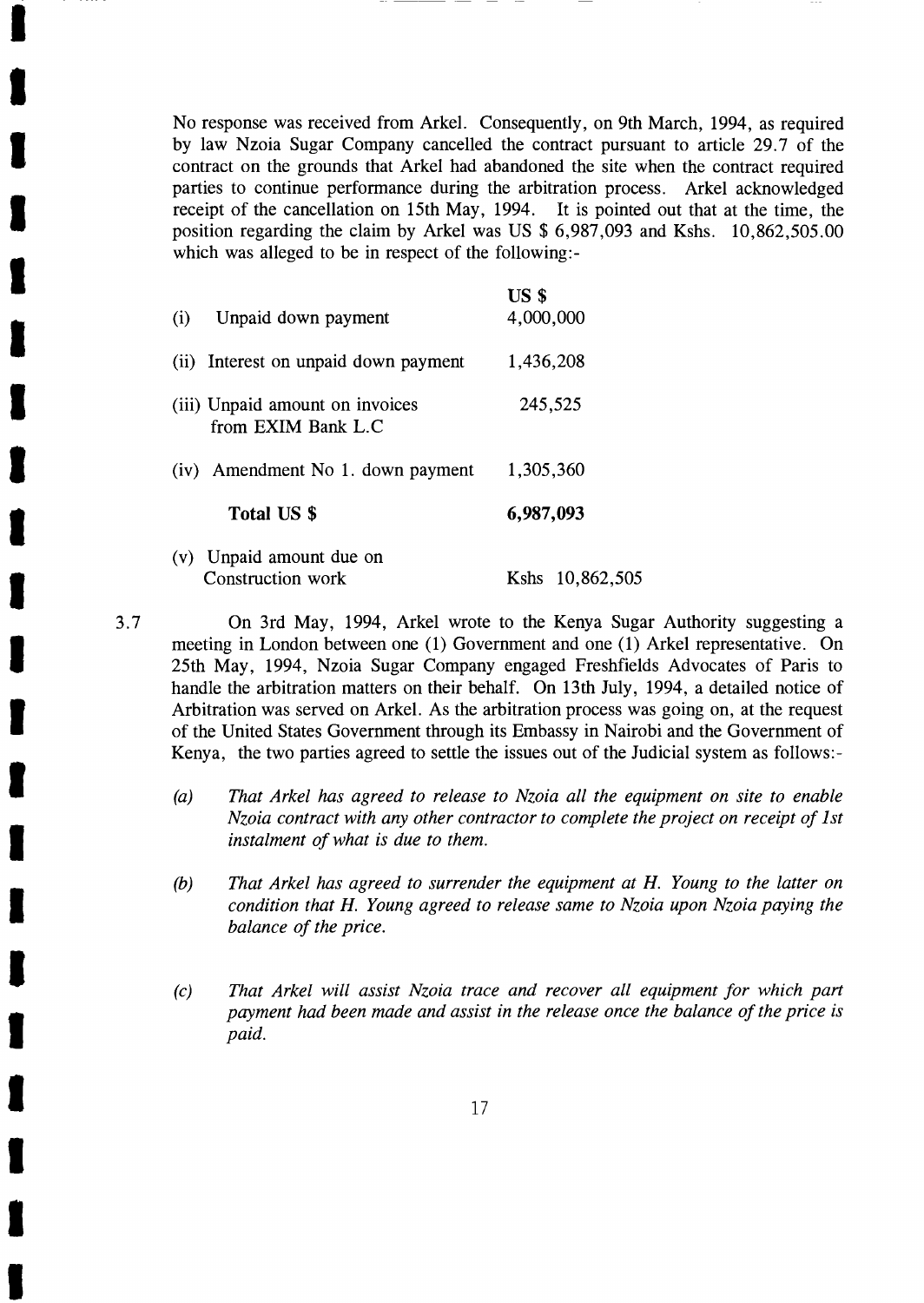No response was received from Arkel. Consequently, on 9th March, 1994, as required by law Nzoia Sugar Company cancelled the contract pursuant to article 29.7 of the contract on the grounds that Arkel had abandoned the site when the contract required parties to continue performance during the arbitration process. Arkel acknowledged receipt of the cancellation on 15th May, 1994. It is pointed out that at the time, the position regarding the claim by Arkel was US $ 6,987,093 and Kshs. 10,862,505.00 which was alleged to be in respect of the following:-

| | US $ |
|---|---|
| (i) Unpaid down payment | 4,000,000 |
| (ii) Interest on unpaid down payment | 1,436,208 |
| (iii) Unpaid amount on invoices from EXIM Bank L.C | 245,525 |
| (iv) Amendment No 1. down payment | 1,305,360 |
| **Total US $** | **6,987,093** |
| (v) Unpaid amount due on Construction work | Kshs 10,862,505 |

3.7 On 3rd May, 1994, Arkel wrote to the Kenya Sugar Authority suggesting a meeting in London between one (1) Government and one (1) Arkel representative. On 25th May, 1994, Nzoia Sugar Company engaged Freshfields Advocates of Paris to handle the arbitration matters on their behalf. On 13th July, 1994, a detailed notice of Arbitration was served on Arkel. As the arbitration process was going on, at the request of the United States Government through its Embassy in Nairobi and the Government of Kenya, the two parties agreed to settle the issues out of the Judicial system as follows:-

*(a) That Arkel has agreed to release to Nzoia all the equipment on site to enable Nzoia contract with any other contractor to complete the project on receipt of 1st instalment of what is due to them.*

*(b) That Arkel has agreed to surrender the equipment at H. Young to the latter on condition that H. Young agreed to release same to Nzoia upon Nzoia paying the balance of the price.*

*(c) That Arkel will assist Nzoia trace and recover all equipment for which part payment had been made and assist in the release once the balance of the price is paid.*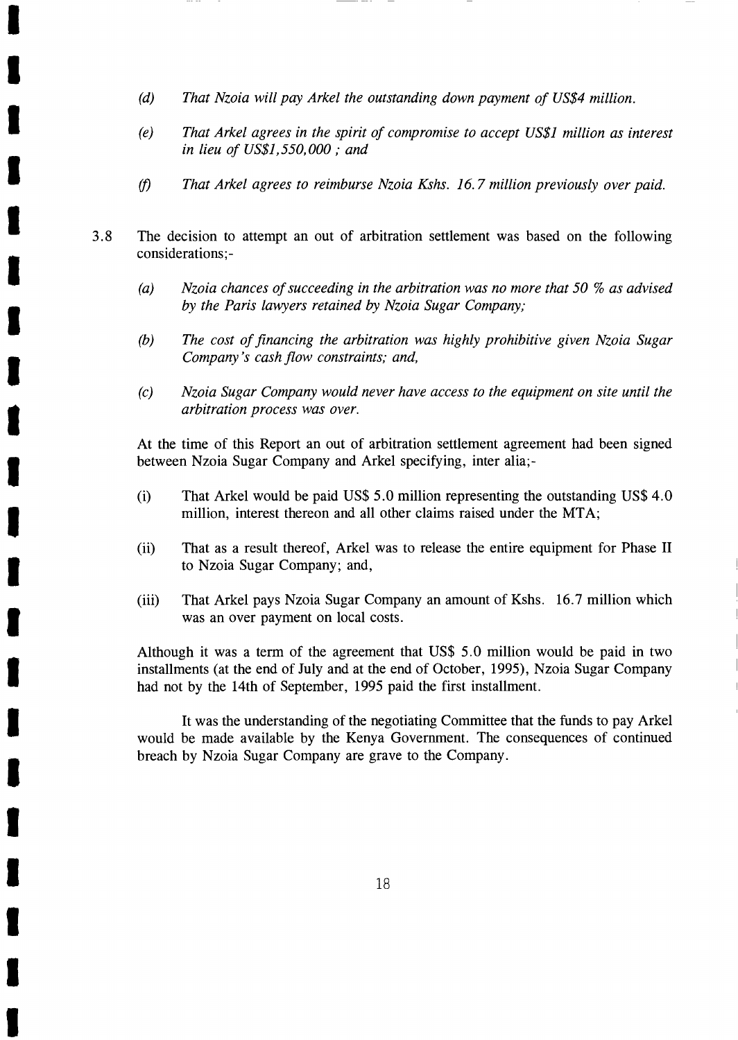*(d) That Nzoia will pay Arkel the outstanding down payment of US$4 million.*

*(e) That Arkel agrees in the spirit of compromise to accept US$1 million as interest in lieu of US$1,550,000 ; and*

*(f) That Arkel agrees to reimburse Nzoia Kshs. 16.7 million previously over paid.*

3.8 The decision to attempt an out of arbitration settlement was based on the following considerations;-

*(a) Nzoia chances of succeeding in the arbitration was no more that 50 % as advised by the Paris lawyers retained by Nzoia Sugar Company;*

*(b) The cost of financing the arbitration was highly prohibitive given Nzoia Sugar Company's cash flow constraints; and,*

*(c) Nzoia Sugar Company would never have access to the equipment on site until the arbitration process was over.*

At the time of this Report an out of arbitration settlement agreement had been signed between Nzoia Sugar Company and Arkel specifying, inter alia;-

(i) That Arkel would be paid US$ 5.0 million representing the outstanding US$ 4.0 million, interest thereon and all other claims raised under the MTA;

(ii) That as a result thereof, Arkel was to release the entire equipment for Phase II to Nzoia Sugar Company; and,

(iii) That Arkel pays Nzoia Sugar Company an amount of Kshs. 16.7 million which was an over payment on local costs.

Although it was a term of the agreement that US$ 5.0 million would be paid in two installments (at the end of July and at the end of October, 1995), Nzoia Sugar Company had not by the 14th of September, 1995 paid the first installment.

It was the understanding of the negotiating Committee that the funds to pay Arkel would be made available by the Kenya Government. The consequences of continued breach by Nzoia Sugar Company are grave to the Company.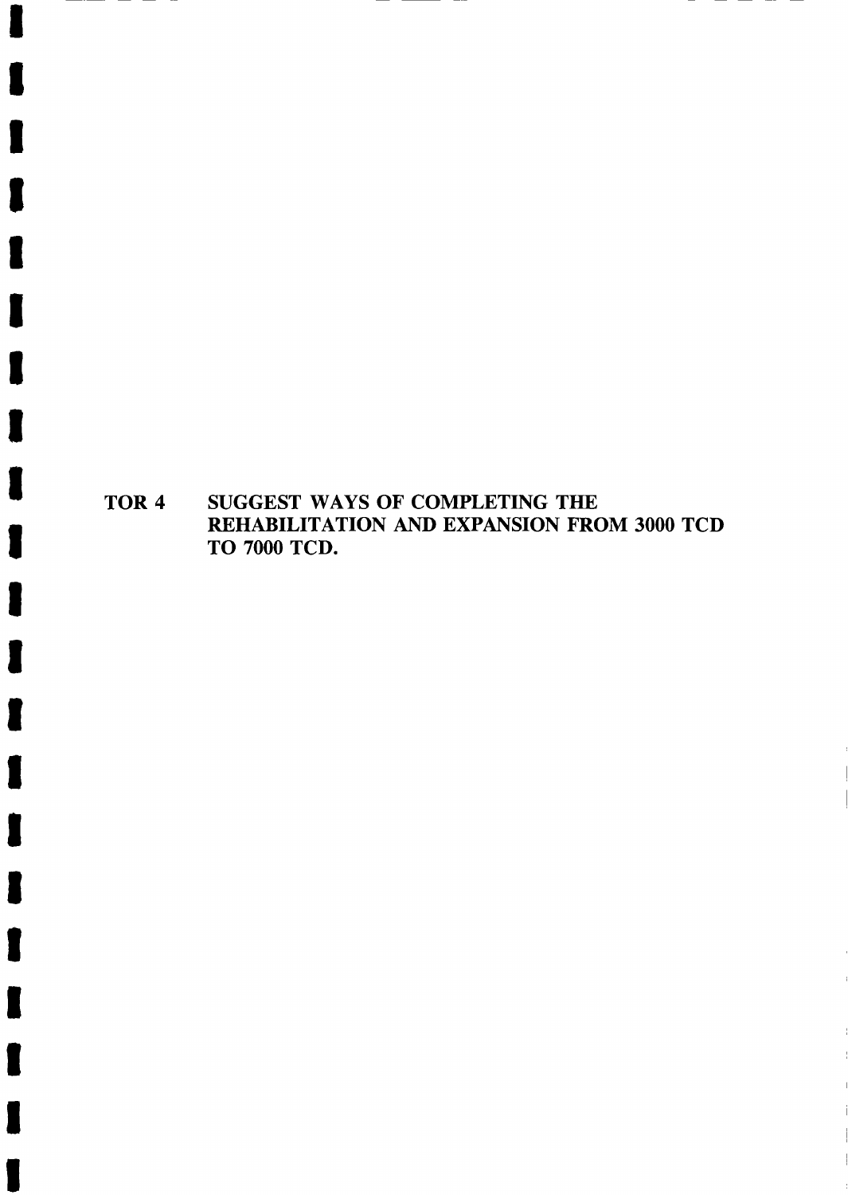## TOR 4 SUGGEST WAYS OF COMPLETING THE REHABILITATION AND EXPANSION FROM 3000 TCD TO 7000 TCD.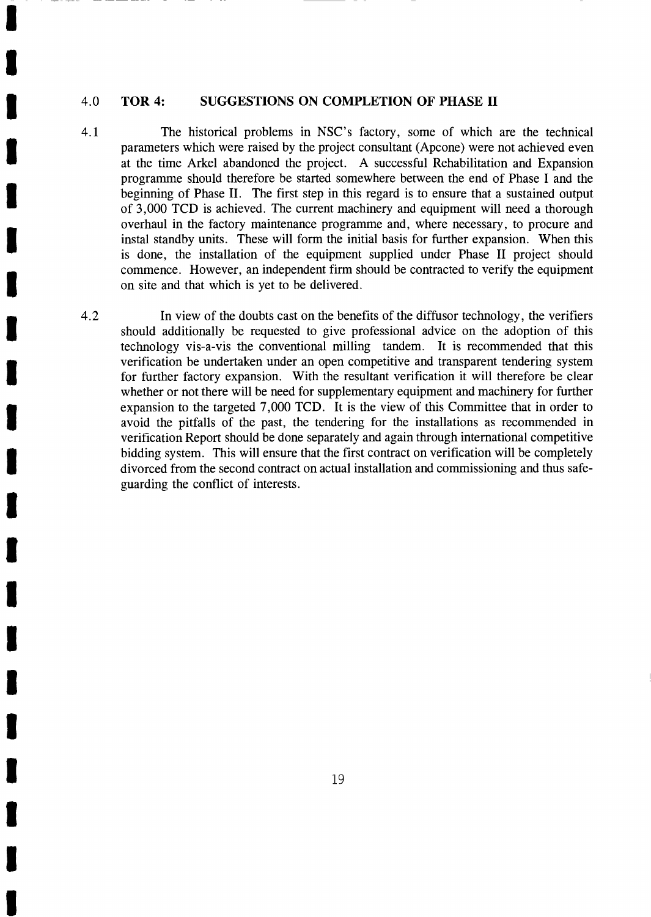## 4.0 TOR 4: SUGGESTIONS ON COMPLETION OF PHASE II

4.1 The historical problems in NSC's factory, some of which are the technical parameters which were raised by the project consultant (Apcone) were not achieved even at the time Arkel abandoned the project. A successful Rehabilitation and Expansion programme should therefore be started somewhere between the end of Phase I and the beginning of Phase II. The first step in this regard is to ensure that a sustained output of 3,000 TCD is achieved. The current machinery and equipment will need a thorough overhaul in the factory maintenance programme and, where necessary, to procure and instal standby units. These will form the initial basis for further expansion. When this is done, the installation of the equipment supplied under Phase II project should commence. However, an independent firm should be contracted to verify the equipment on site and that which is yet to be delivered.

4.2 In view of the doubts cast on the benefits of the diffusor technology, the verifiers should additionally be requested to give professional advice on the adoption of this technology vis-a-vis the conventional milling tandem. It is recommended that this verification be undertaken under an open competitive and transparent tendering system for further factory expansion. With the resultant verification it will therefore be clear whether or not there will be need for supplementary equipment and machinery for further expansion to the targeted 7,000 TCD. It is the view of this Committee that in order to avoid the pitfalls of the past, the tendering for the installations as recommended in verification Report should be done separately and again through international competitive bidding system. This will ensure that the first contract on verification will be completely divorced from the second contract on actual installation and commissioning and thus safe-guarding the conflict of interests.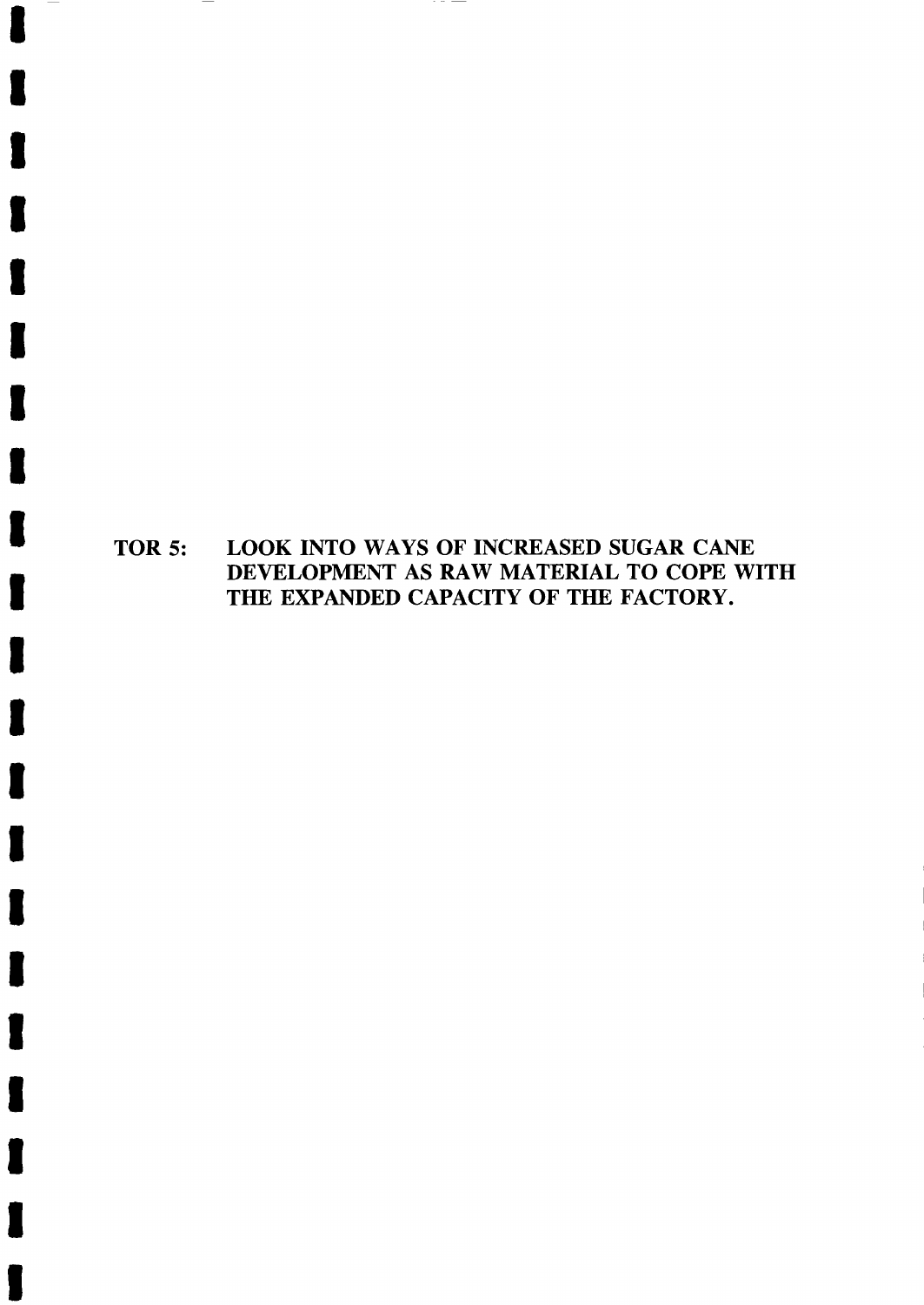# TOR 5: LOOK INTO WAYS OF INCREASED SUGAR CANE DEVELOPMENT AS RAW MATERIAL TO COPE WITH THE EXPANDED CAPACITY OF THE FACTORY.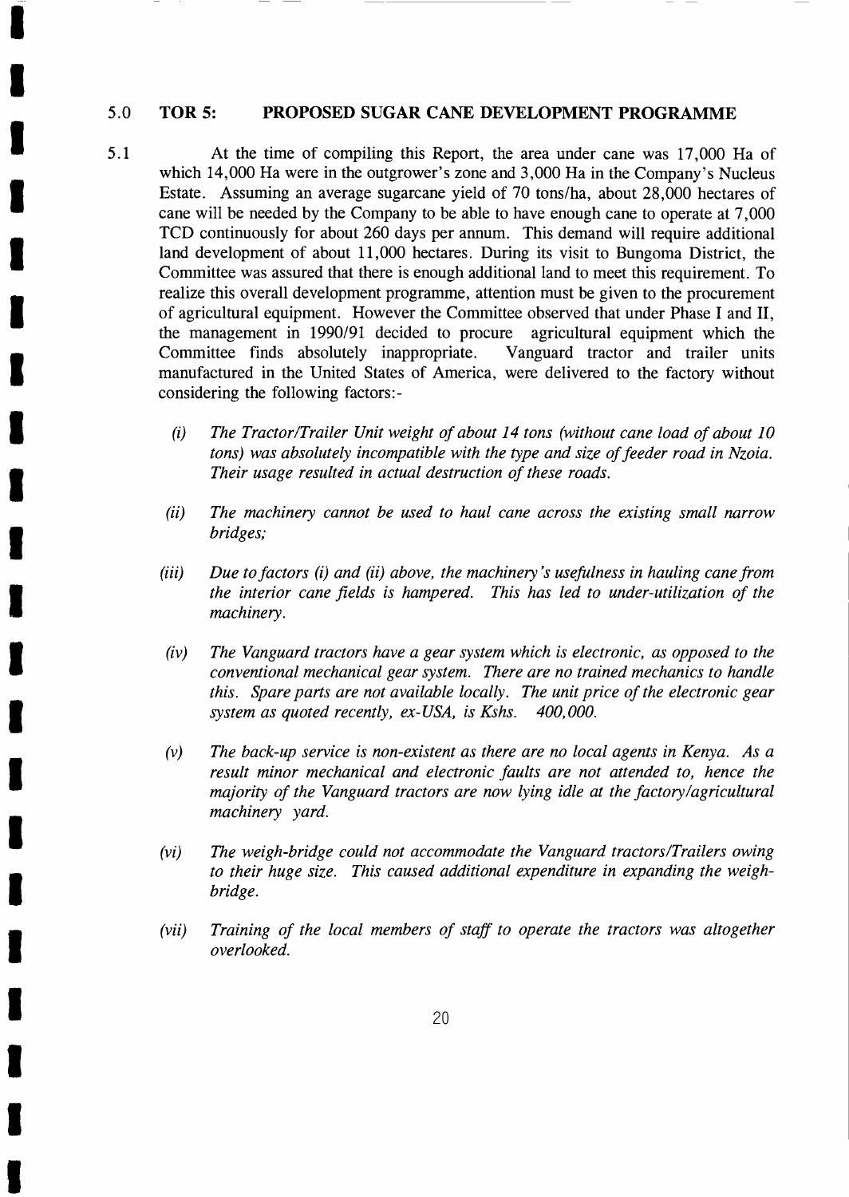## 5.0 TOR 5: PROPOSED SUGAR CANE DEVELOPMENT PROGRAMME

5.1 At the time of compiling this Report, the area under cane was 17,000 Ha of which 14,000 Ha were in the outgrower's zone and 3,000 Ha in the Company's Nucleus Estate. Assuming an average sugarcane yield of 70 tons/ha, about 28,000 hectares of cane will be needed by the Company to be able to have enough cane to operate at 7,000 TCD continuously for about 260 days per annum. This demand will require additional land development of about 11,000 hectares. During its visit to Bungoma District, the Committee was assured that there is enough additional land to meet this requirement. To realize this overall development programme, attention must be given to the procurement of agricultural equipment. However the Committee observed that under Phase I and II, the management in 1990/91 decided to procure agricultural equipment which the Committee finds absolutely inappropriate. Vanguard tractor and trailer units manufactured in the United States of America, were delivered to the factory without considering the following factors:-

(i) *The Tractor/Trailer Unit weight of about 14 tons (without cane load of about 10 tons) was absolutely incompatible with the type and size of feeder road in Nzoia. Their usage resulted in actual destruction of these roads.*

(ii) *The machinery cannot be used to haul cane across the existing small narrow bridges;*

(iii) *Due to factors (i) and (ii) above, the machinery's usefulness in hauling cane from the interior cane fields is hampered. This has led to under-utilization of the machinery.*

(iv) *The Vanguard tractors have a gear system which is electronic, as opposed to the conventional mechanical gear system. There are no trained mechanics to handle this. Spare parts are not available locally. The unit price of the electronic gear system as quoted recently, ex-USA, is Kshs. 400,000.*

(v) *The back-up service is non-existent as there are no local agents in Kenya. As a result minor mechanical and electronic faults are not attended to, hence the majority of the Vanguard tractors are now lying idle at the factory/agricultural machinery yard.*

(vi) *The weigh-bridge could not accommodate the Vanguard tractors/Trailers owing to their huge size. This caused additional expenditure in expanding the weigh-bridge.*

(vii) *Training of the local members of staff to operate the tractors was altogether overlooked.*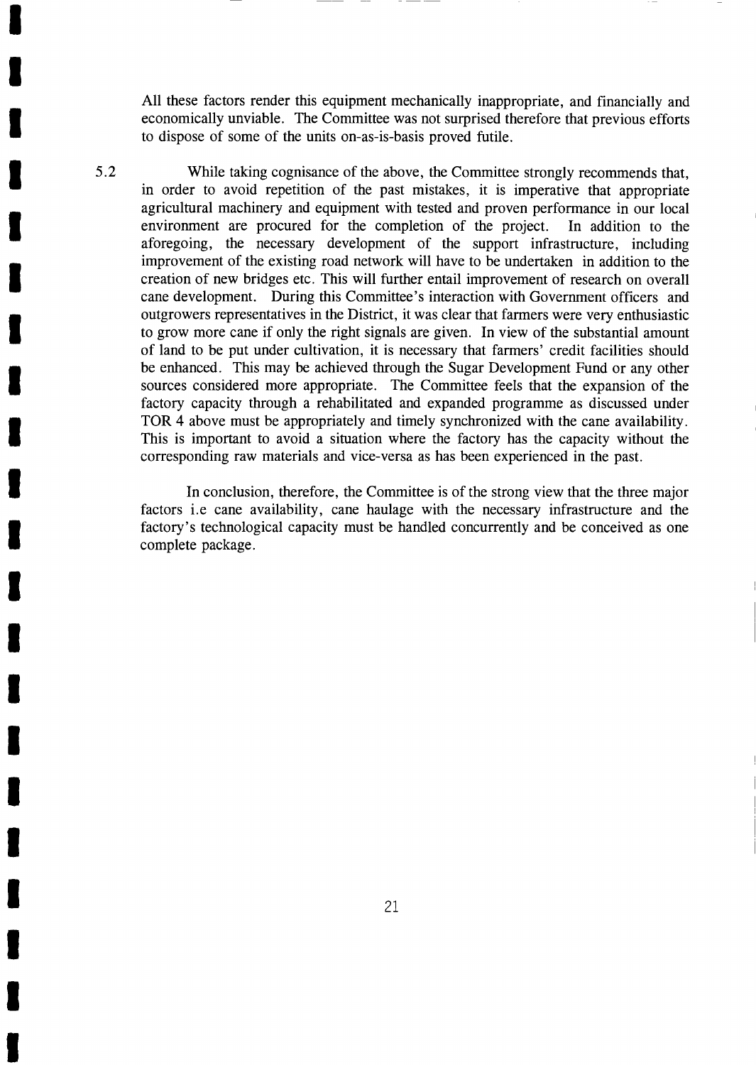All these factors render this equipment mechanically inappropriate, and financially and economically unviable. The Committee was not surprised therefore that previous efforts to dispose of some of the units on-as-is-basis proved futile.

5.2 While taking cognisance of the above, the Committee strongly recommends that, in order to avoid repetition of the past mistakes, it is imperative that appropriate agricultural machinery and equipment with tested and proven performance in our local environment are procured for the completion of the project. In addition to the aforegoing, the necessary development of the support infrastructure, including improvement of the existing road network will have to be undertaken in addition to the creation of new bridges etc. This will further entail improvement of research on overall cane development. During this Committee's interaction with Government officers and outgrowers representatives in the District, it was clear that farmers were very enthusiastic to grow more cane if only the right signals are given. In view of the substantial amount of land to be put under cultivation, it is necessary that farmers' credit facilities should be enhanced. This may be achieved through the Sugar Development Fund or any other sources considered more appropriate. The Committee feels that the expansion of the factory capacity through a rehabilitated and expanded programme as discussed under TOR 4 above must be appropriately and timely synchronized with the cane availability. This is important to avoid a situation where the factory has the capacity without the corresponding raw materials and vice-versa as has been experienced in the past.

In conclusion, therefore, the Committee is of the strong view that the three major factors i.e cane availability, cane haulage with the necessary infrastructure and the factory's technological capacity must be handled concurrently and be conceived as one complete package.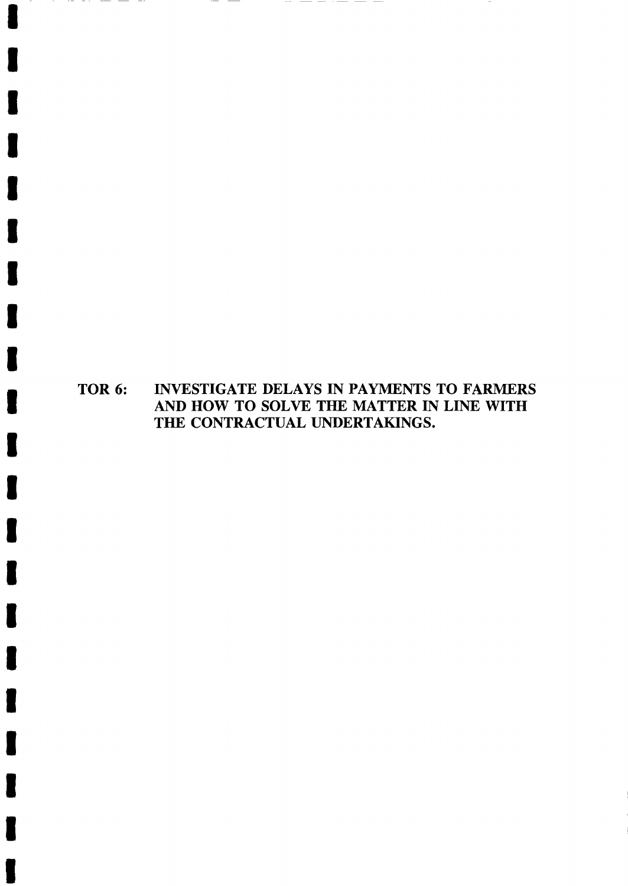# TOR 6: INVESTIGATE DELAYS IN PAYMENTS TO FARMERS AND HOW TO SOLVE THE MATTER IN LINE WITH THE CONTRACTUAL UNDERTAKINGS.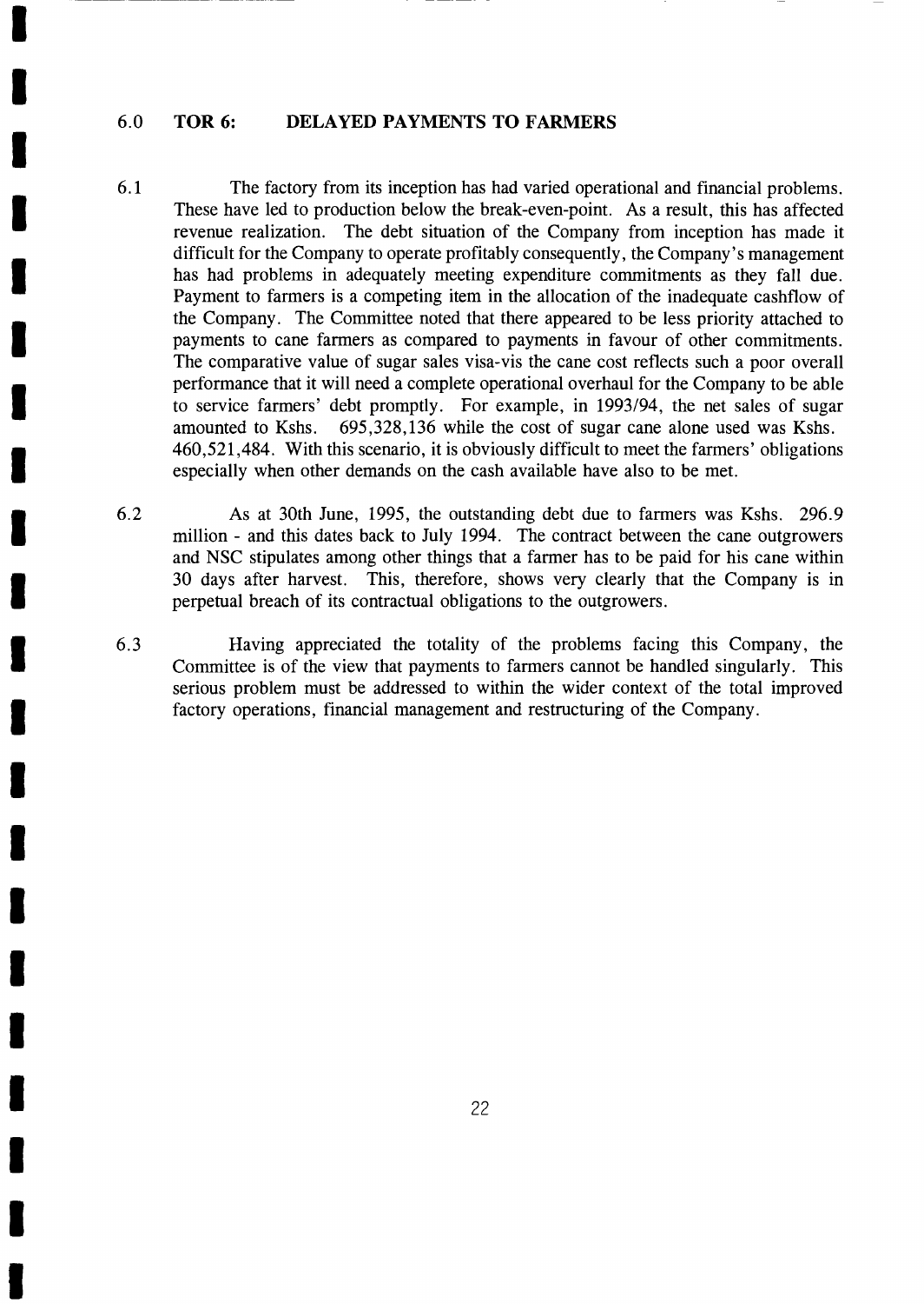## 6.0 TOR 6: DELAYED PAYMENTS TO FARMERS

6.1 The factory from its inception has had varied operational and financial problems. These have led to production below the break-even-point. As a result, this has affected revenue realization. The debt situation of the Company from inception has made it difficult for the Company to operate profitably consequently, the Company's management has had problems in adequately meeting expenditure commitments as they fall due. Payment to farmers is a competing item in the allocation of the inadequate cashflow of the Company. The Committee noted that there appeared to be less priority attached to payments to cane farmers as compared to payments in favour of other commitments. The comparative value of sugar sales visa-vis the cane cost reflects such a poor overall performance that it will need a complete operational overhaul for the Company to be able to service farmers' debt promptly. For example, in 1993/94, the net sales of sugar amounted to Kshs. 695,328,136 while the cost of sugar cane alone used was Kshs. 460,521,484. With this scenario, it is obviously difficult to meet the farmers' obligations especially when other demands on the cash available have also to be met.

6.2 As at 30th June, 1995, the outstanding debt due to farmers was Kshs. 296.9 million - and this dates back to July 1994. The contract between the cane outgrowers and NSC stipulates among other things that a farmer has to be paid for his cane within 30 days after harvest. This, therefore, shows very clearly that the Company is in perpetual breach of its contractual obligations to the outgrowers.

6.3 Having appreciated the totality of the problems facing this Company, the Committee is of the view that payments to farmers cannot be handled singularly. This serious problem must be addressed to within the wider context of the total improved factory operations, financial management and restructuring of the Company.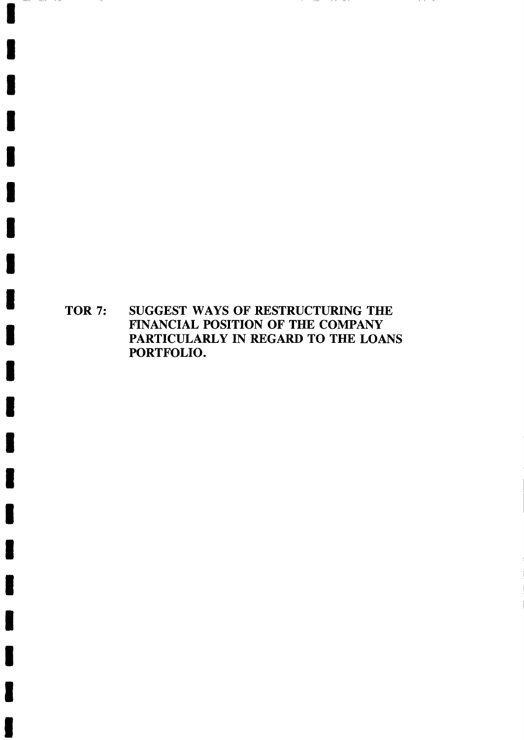# TOR 7: SUGGEST WAYS OF RESTRUCTURING THE FINANCIAL POSITION OF THE COMPANY PARTICULARLY IN REGARD TO THE LOANS PORTFOLIO.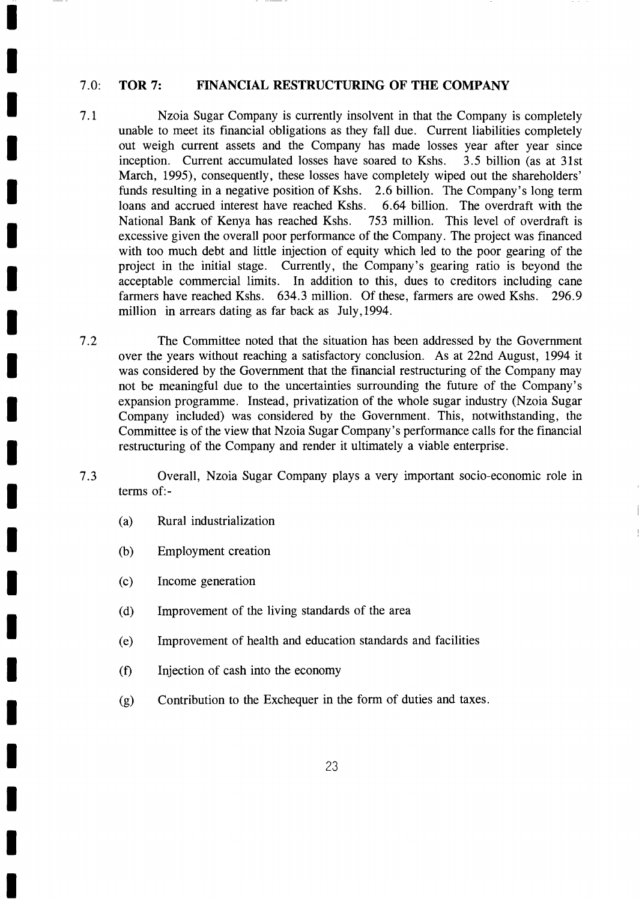## 7.0: TOR 7: FINANCIAL RESTRUCTURING OF THE COMPANY

7.1 Nzoia Sugar Company is currently insolvent in that the Company is completely unable to meet its financial obligations as they fall due. Current liabilities completely out weigh current assets and the Company has made losses year after year since inception. Current accumulated losses have soared to Kshs. 3.5 billion (as at 31st March, 1995), consequently, these losses have completely wiped out the shareholders' funds resulting in a negative position of Kshs. 2.6 billion. The Company's long term loans and accrued interest have reached Kshs. 6.64 billion. The overdraft with the National Bank of Kenya has reached Kshs. 753 million. This level of overdraft is excessive given the overall poor performance of the Company. The project was financed with too much debt and little injection of equity which led to the poor gearing of the project in the initial stage. Currently, the Company's gearing ratio is beyond the acceptable commercial limits. In addition to this, dues to creditors including cane farmers have reached Kshs. 634.3 million. Of these, farmers are owed Kshs. 296.9 million in arrears dating as far back as July, 1994.

7.2 The Committee noted that the situation has been addressed by the Government over the years without reaching a satisfactory conclusion. As at 22nd August, 1994 it was considered by the Government that the financial restructuring of the Company may not be meaningful due to the uncertainties surrounding the future of the Company's expansion programme. Instead, privatization of the whole sugar industry (Nzoia Sugar Company included) was considered by the Government. This, notwithstanding, the Committee is of the view that Nzoia Sugar Company's performance calls for the financial restructuring of the Company and render it ultimately a viable enterprise.

7.3 Overall, Nzoia Sugar Company plays a very important socio-economic role in terms of:-

(a) Rural industrialization

(b) Employment creation

(c) Income generation

(d) Improvement of the living standards of the area

(e) Improvement of health and education standards and facilities

(f) Injection of cash into the economy

(g) Contribution to the Exchequer in the form of duties and taxes.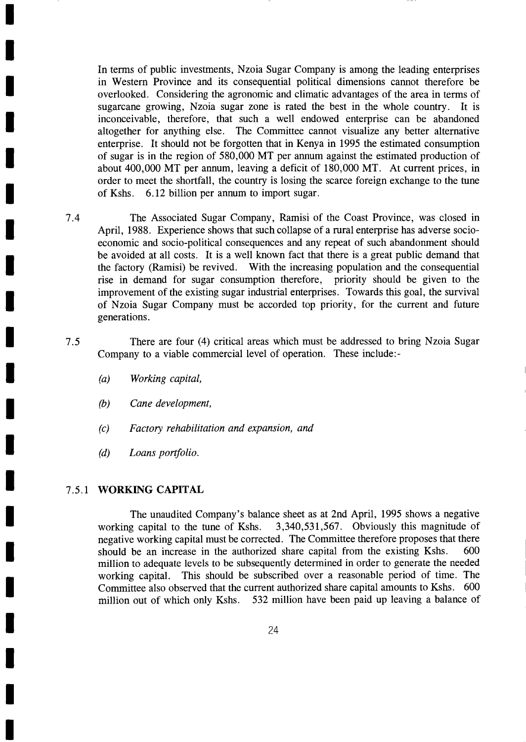In terms of public investments, Nzoia Sugar Company is among the leading enterprises in Western Province and its consequential political dimensions cannot therefore be overlooked. Considering the agronomic and climatic advantages of the area in terms of sugarcane growing, Nzoia sugar zone is rated the best in the whole country. It is inconceivable, therefore, that such a well endowed enterprise can be abandoned altogether for anything else. The Committee cannot visualize any better alternative enterprise. It should not be forgotten that in Kenya in 1995 the estimated consumption of sugar is in the region of 580,000 MT per annum against the estimated production of about 400,000 MT per annum, leaving a deficit of 180,000 MT. At current prices, in order to meet the shortfall, the country is losing the scarce foreign exchange to the tune of Kshs. 6.12 billion per annum to import sugar.

7.4 The Associated Sugar Company, Ramisi of the Coast Province, was closed in April, 1988. Experience shows that such collapse of a rural enterprise has adverse socio-economic and socio-political consequences and any repeat of such abandonment should be avoided at all costs. It is a well known fact that there is a great public demand that the factory (Ramisi) be revived. With the increasing population and the consequential rise in demand for sugar consumption therefore, priority should be given to the improvement of the existing sugar industrial enterprises. Towards this goal, the survival of Nzoia Sugar Company must be accorded top priority, for the current and future generations.

7.5 There are four (4) critical areas which must be addressed to bring Nzoia Sugar Company to a viable commercial level of operation. These include:-

(a) *Working capital,*

(b) *Cane development,*

(c) *Factory rehabilitation and expansion, and*

(d) *Loans portfolio.*

### 7.5.1 WORKING CAPITAL

The unaudited Company's balance sheet as at 2nd April, 1995 shows a negative working capital to the tune of Kshs. 3,340,531,567. Obviously this magnitude of negative working capital must be corrected. The Committee therefore proposes that there should be an increase in the authorized share capital from the existing Kshs. 600 million to adequate levels to be subsequently determined in order to generate the needed working capital. This should be subscribed over a reasonable period of time. The Committee also observed that the current authorized share capital amounts to Kshs. 600 million out of which only Kshs. 532 million have been paid up leaving a balance of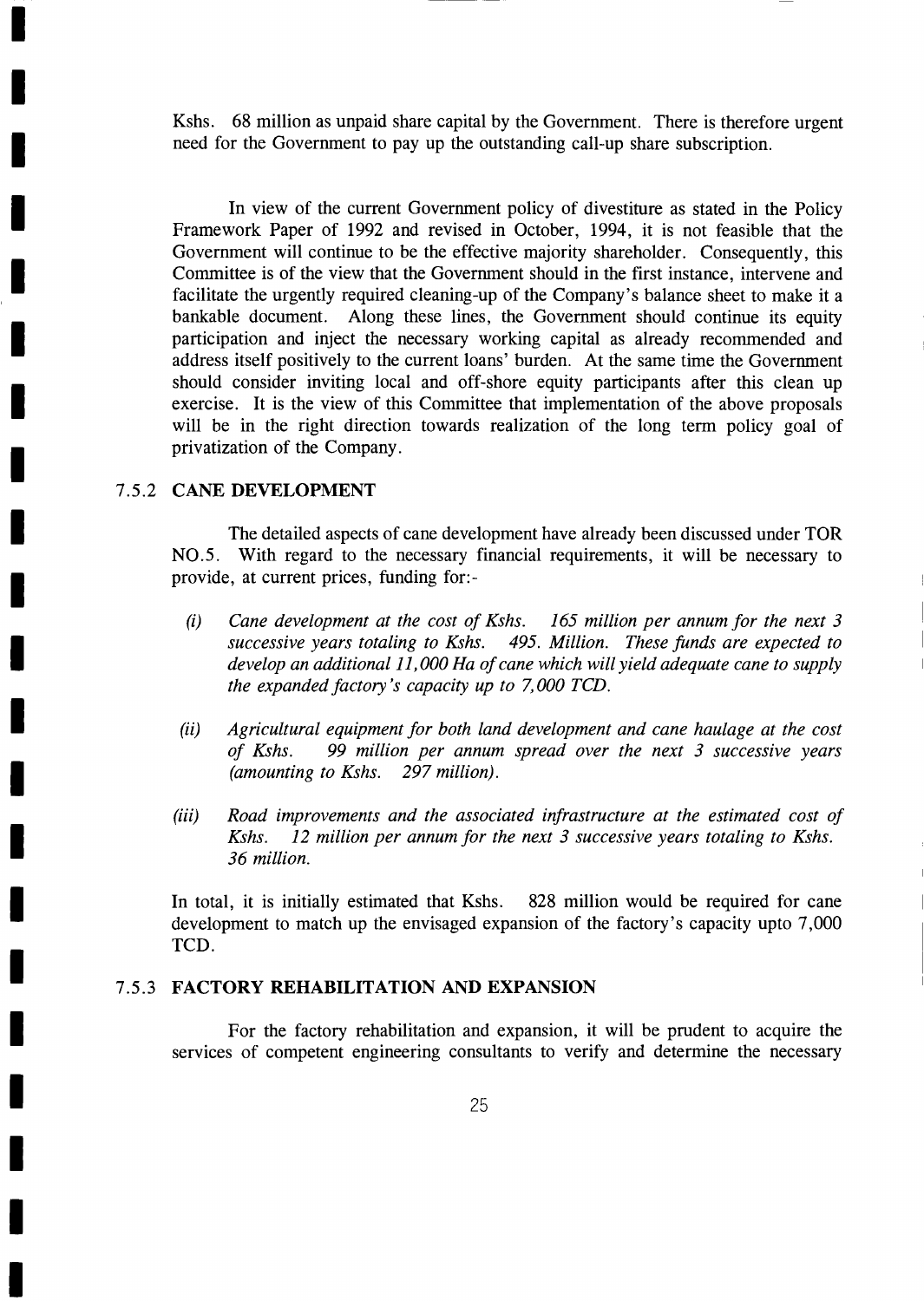Kshs. 68 million as unpaid share capital by the Government. There is therefore urgent need for the Government to pay up the outstanding call-up share subscription.

In view of the current Government policy of divestiture as stated in the Policy Framework Paper of 1992 and revised in October, 1994, it is not feasible that the Government will continue to be the effective majority shareholder. Consequently, this Committee is of the view that the Government should in the first instance, intervene and facilitate the urgently required cleaning-up of the Company's balance sheet to make it a bankable document. Along these lines, the Government should continue its equity participation and inject the necessary working capital as already recommended and address itself positively to the current loans' burden. At the same time the Government should consider inviting local and off-shore equity participants after this clean up exercise. It is the view of this Committee that implementation of the above proposals will be in the right direction towards realization of the long term policy goal of privatization of the Company.

### 7.5.2 CANE DEVELOPMENT

The detailed aspects of cane development have already been discussed under TOR NO.5. With regard to the necessary financial requirements, it will be necessary to provide, at current prices, funding for:-

*(i) Cane development at the cost of Kshs. 165 million per annum for the next 3 successive years totaling to Kshs. 495. Million. These funds are expected to develop an additional 11,000 Ha of cane which will yield adequate cane to supply the expanded factory's capacity up to 7,000 TCD.*

*(ii) Agricultural equipment for both land development and cane haulage at the cost of Kshs. 99 million per annum spread over the next 3 successive years (amounting to Kshs. 297 million).*

*(iii) Road improvements and the associated infrastructure at the estimated cost of Kshs. 12 million per annum for the next 3 successive years totaling to Kshs. 36 million.*

In total, it is initially estimated that Kshs. 828 million would be required for cane development to match up the envisaged expansion of the factory's capacity upto 7,000 TCD.

### 7.5.3 FACTORY REHABILITATION AND EXPANSION

For the factory rehabilitation and expansion, it will be prudent to acquire the services of competent engineering consultants to verify and determine the necessary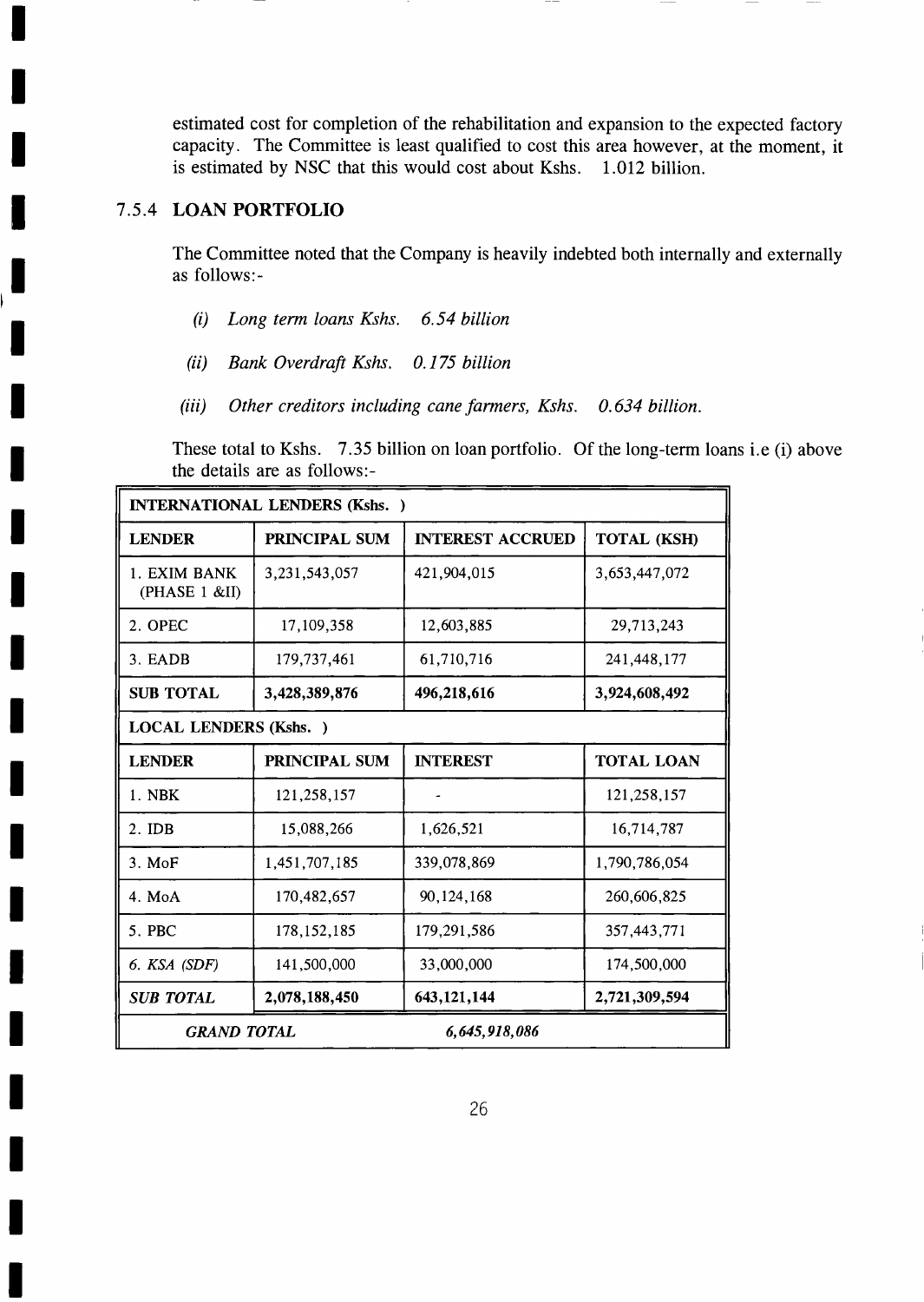estimated cost for completion of the rehabilitation and expansion to the expected factory capacity. The Committee is least qualified to cost this area however, at the moment, it is estimated by NSC that this would cost about Kshs. 1.012 billion.

### 7.5.4 LOAN PORTFOLIO

The Committee noted that the Company is heavily indebted both internally and externally as follows:-

*(i) Long term loans Kshs. 6.54 billion*

*(ii) Bank Overdraft Kshs. 0.175 billion*

*(iii) Other creditors including cane farmers, Kshs. 0.634 billion.*

These total to Kshs. 7.35 billion on loan portfolio. Of the long-term loans i.e (i) above the details are as follows:-

| **INTERNATIONAL LENDERS (Kshs. )** | | | |
|---|---|---|---|
| **LENDER** | **PRINCIPAL SUM** | **INTEREST ACCRUED** | **TOTAL (KSH)** |
| 1. EXIM BANK (PHASE 1 &II) | 3,231,543,057 | 421,904,015 | 3,653,447,072 |
| 2. OPEC | 17,109,358 | 12,603,885 | 29,713,243 |
| 3. EADB | 179,737,461 | 61,710,716 | 241,448,177 |
| **SUB TOTAL** | **3,428,389,876** | **496,218,616** | **3,924,608,492** |
| **LOCAL LENDERS (Kshs. )** | | | |
| **LENDER** | **PRINCIPAL SUM** | **INTEREST** | **TOTAL LOAN** |
| 1. NBK | 121,258,157 | - | 121,258,157 |
| 2. IDB | 15,088,266 | 1,626,521 | 16,714,787 |
| 3. MoF | 1,451,707,185 | 339,078,869 | 1,790,786,054 |
| 4. MoA | 170,482,657 | 90,124,168 | 260,606,825 |
| 5. PBC | 178,152,185 | 179,291,586 | 357,443,771 |
| *6. KSA (SDF)* | 141,500,000 | 33,000,000 | 174,500,000 |
| ***SUB TOTAL*** | **2,078,188,450** | **643,121,144** | **2,721,309,594** |
| ***GRAND TOTAL*** | | ***6,645,918,086*** | |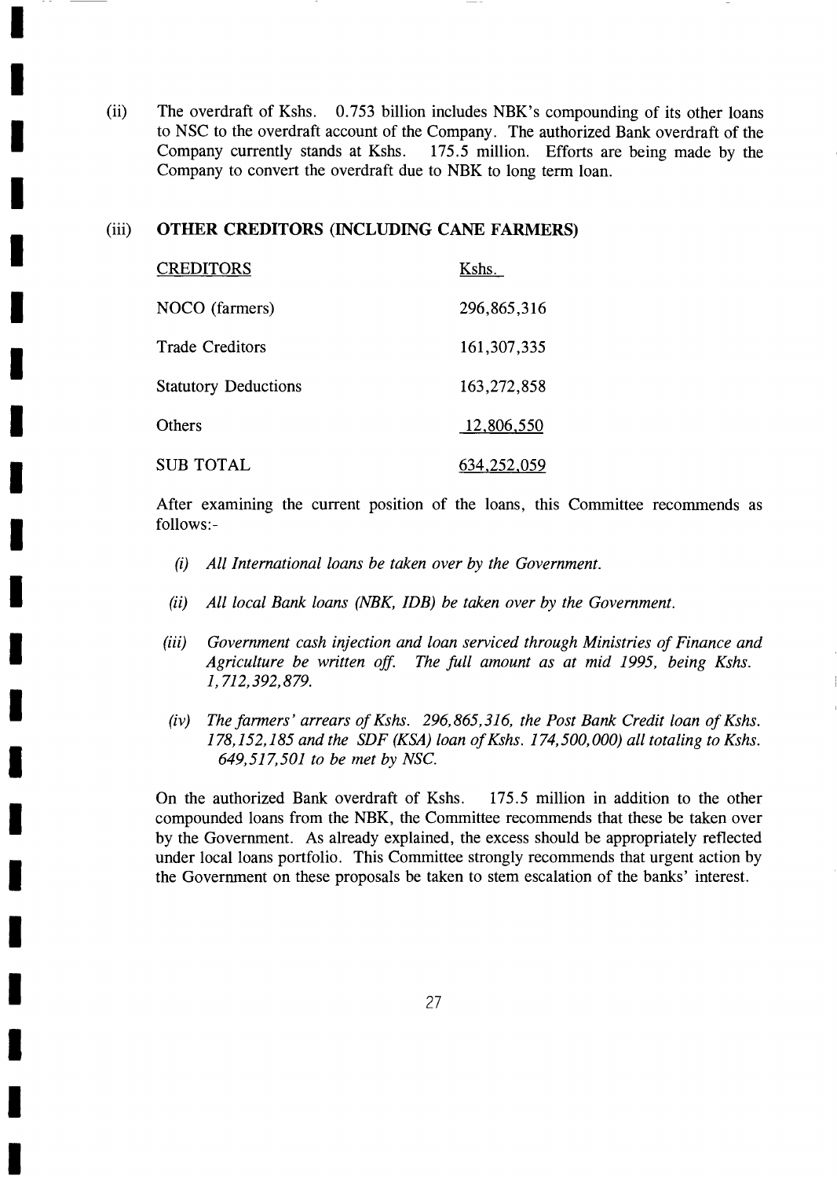(ii) The overdraft of Kshs. 0.753 billion includes NBK's compounding of its other loans to NSC to the overdraft account of the Company. The authorized Bank overdraft of the Company currently stands at Kshs. 175.5 million. Efforts are being made by the Company to convert the overdraft due to NBK to long term loan.

(iii) **OTHER CREDITORS (INCLUDING CANE FARMERS)**

| CREDITORS | Kshs. |
|---|---|
| NOCO (farmers) | 296,865,316 |
| Trade Creditors | 161,307,335 |
| Statutory Deductions | 163,272,858 |
| Others | 12,806,550 |
| SUB TOTAL | 634,252,059 |

After examining the current position of the loans, this Committee recommends as follows:-

*(i) All International loans be taken over by the Government.*

*(ii) All local Bank loans (NBK, IDB) be taken over by the Government.*

*(iii) Government cash injection and loan serviced through Ministries of Finance and Agriculture be written off. The full amount as at mid 1995, being Kshs. 1,712,392,879.*

*(iv) The farmers' arrears of Kshs. 296,865,316, the Post Bank Credit loan of Kshs. 178,152,185 and the SDF (KSA) loan of Kshs. 174,500,000) all totaling to Kshs. 649,517,501 to be met by NSC.*

On the authorized Bank overdraft of Kshs. 175.5 million in addition to the other compounded loans from the NBK, the Committee recommends that these be taken over by the Government. As already explained, the excess should be appropriately reflected under local loans portfolio. This Committee strongly recommends that urgent action by the Government on these proposals be taken to stem escalation of the banks' interest.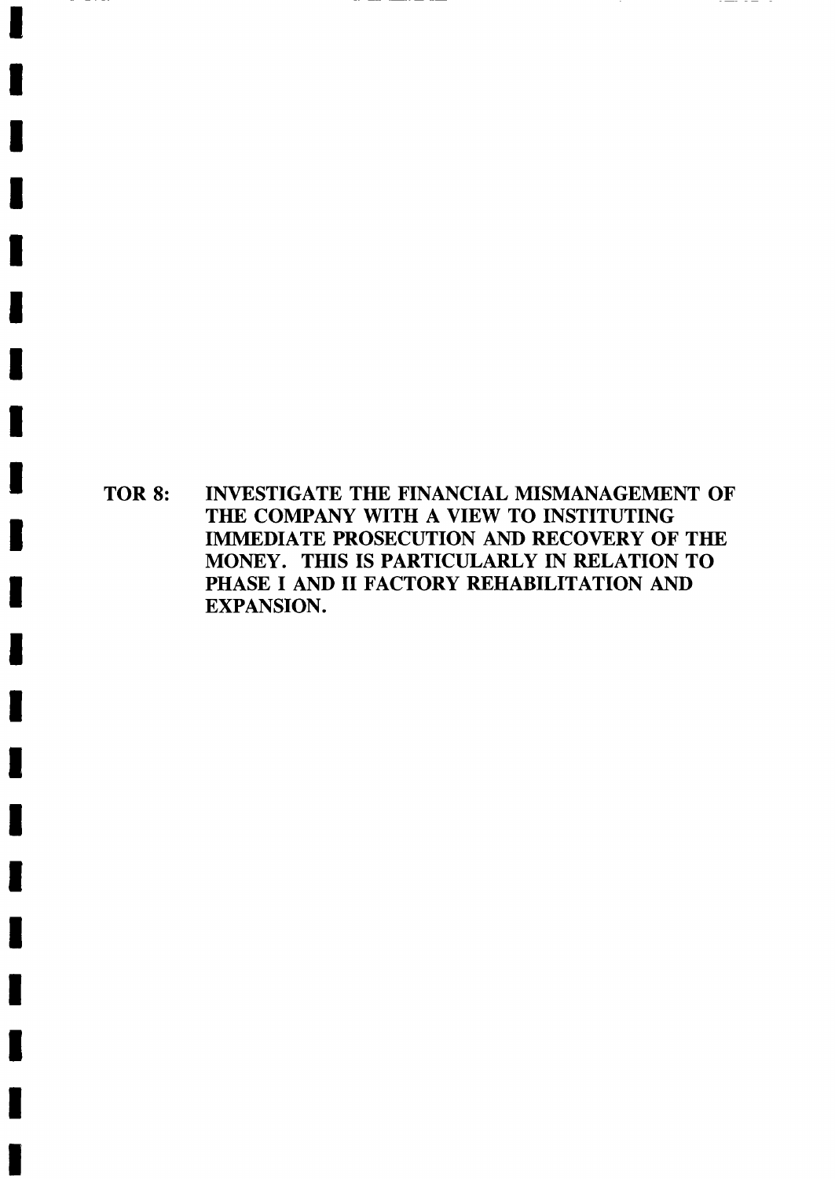**TOR 8: INVESTIGATE THE FINANCIAL MISMANAGEMENT OF THE COMPANY WITH A VIEW TO INSTITUTING IMMEDIATE PROSECUTION AND RECOVERY OF THE MONEY. THIS IS PARTICULARLY IN RELATION TO PHASE I AND II FACTORY REHABILITATION AND EXPANSION.**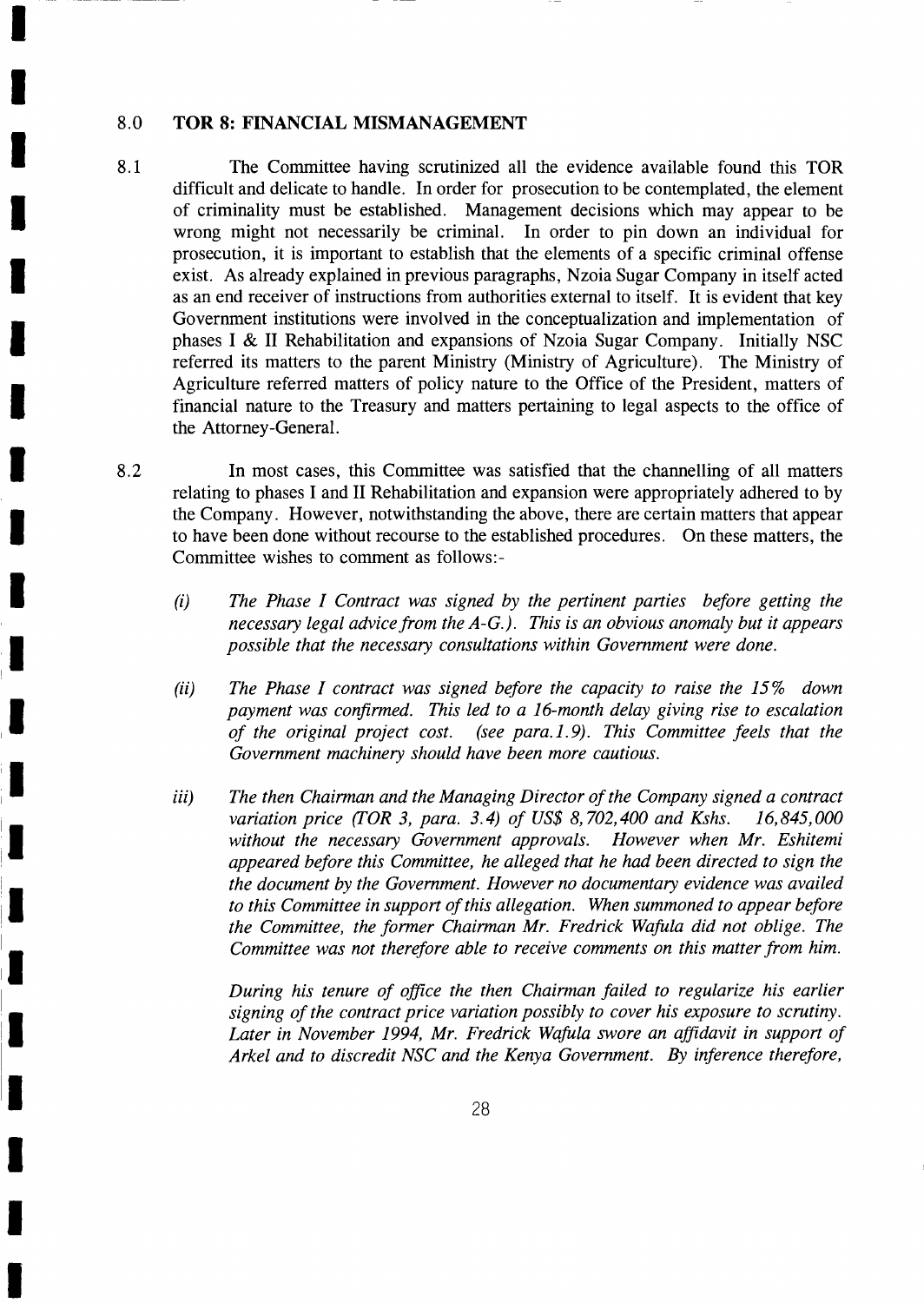## 8.0 TOR 8: FINANCIAL MISMANAGEMENT

8.1 The Committee having scrutinized all the evidence available found this TOR difficult and delicate to handle. In order for prosecution to be contemplated, the element of criminality must be established. Management decisions which may appear to be wrong might not necessarily be criminal. In order to pin down an individual for prosecution, it is important to establish that the elements of a specific criminal offense exist. As already explained in previous paragraphs, Nzoia Sugar Company in itself acted as an end receiver of instructions from authorities external to itself. It is evident that key Government institutions were involved in the conceptualization and implementation of phases I & II Rehabilitation and expansions of Nzoia Sugar Company. Initially NSC referred its matters to the parent Ministry (Ministry of Agriculture). The Ministry of Agriculture referred matters of policy nature to the Office of the President, matters of financial nature to the Treasury and matters pertaining to legal aspects to the office of the Attorney-General.

8.2 In most cases, this Committee was satisfied that the channelling of all matters relating to phases I and II Rehabilitation and expansion were appropriately adhered to by the Company. However, notwithstanding the above, there are certain matters that appear to have been done without recourse to the established procedures. On these matters, the Committee wishes to comment as follows:-

(i) *The Phase I Contract was signed by the pertinent parties before getting the necessary legal advice from the A-G.). This is an obvious anomaly but it appears possible that the necessary consultations within Government were done.*

(ii) *The Phase I contract was signed before the capacity to raise the 15% down payment was confirmed. This led to a 16-month delay giving rise to escalation of the original project cost. (see para.1.9). This Committee feels that the Government machinery should have been more cautious.*

iii) *The then Chairman and the Managing Director of the Company signed a contract variation price (TOR 3, para. 3.4) of US$ 8,702,400 and Kshs. 16,845,000 without the necessary Government approvals. However when Mr. Eshitemi appeared before this Committee, he alleged that he had been directed to sign the the document by the Government. However no documentary evidence was availed to this Committee in support of this allegation. When summoned to appear before the Committee, the former Chairman Mr. Fredrick Wafula did not oblige. The Committee was not therefore able to receive comments on this matter from him.*

*During his tenure of office the then Chairman failed to regularize his earlier signing of the contract price variation possibly to cover his exposure to scrutiny. Later in November 1994, Mr. Fredrick Wafula swore an affidavit in support of Arkel and to discredit NSC and the Kenya Government. By inference therefore,*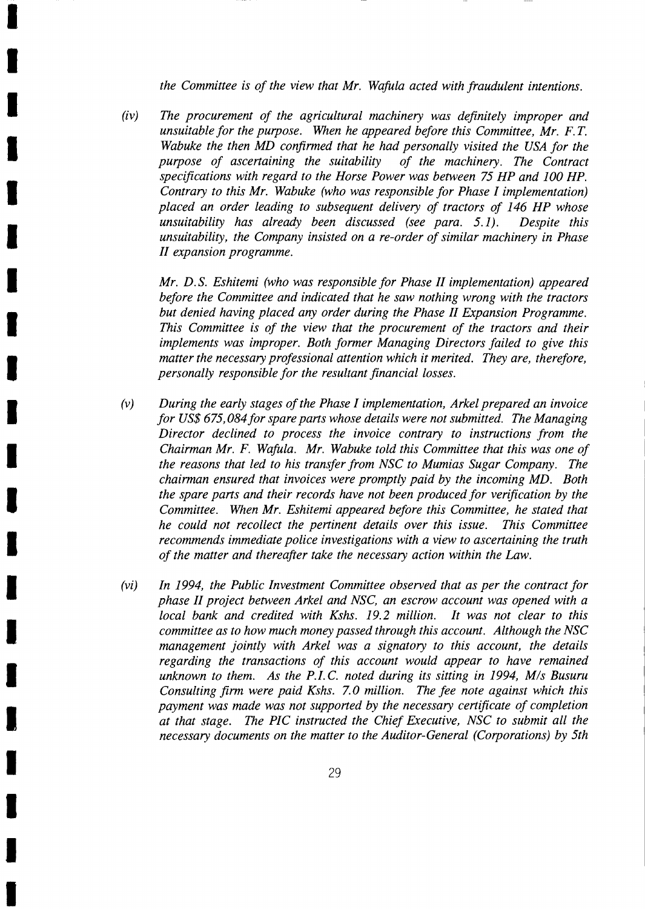*the Committee is of the view that Mr. Wafula acted with fraudulent intentions.*

(iv) *The procurement of the agricultural machinery was definitely improper and unsuitable for the purpose. When he appeared before this Committee, Mr. F.T. Wabuke the then MD confirmed that he had personally visited the USA for the purpose of ascertaining the suitability of the machinery. The Contract specifications with regard to the Horse Power was between 75 HP and 100 HP. Contrary to this Mr. Wabuke (who was responsible for Phase I implementation) placed an order leading to subsequent delivery of tractors of 146 HP whose unsuitability has already been discussed (see para. 5.1). Despite this unsuitability, the Company insisted on a re-order of similar machinery in Phase II expansion programme.*

*Mr. D.S. Eshitemi (who was responsible for Phase II implementation) appeared before the Committee and indicated that he saw nothing wrong with the tractors but denied having placed any order during the Phase II Expansion Programme. This Committee is of the view that the procurement of the tractors and their implements was improper. Both former Managing Directors failed to give this matter the necessary professional attention which it merited. They are, therefore, personally responsible for the resultant financial losses.*

(v) *During the early stages of the Phase I implementation, Arkel prepared an invoice for US$ 675,084 for spare parts whose details were not submitted. The Managing Director declined to process the invoice contrary to instructions from the Chairman Mr. F. Wafula. Mr. Wabuke told this Committee that this was one of the reasons that led to his transfer from NSC to Mumias Sugar Company. The chairman ensured that invoices were promptly paid by the incoming MD. Both the spare parts and their records have not been produced for verification by the Committee. When Mr. Eshitemi appeared before this Committee, he stated that he could not recollect the pertinent details over this issue. This Committee recommends immediate police investigations with a view to ascertaining the truth of the matter and thereafter take the necessary action within the Law.*

(vi) *In 1994, the Public Investment Committee observed that as per the contract for phase II project between Arkel and NSC, an escrow account was opened with a local bank and credited with Kshs. 19.2 million. It was not clear to this committee as to how much money passed through this account. Although the NSC management jointly with Arkel was a signatory to this account, the details regarding the transactions of this account would appear to have remained unknown to them. As the P.I.C. noted during its sitting in 1994, M/s Busuru Consulting firm were paid Kshs. 7.0 million. The fee note against which this payment was made was not supported by the necessary certificate of completion at that stage. The PIC instructed the Chief Executive, NSC to submit all the necessary documents on the matter to the Auditor-General (Corporations) by 5th*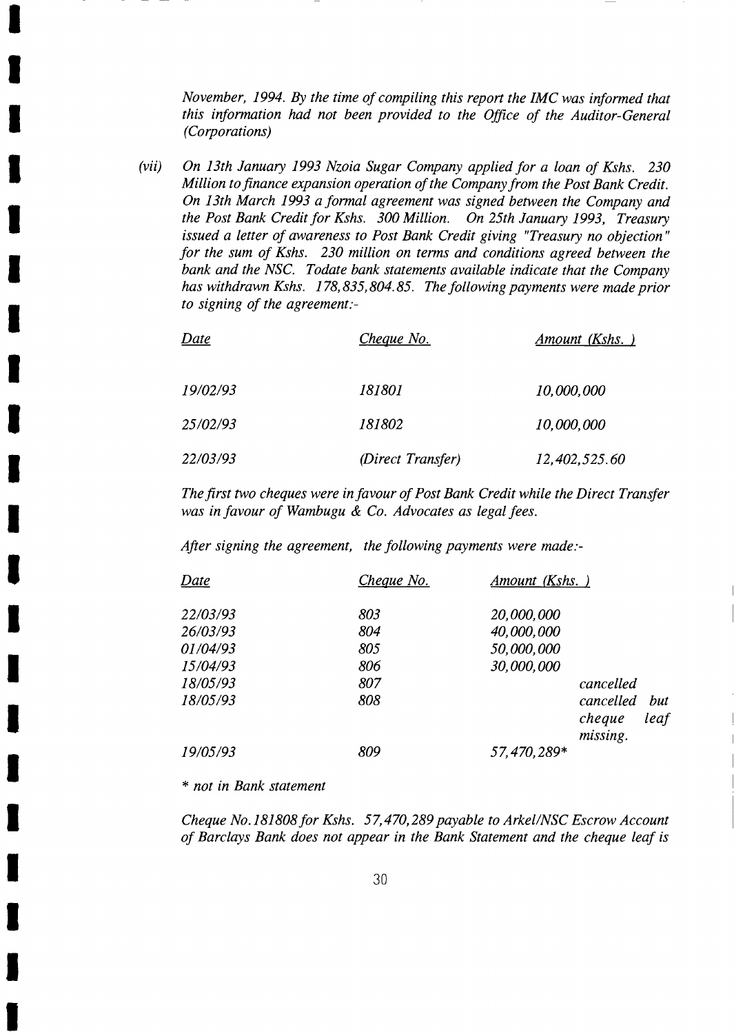*November, 1994. By the time of compiling this report the IMC was informed that this information had not been provided to the Office of the Auditor-General (Corporations)*

*(vii) On 13th January 1993 Nzoia Sugar Company applied for a loan of Kshs. 230 Million to finance expansion operation of the Company from the Post Bank Credit. On 13th March 1993 a formal agreement was signed between the Company and the Post Bank Credit for Kshs. 300 Million. On 25th January 1993, Treasury issued a letter of awareness to Post Bank Credit giving "Treasury no objection" for the sum of Kshs. 230 million on terms and conditions agreed between the bank and the NSC. Todate bank statements available indicate that the Company has withdrawn Kshs. 178,835,804.85. The following payments were made prior to signing of the agreement:-*

| *Date* | *Cheque No.* | *Amount (Kshs. )* |
|---|---|---|
| *19/02/93* | *181801* | *10,000,000* |
| *25/02/93* | *181802* | *10,000,000* |
| *22/03/93* | *(Direct Transfer)* | *12,402,525.60* |

*The first two cheques were in favour of Post Bank Credit while the Direct Transfer was in favour of Wambugu & Co. Advocates as legal fees.*

*After signing the agreement, the following payments were made:-*

| *Date* | *Cheque No.* | *Amount (Kshs. )* | |
|---|---|---|---|
| *22/03/93* | *803* | *20,000,000* | |
| *26/03/93* | *804* | *40,000,000* | |
| *01/04/93* | *805* | *50,000,000* | |
| *15/04/93* | *806* | *30,000,000* | |
| *18/05/93* | *807* | | *cancelled* |
| *18/05/93* | *808* | | *cancelled but cheque leaf missing.* |
| *19/05/93* | *809* | *57,470,289** | |

** not in Bank statement*

*Cheque No.181808 for Kshs. 57,470,289 payable to Arkel/NSC Escrow Account of Barclays Bank does not appear in the Bank Statement and the cheque leaf is*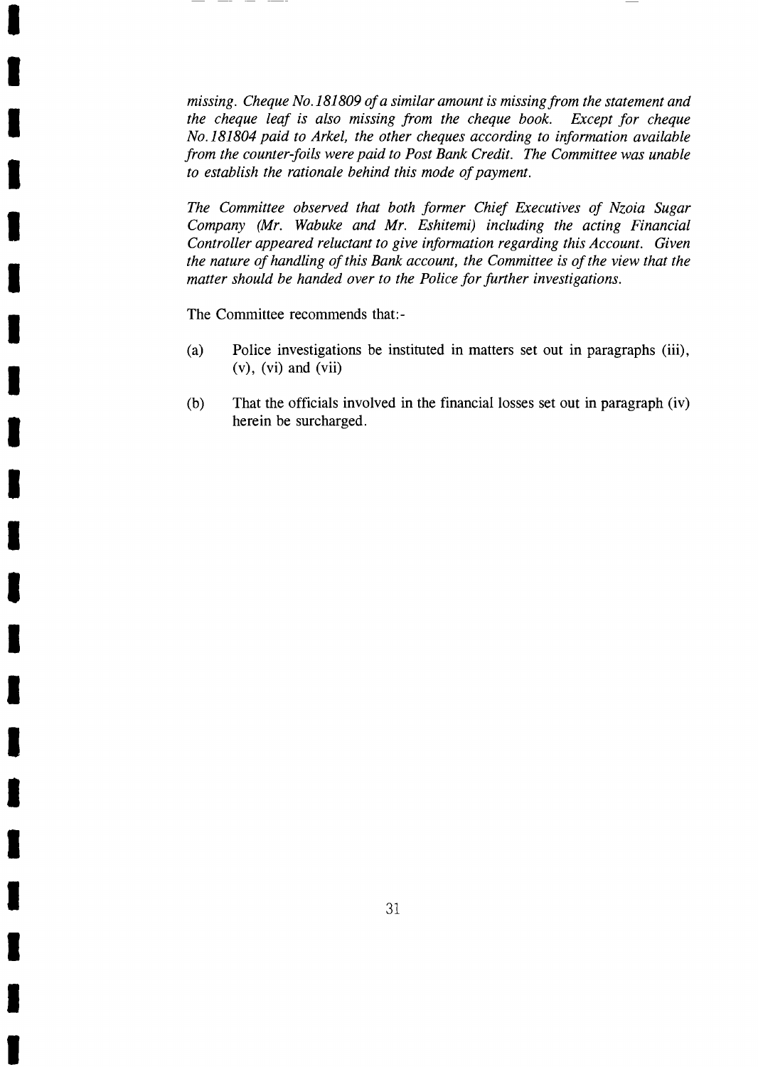*missing. Cheque No.181809 of a similar amount is missing from the statement and the cheque leaf is also missing from the cheque book. Except for cheque No.181804 paid to Arkel, the other cheques according to information available from the counter-foils were paid to Post Bank Credit. The Committee was unable to establish the rationale behind this mode of payment.*

*The Committee observed that both former Chief Executives of Nzoia Sugar Company (Mr. Wabuke and Mr. Eshitemi) including the acting Financial Controller appeared reluctant to give information regarding this Account. Given the nature of handling of this Bank account, the Committee is of the view that the matter should be handed over to the Police for further investigations.*

The Committee recommends that:-

(a) Police investigations be instituted in matters set out in paragraphs (iii), (v), (vi) and (vii)

(b) That the officials involved in the financial losses set out in paragraph (iv) herein be surcharged.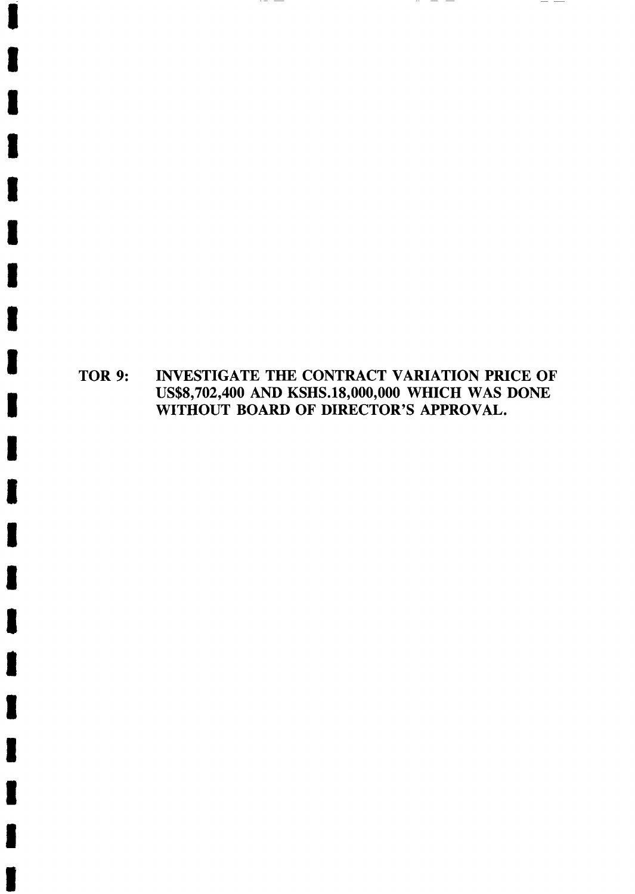## TOR 9: INVESTIGATE THE CONTRACT VARIATION PRICE OF US$8,702,400 AND KSHS.18,000,000 WHICH WAS DONE WITHOUT BOARD OF DIRECTOR'S APPROVAL.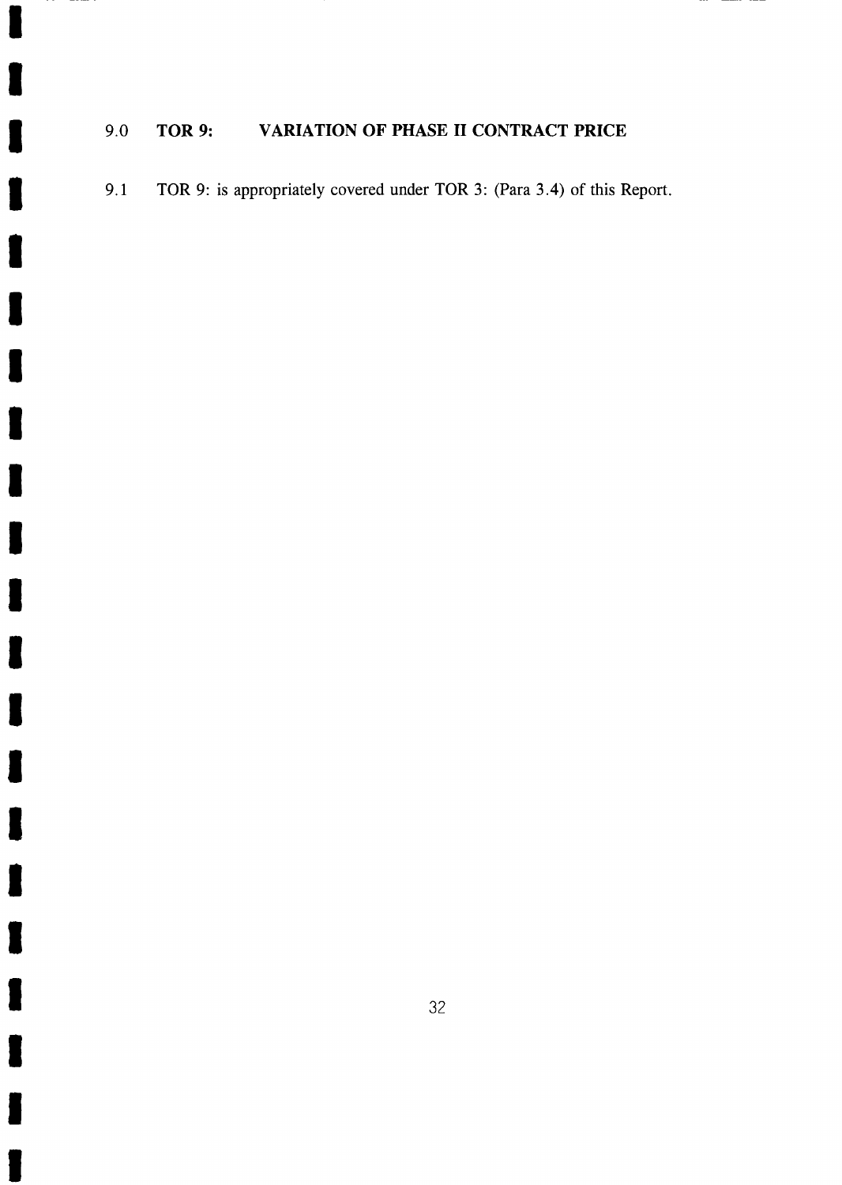## 9.0 TOR 9: VARIATION OF PHASE II CONTRACT PRICE

9.1 TOR 9: is appropriately covered under TOR 3: (Para 3.4) of this Report.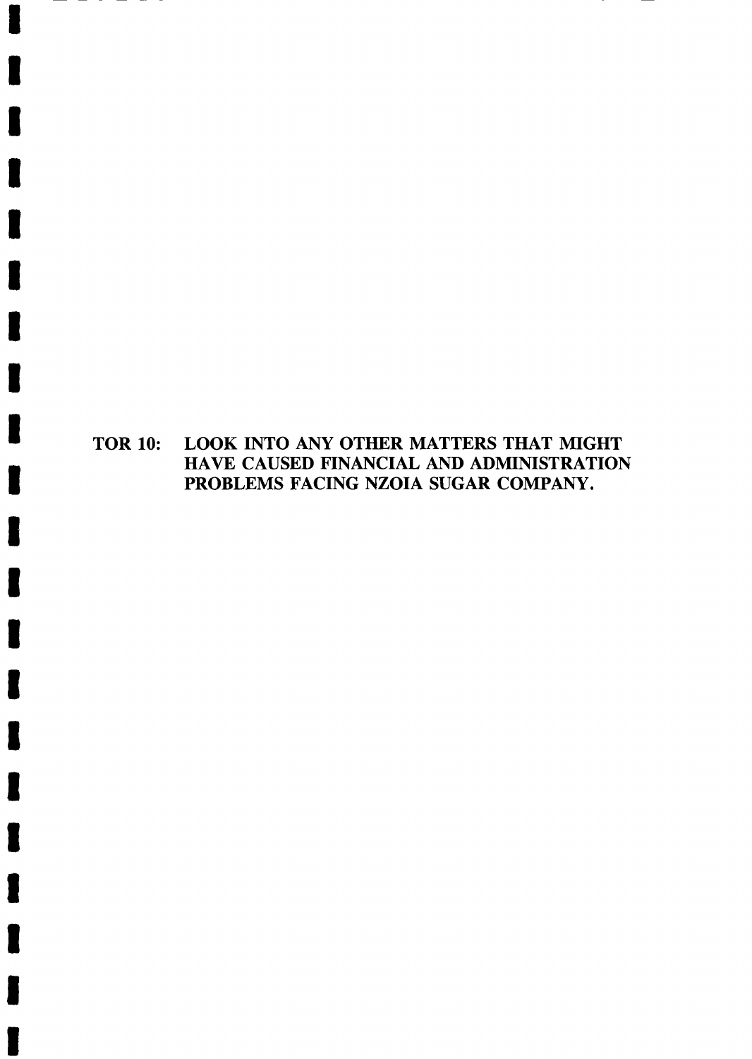## TOR 10: LOOK INTO ANY OTHER MATTERS THAT MIGHT HAVE CAUSED FINANCIAL AND ADMINISTRATION PROBLEMS FACING NZOIA SUGAR COMPANY.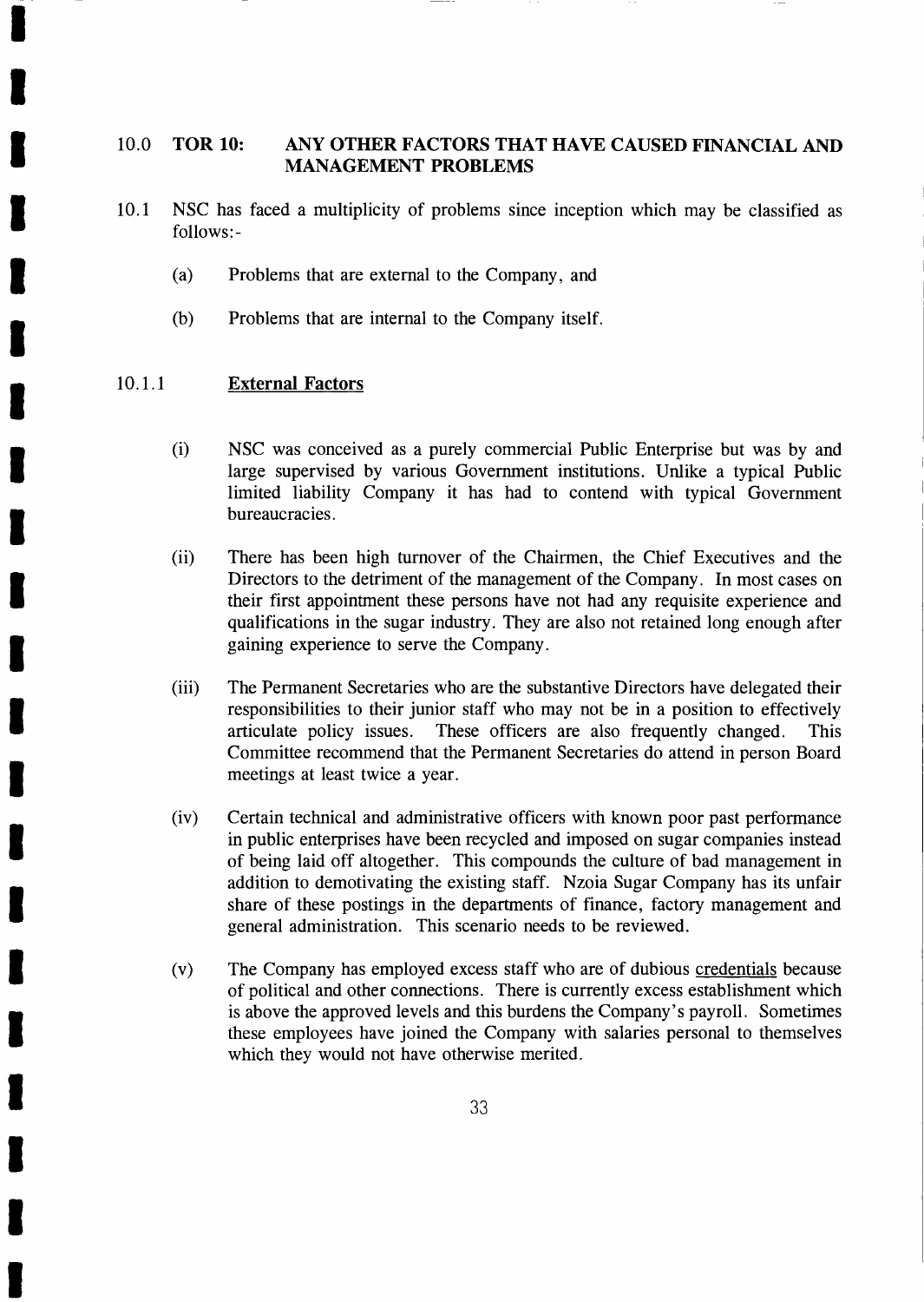## 10.0 **TOR 10: ANY OTHER FACTORS THAT HAVE CAUSED FINANCIAL AND MANAGEMENT PROBLEMS**

10.1 NSC has faced a multiplicity of problems since inception which may be classified as follows:-

(a) Problems that are external to the Company, and

(b) Problems that are internal to the Company itself.

### 10.1.1 External Factors

(i) NSC was conceived as a purely commercial Public Enterprise but was by and large supervised by various Government institutions. Unlike a typical Public limited liability Company it has had to contend with typical Government bureaucracies.

(ii) There has been high turnover of the Chairmen, the Chief Executives and the Directors to the detriment of the management of the Company. In most cases on their first appointment these persons have not had any requisite experience and qualifications in the sugar industry. They are also not retained long enough after gaining experience to serve the Company.

(iii) The Permanent Secretaries who are the substantive Directors have delegated their responsibilities to their junior staff who may not be in a position to effectively articulate policy issues. These officers are also frequently changed. This Committee recommend that the Permanent Secretaries do attend in person Board meetings at least twice a year.

(iv) Certain technical and administrative officers with known poor past performance in public enterprises have been recycled and imposed on sugar companies instead of being laid off altogether. This compounds the culture of bad management in addition to demotivating the existing staff. Nzoia Sugar Company has its unfair share of these postings in the departments of finance, factory management and general administration. This scenario needs to be reviewed.

(v) The Company has employed excess staff who are of dubious credentials because of political and other connections. There is currently excess establishment which is above the approved levels and this burdens the Company's payroll. Sometimes these employees have joined the Company with salaries personal to themselves which they would not have otherwise merited.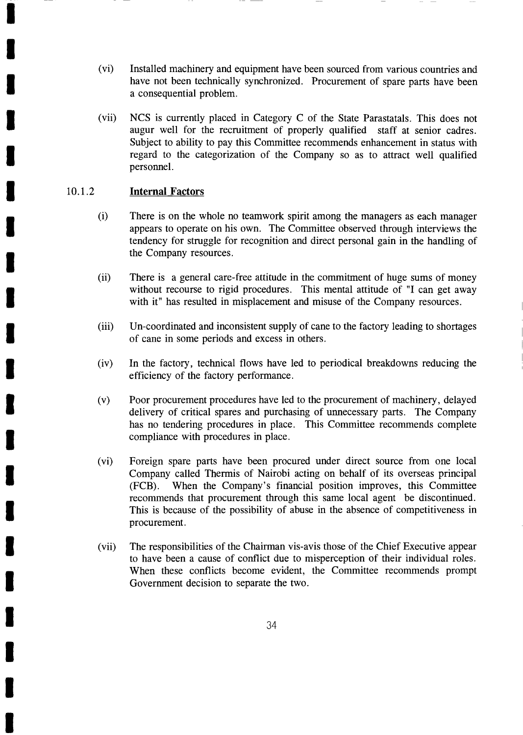(vi) Installed machinery and equipment have been sourced from various countries and have not been technically synchronized. Procurement of spare parts have been a consequential problem.

(vii) NCS is currently placed in Category C of the State Parastatals. This does not augur well for the recruitment of properly qualified staff at senior cadres. Subject to ability to pay this Committee recommends enhancement in status with regard to the categorization of the Company so as to attract well qualified personnel.

### 10.1.2 **Internal Factors**

(i) There is on the whole no teamwork spirit among the managers as each manager appears to operate on his own. The Committee observed through interviews the tendency for struggle for recognition and direct personal gain in the handling of the Company resources.

(ii) There is a general care-free attitude in the commitment of huge sums of money without recourse to rigid procedures. This mental attitude of "I can get away with it" has resulted in misplacement and misuse of the Company resources.

(iii) Un-coordinated and inconsistent supply of cane to the factory leading to shortages of cane in some periods and excess in others.

(iv) In the factory, technical flows have led to periodical breakdowns reducing the efficiency of the factory performance.

(v) Poor procurement procedures have led to the procurement of machinery, delayed delivery of critical spares and purchasing of unnecessary parts. The Company has no tendering procedures in place. This Committee recommends complete compliance with procedures in place.

(vi) Foreign spare parts have been procured under direct source from one local Company called Thermis of Nairobi acting on behalf of its overseas principal (FCB). When the Company's financial position improves, this Committee recommends that procurement through this same local agent be discontinued. This is because of the possibility of abuse in the absence of competitiveness in procurement.

(vii) The responsibilities of the Chairman vis-avis those of the Chief Executive appear to have been a cause of conflict due to misperception of their individual roles. When these conflicts become evident, the Committee recommends prompt Government decision to separate the two.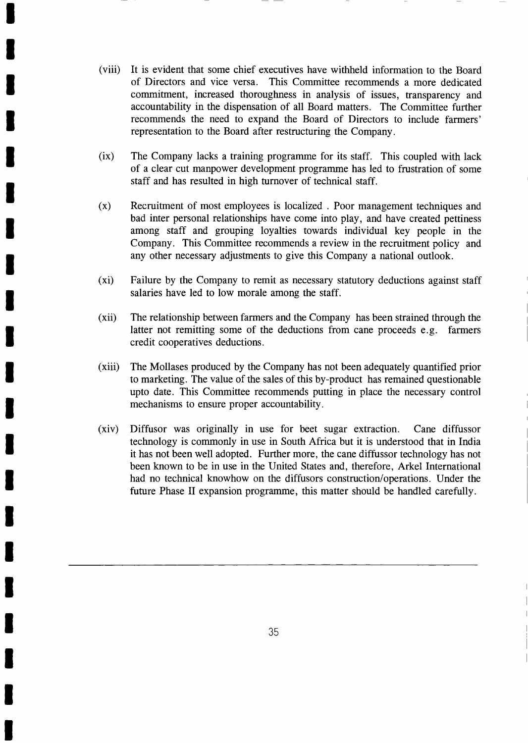(viii) It is evident that some chief executives have withheld information to the Board of Directors and vice versa. This Committee recommends a more dedicated commitment, increased thoroughness in analysis of issues, transparency and accountability in the dispensation of all Board matters. The Committee further recommends the need to expand the Board of Directors to include farmers' representation to the Board after restructuring the Company.

(ix) The Company lacks a training programme for its staff. This coupled with lack of a clear cut manpower development programme has led to frustration of some staff and has resulted in high turnover of technical staff.

(x) Recruitment of most employees is localized . Poor management techniques and bad inter personal relationships have come into play, and have created pettiness among staff and grouping loyalties towards individual key people in the Company. This Committee recommends a review in the recruitment policy and any other necessary adjustments to give this Company a national outlook.

(xi) Failure by the Company to remit as necessary statutory deductions against staff salaries have led to low morale among the staff.

(xii) The relationship between farmers and the Company has been strained through the latter not remitting some of the deductions from cane proceeds e.g. farmers credit cooperatives deductions.

(xiii) The Mollases produced by the Company has not been adequately quantified prior to marketing. The value of the sales of this by-product has remained questionable upto date. This Committee recommends putting in place the necessary control mechanisms to ensure proper accountability.

(xiv) Diffusor was originally in use for beet sugar extraction. Cane diffussor technology is commonly in use in South Africa but it is understood that in India it has not been well adopted. Further more, the cane diffussor technology has not been known to be in use in the United States and, therefore, Arkel International had no technical knowhow on the diffusors construction/operations. Under the future Phase II expansion programme, this matter should be handled carefully.